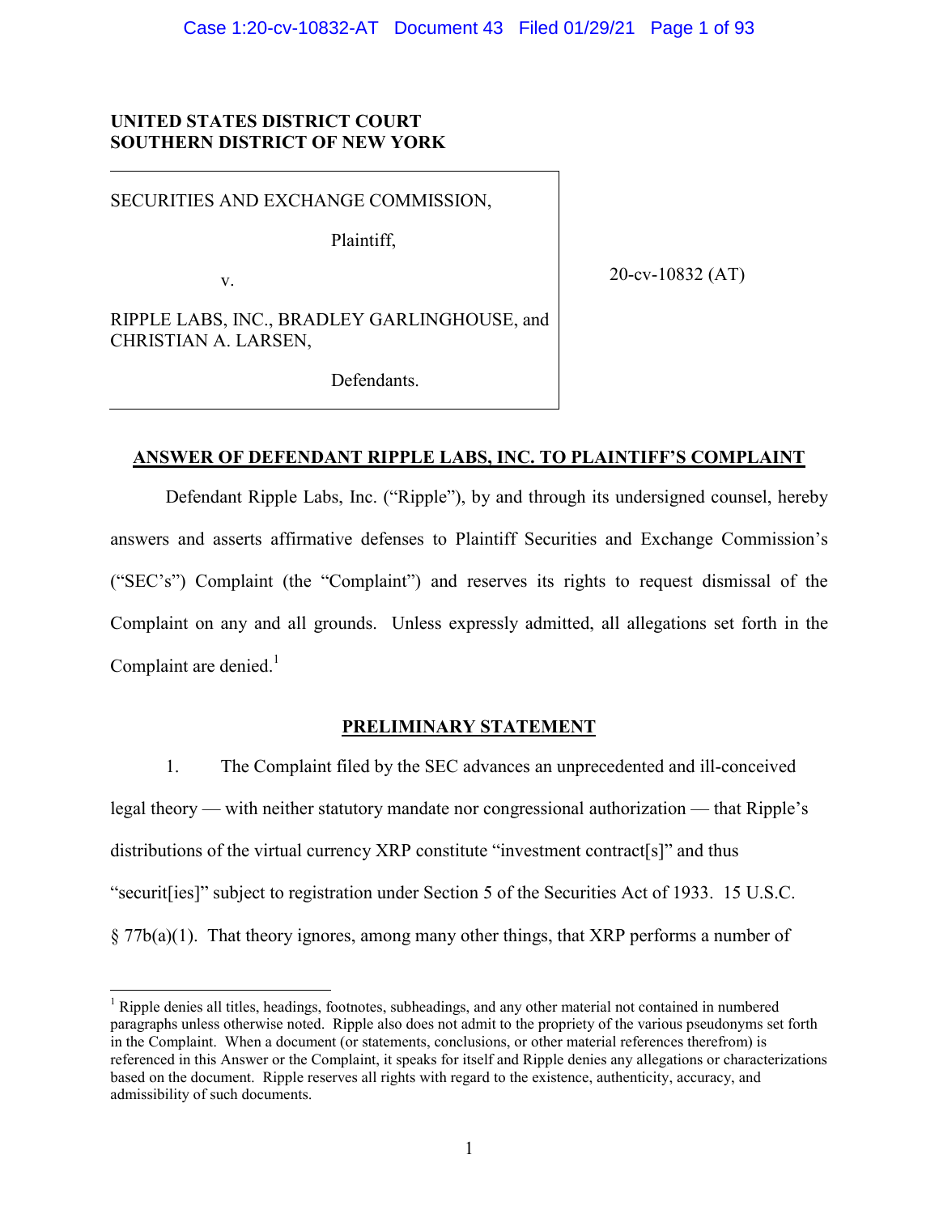**UNITED STATES DISTRICT COURT**
**SOUTHERN DISTRICT OF NEW YORK**

SECURITIES AND EXCHANGE COMMISSION,

Plaintiff,

v.

RIPPLE LABS, INC., BRADLEY GARLINGHOUSE, and CHRISTIAN A. LARSEN,

Defendants.

20-cv-10832 (AT)

## ANSWER OF DEFENDANT RIPPLE LABS, INC. TO PLAINTIFF'S COMPLAINT

Defendant Ripple Labs, Inc. ("Ripple"), by and through its undersigned counsel, hereby answers and asserts affirmative defenses to Plaintiff Securities and Exchange Commission's ("SEC's") Complaint (the "Complaint") and reserves its rights to request dismissal of the Complaint on any and all grounds. Unless expressly admitted, all allegations set forth in the Complaint are denied.[1]

## PRELIMINARY STATEMENT

1. The Complaint filed by the SEC advances an unprecedented and ill-conceived legal theory — with neither statutory mandate nor congressional authorization — that Ripple's distributions of the virtual currency XRP constitute "investment contract[s]" and thus "securit[ies]" subject to registration under Section 5 of the Securities Act of 1933. 15 U.S.C. § 77b(a)(1). That theory ignores, among many other things, that XRP performs a number of

[1] Ripple denies all titles, headings, footnotes, subheadings, and any other material not contained in numbered paragraphs unless otherwise noted. Ripple also does not admit to the propriety of the various pseudonyms set forth in the Complaint. When a document (or statements, conclusions, or other material references therefrom) is referenced in this Answer or the Complaint, it speaks for itself and Ripple denies any allegations or characterizations based on the document. Ripple reserves all rights with regard to the existence, authenticity, accuracy, and admissibility of such documents.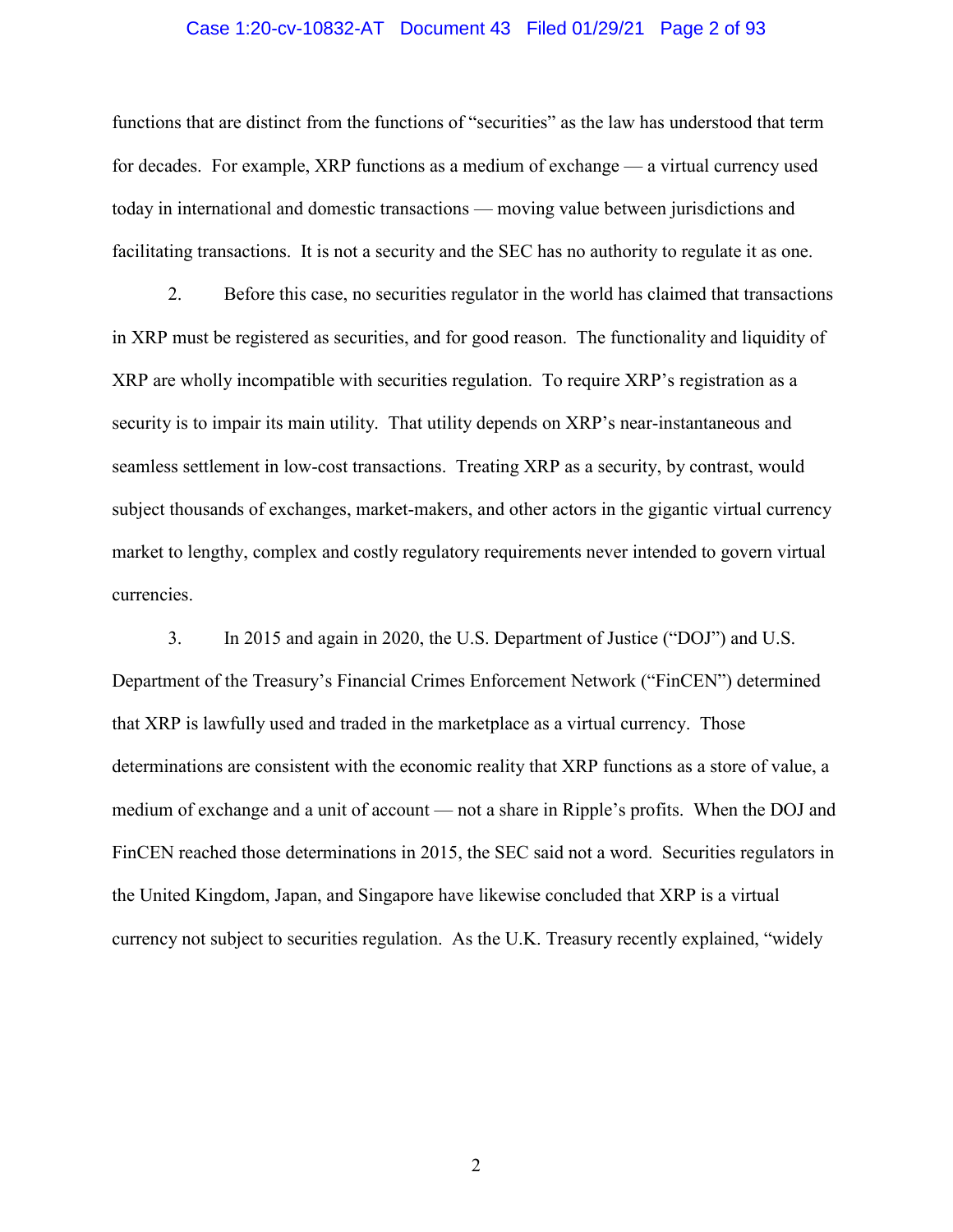functions that are distinct from the functions of "securities" as the law has understood that term for decades. For example, XRP functions as a medium of exchange — a virtual currency used today in international and domestic transactions — moving value between jurisdictions and facilitating transactions. It is not a security and the SEC has no authority to regulate it as one.

2. Before this case, no securities regulator in the world has claimed that transactions in XRP must be registered as securities, and for good reason. The functionality and liquidity of XRP are wholly incompatible with securities regulation. To require XRP's registration as a security is to impair its main utility. That utility depends on XRP's near-instantaneous and seamless settlement in low-cost transactions. Treating XRP as a security, by contrast, would subject thousands of exchanges, market-makers, and other actors in the gigantic virtual currency market to lengthy, complex and costly regulatory requirements never intended to govern virtual currencies.

3. In 2015 and again in 2020, the U.S. Department of Justice ("DOJ") and U.S. Department of the Treasury's Financial Crimes Enforcement Network ("FinCEN") determined that XRP is lawfully used and traded in the marketplace as a virtual currency. Those determinations are consistent with the economic reality that XRP functions as a store of value, a medium of exchange and a unit of account — not a share in Ripple's profits. When the DOJ and FinCEN reached those determinations in 2015, the SEC said not a word. Securities regulators in the United Kingdom, Japan, and Singapore have likewise concluded that XRP is a virtual currency not subject to securities regulation. As the U.K. Treasury recently explained, "widely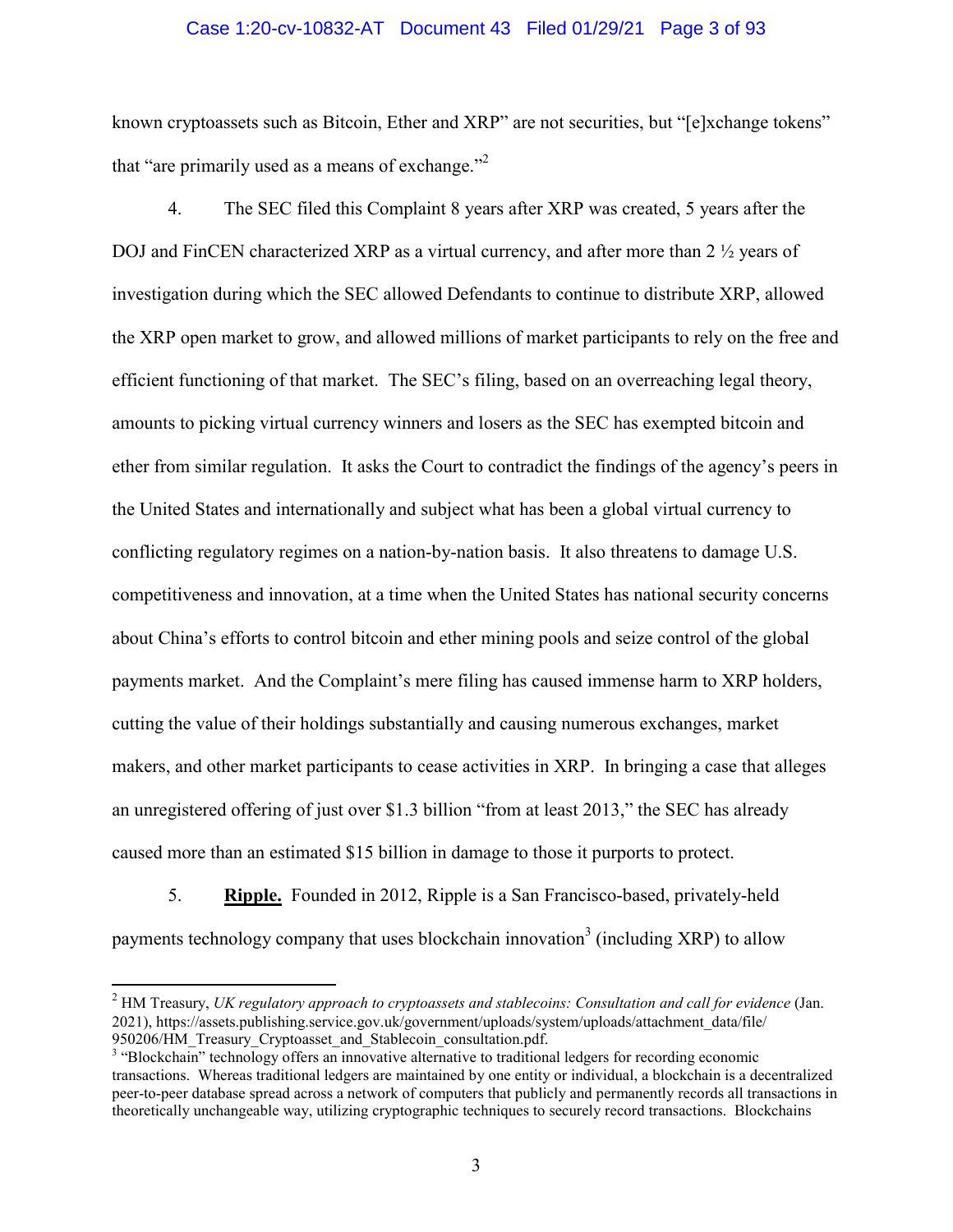known cryptoassets such as Bitcoin, Ether and XRP" are not securities, but "[e]xchange tokens" that "are primarily used as a means of exchange."[2]

4. The SEC filed this Complaint 8 years after XRP was created, 5 years after the DOJ and FinCEN characterized XRP as a virtual currency, and after more than 2 ½ years of investigation during which the SEC allowed Defendants to continue to distribute XRP, allowed the XRP open market to grow, and allowed millions of market participants to rely on the free and efficient functioning of that market. The SEC's filing, based on an overreaching legal theory, amounts to picking virtual currency winners and losers as the SEC has exempted bitcoin and ether from similar regulation. It asks the Court to contradict the findings of the agency's peers in the United States and internationally and subject what has been a global virtual currency to conflicting regulatory regimes on a nation-by-nation basis. It also threatens to damage U.S. competitiveness and innovation, at a time when the United States has national security concerns about China's efforts to control bitcoin and ether mining pools and seize control of the global payments market. And the Complaint's mere filing has caused immense harm to XRP holders, cutting the value of their holdings substantially and causing numerous exchanges, market makers, and other market participants to cease activities in XRP. In bringing a case that alleges an unregistered offering of just over $1.3 billion "from at least 2013," the SEC has already caused more than an estimated $15 billion in damage to those it purports to protect.

5. **Ripple.** Founded in 2012, Ripple is a San Francisco-based, privately-held payments technology company that uses blockchain innovation[3] (including XRP) to allow

---

[2] HM Treasury, *UK regulatory approach to cryptoassets and stablecoins: Consultation and call for evidence* (Jan. 2021), https://assets.publishing.service.gov.uk/government/uploads/system/uploads/attachment_data/file/950206/HM_Treasury_Cryptoasset_and_Stablecoin_consultation.pdf.

[3] "Blockchain" technology offers an innovative alternative to traditional ledgers for recording economic transactions. Whereas traditional ledgers are maintained by one entity or individual, a blockchain is a decentralized peer-to-peer database spread across a network of computers that publicly and permanently records all transactions in theoretically unchangeable way, utilizing cryptographic techniques to securely record transactions. Blockchains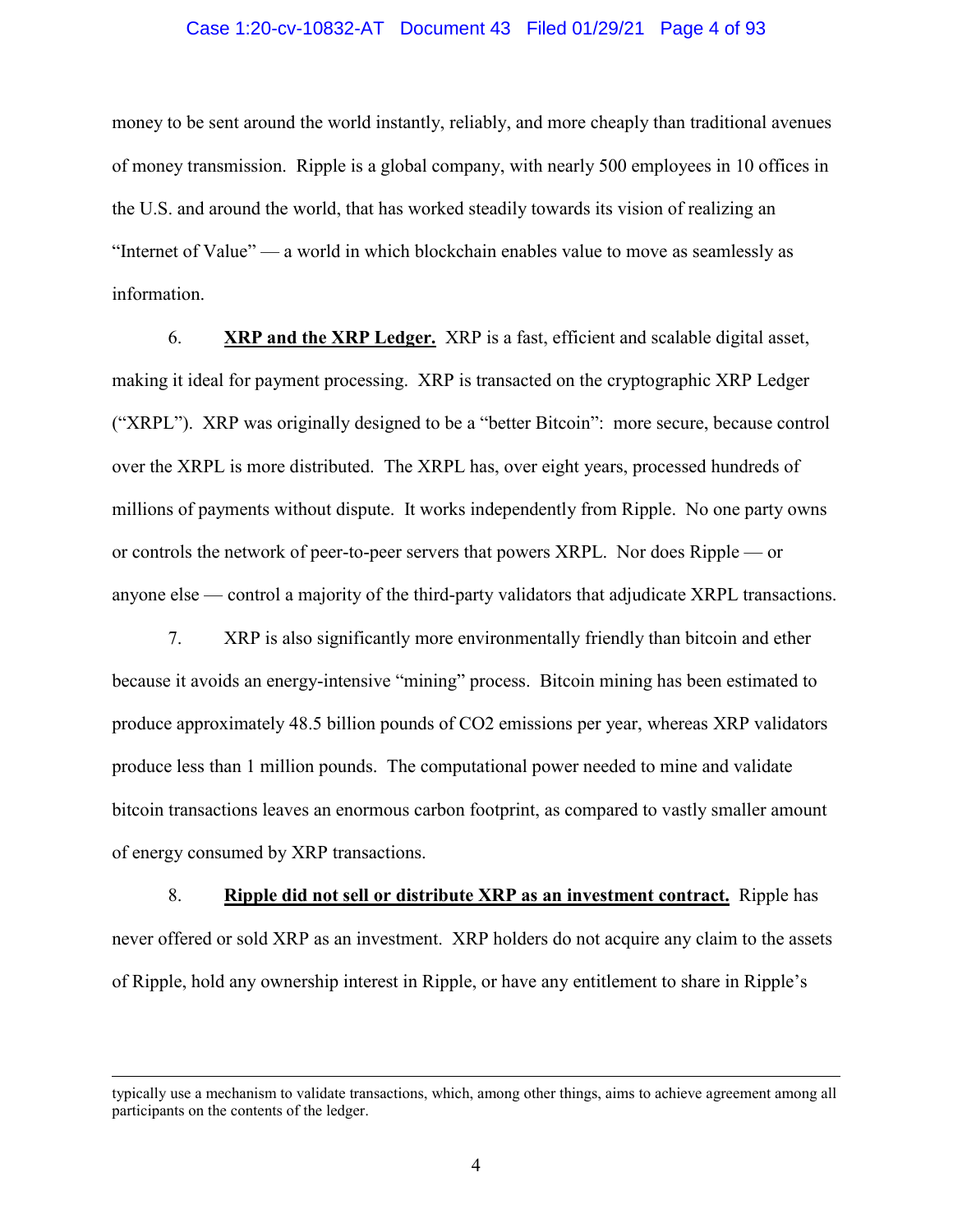money to be sent around the world instantly, reliably, and more cheaply than traditional avenues of money transmission. Ripple is a global company, with nearly 500 employees in 10 offices in the U.S. and around the world, that has worked steadily towards its vision of realizing an "Internet of Value" — a world in which blockchain enables value to move as seamlessly as information.

6. **XRP and the XRP Ledger.** XRP is a fast, efficient and scalable digital asset, making it ideal for payment processing. XRP is transacted on the cryptographic XRP Ledger ("XRPL"). XRP was originally designed to be a "better Bitcoin": more secure, because control over the XRPL is more distributed. The XRPL has, over eight years, processed hundreds of millions of payments without dispute. It works independently from Ripple. No one party owns or controls the network of peer-to-peer servers that powers XRPL. Nor does Ripple — or anyone else — control a majority of the third-party validators that adjudicate XRPL transactions.

7. XRP is also significantly more environmentally friendly than bitcoin and ether because it avoids an energy-intensive "mining" process. Bitcoin mining has been estimated to produce approximately 48.5 billion pounds of $CO_2$ emissions per year, whereas XRP validators produce less than 1 million pounds. The computational power needed to mine and validate bitcoin transactions leaves an enormous carbon footprint, as compared to vastly smaller amount of energy consumed by XRP transactions.

8. **Ripple did not sell or distribute XRP as an investment contract.** Ripple has never offered or sold XRP as an investment. XRP holders do not acquire any claim to the assets of Ripple, hold any ownership interest in Ripple, or have any entitlement to share in Ripple's

---

typically use a mechanism to validate transactions, which, among other things, aims to achieve agreement among all participants on the contents of the ledger.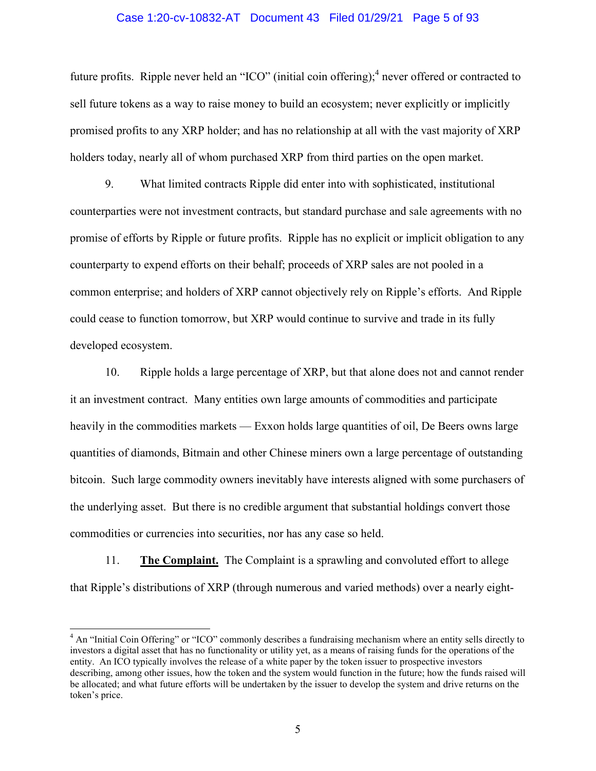future profits. Ripple never held an "ICO" (initial coin offering);[4] never offered or contracted to sell future tokens as a way to raise money to build an ecosystem; never explicitly or implicitly promised profits to any XRP holder; and has no relationship at all with the vast majority of XRP holders today, nearly all of whom purchased XRP from third parties on the open market.

9. What limited contracts Ripple did enter into with sophisticated, institutional counterparties were not investment contracts, but standard purchase and sale agreements with no promise of efforts by Ripple or future profits. Ripple has no explicit or implicit obligation to any counterparty to expend efforts on their behalf; proceeds of XRP sales are not pooled in a common enterprise; and holders of XRP cannot objectively rely on Ripple's efforts. And Ripple could cease to function tomorrow, but XRP would continue to survive and trade in its fully developed ecosystem.

10. Ripple holds a large percentage of XRP, but that alone does not and cannot render it an investment contract. Many entities own large amounts of commodities and participate heavily in the commodities markets — Exxon holds large quantities of oil, De Beers owns large quantities of diamonds, Bitmain and other Chinese miners own a large percentage of outstanding bitcoin. Such large commodity owners inevitably have interests aligned with some purchasers of the underlying asset. But there is no credible argument that substantial holdings convert those commodities or currencies into securities, nor has any case so held.

11. **The Complaint.** The Complaint is a sprawling and convoluted effort to allege that Ripple's distributions of XRP (through numerous and varied methods) over a nearly eight-

---

[4] An "Initial Coin Offering" or "ICO" commonly describes a fundraising mechanism where an entity sells directly to investors a digital asset that has no functionality or utility yet, as a means of raising funds for the operations of the entity. An ICO typically involves the release of a white paper by the token issuer to prospective investors describing, among other issues, how the token and the system would function in the future; how the funds raised will be allocated; and what future efforts will be undertaken by the issuer to develop the system and drive returns on the token's price.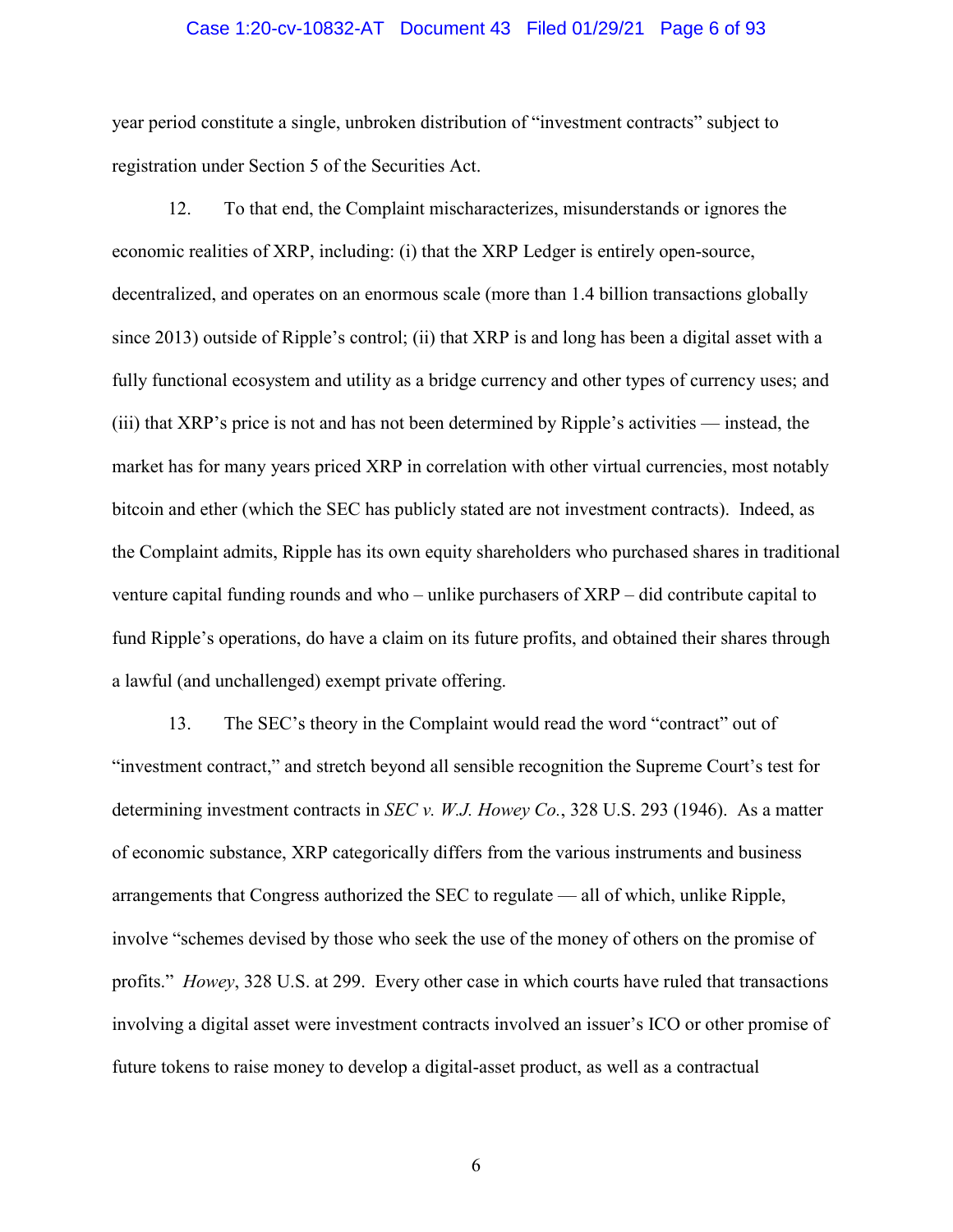year period constitute a single, unbroken distribution of "investment contracts" subject to registration under Section 5 of the Securities Act.

12. To that end, the Complaint mischaracterizes, misunderstands or ignores the economic realities of XRP, including: (i) that the XRP Ledger is entirely open-source, decentralized, and operates on an enormous scale (more than 1.4 billion transactions globally since 2013) outside of Ripple's control; (ii) that XRP is and long has been a digital asset with a fully functional ecosystem and utility as a bridge currency and other types of currency uses; and (iii) that XRP's price is not and has not been determined by Ripple's activities — instead, the market has for many years priced XRP in correlation with other virtual currencies, most notably bitcoin and ether (which the SEC has publicly stated are not investment contracts). Indeed, as the Complaint admits, Ripple has its own equity shareholders who purchased shares in traditional venture capital funding rounds and who – unlike purchasers of XRP – did contribute capital to fund Ripple's operations, do have a claim on its future profits, and obtained their shares through a lawful (and unchallenged) exempt private offering.

13. The SEC's theory in the Complaint would read the word "contract" out of "investment contract," and stretch beyond all sensible recognition the Supreme Court's test for determining investment contracts in *SEC v. W.J. Howey Co.*, 328 U.S. 293 (1946). As a matter of economic substance, XRP categorically differs from the various instruments and business arrangements that Congress authorized the SEC to regulate — all of which, unlike Ripple, involve "schemes devised by those who seek the use of the money of others on the promise of profits." *Howey*, 328 U.S. at 299. Every other case in which courts have ruled that transactions involving a digital asset were investment contracts involved an issuer's ICO or other promise of future tokens to raise money to develop a digital-asset product, as well as a contractual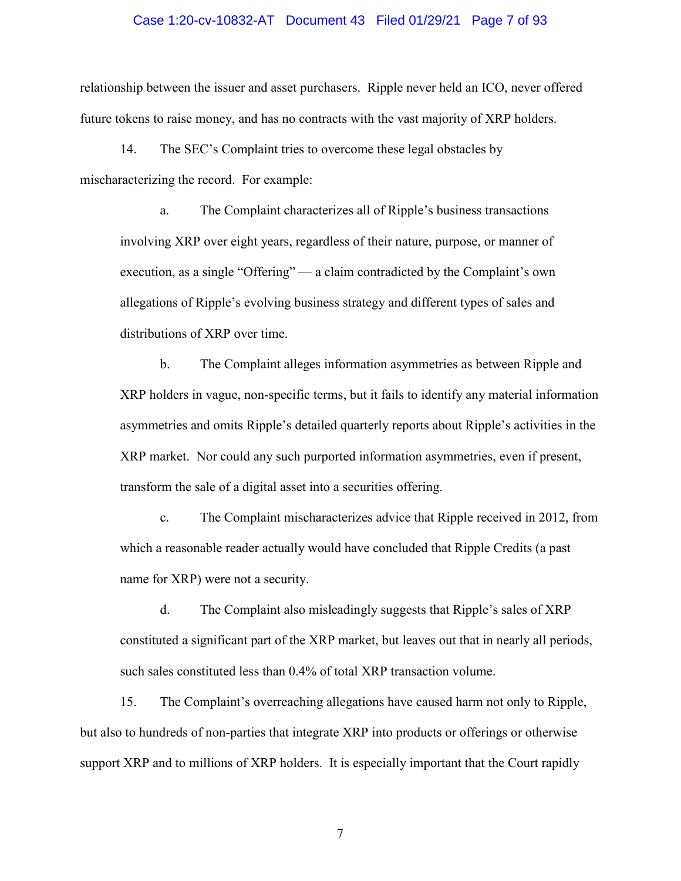relationship between the issuer and asset purchasers. Ripple never held an ICO, never offered future tokens to raise money, and has no contracts with the vast majority of XRP holders.

14. The SEC's Complaint tries to overcome these legal obstacles by mischaracterizing the record. For example:

> a. The Complaint characterizes all of Ripple's business transactions involving XRP over eight years, regardless of their nature, purpose, or manner of execution, as a single "Offering" — a claim contradicted by the Complaint's own allegations of Ripple's evolving business strategy and different types of sales and distributions of XRP over time.
>
> b. The Complaint alleges information asymmetries as between Ripple and XRP holders in vague, non-specific terms, but it fails to identify any material information asymmetries and omits Ripple's detailed quarterly reports about Ripple's activities in the XRP market. Nor could any such purported information asymmetries, even if present, transform the sale of a digital asset into a securities offering.
>
> c. The Complaint mischaracterizes advice that Ripple received in 2012, from which a reasonable reader actually would have concluded that Ripple Credits (a past name for XRP) were not a security.
>
> d. The Complaint also misleadingly suggests that Ripple's sales of XRP constituted a significant part of the XRP market, but leaves out that in nearly all periods, such sales constituted less than 0.4% of total XRP transaction volume.

15. The Complaint's overreaching allegations have caused harm not only to Ripple, but also to hundreds of non-parties that integrate XRP into products or offerings or otherwise support XRP and to millions of XRP holders. It is especially important that the Court rapidly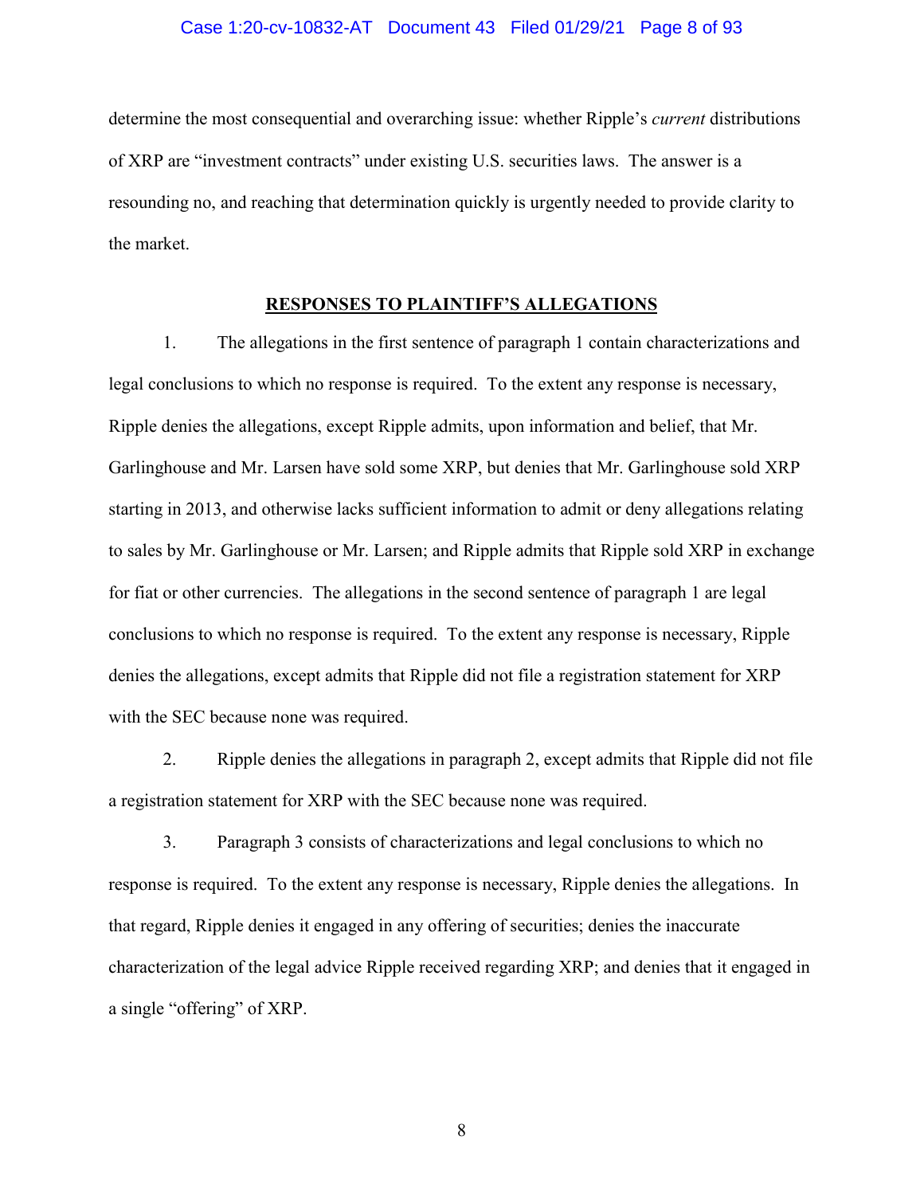determine the most consequential and overarching issue: whether Ripple's *current* distributions of XRP are "investment contracts" under existing U.S. securities laws. The answer is a resounding no, and reaching that determination quickly is urgently needed to provide clarity to the market.

## RESPONSES TO PLAINTIFF'S ALLEGATIONS

1. The allegations in the first sentence of paragraph 1 contain characterizations and legal conclusions to which no response is required. To the extent any response is necessary, Ripple denies the allegations, except Ripple admits, upon information and belief, that Mr. Garlinghouse and Mr. Larsen have sold some XRP, but denies that Mr. Garlinghouse sold XRP starting in 2013, and otherwise lacks sufficient information to admit or deny allegations relating to sales by Mr. Garlinghouse or Mr. Larsen; and Ripple admits that Ripple sold XRP in exchange for fiat or other currencies. The allegations in the second sentence of paragraph 1 are legal conclusions to which no response is required. To the extent any response is necessary, Ripple denies the allegations, except admits that Ripple did not file a registration statement for XRP with the SEC because none was required.

2. Ripple denies the allegations in paragraph 2, except admits that Ripple did not file a registration statement for XRP with the SEC because none was required.

3. Paragraph 3 consists of characterizations and legal conclusions to which no response is required. To the extent any response is necessary, Ripple denies the allegations. In that regard, Ripple denies it engaged in any offering of securities; denies the inaccurate characterization of the legal advice Ripple received regarding XRP; and denies that it engaged in a single "offering" of XRP.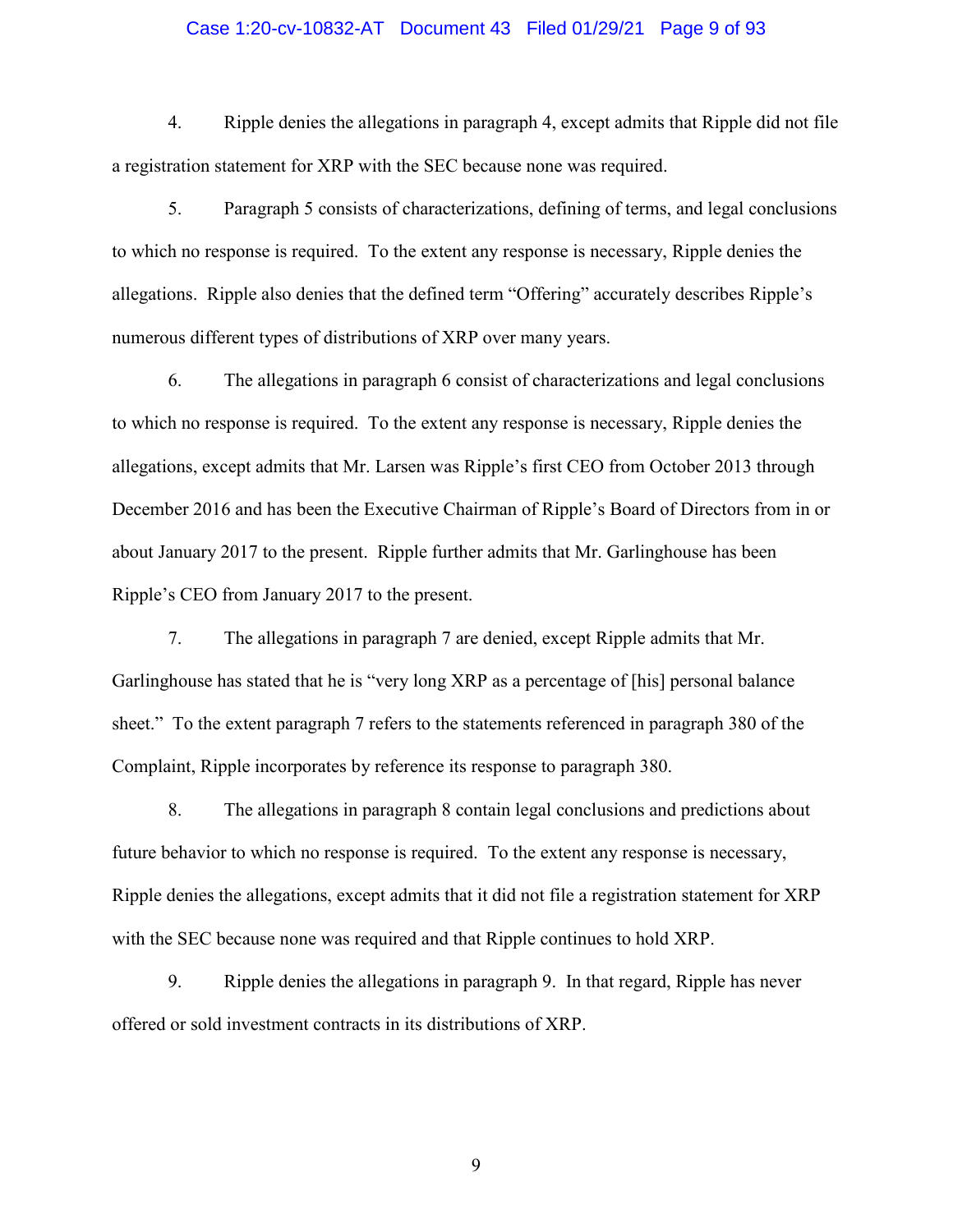4. Ripple denies the allegations in paragraph 4, except admits that Ripple did not file a registration statement for XRP with the SEC because none was required.

5. Paragraph 5 consists of characterizations, defining of terms, and legal conclusions to which no response is required. To the extent any response is necessary, Ripple denies the allegations. Ripple also denies that the defined term "Offering" accurately describes Ripple's numerous different types of distributions of XRP over many years.

6. The allegations in paragraph 6 consist of characterizations and legal conclusions to which no response is required. To the extent any response is necessary, Ripple denies the allegations, except admits that Mr. Larsen was Ripple's first CEO from October 2013 through December 2016 and has been the Executive Chairman of Ripple's Board of Directors from in or about January 2017 to the present. Ripple further admits that Mr. Garlinghouse has been Ripple's CEO from January 2017 to the present.

7. The allegations in paragraph 7 are denied, except Ripple admits that Mr. Garlinghouse has stated that he is "very long XRP as a percentage of [his] personal balance sheet." To the extent paragraph 7 refers to the statements referenced in paragraph 380 of the Complaint, Ripple incorporates by reference its response to paragraph 380.

8. The allegations in paragraph 8 contain legal conclusions and predictions about future behavior to which no response is required. To the extent any response is necessary, Ripple denies the allegations, except admits that it did not file a registration statement for XRP with the SEC because none was required and that Ripple continues to hold XRP.

9. Ripple denies the allegations in paragraph 9. In that regard, Ripple has never offered or sold investment contracts in its distributions of XRP.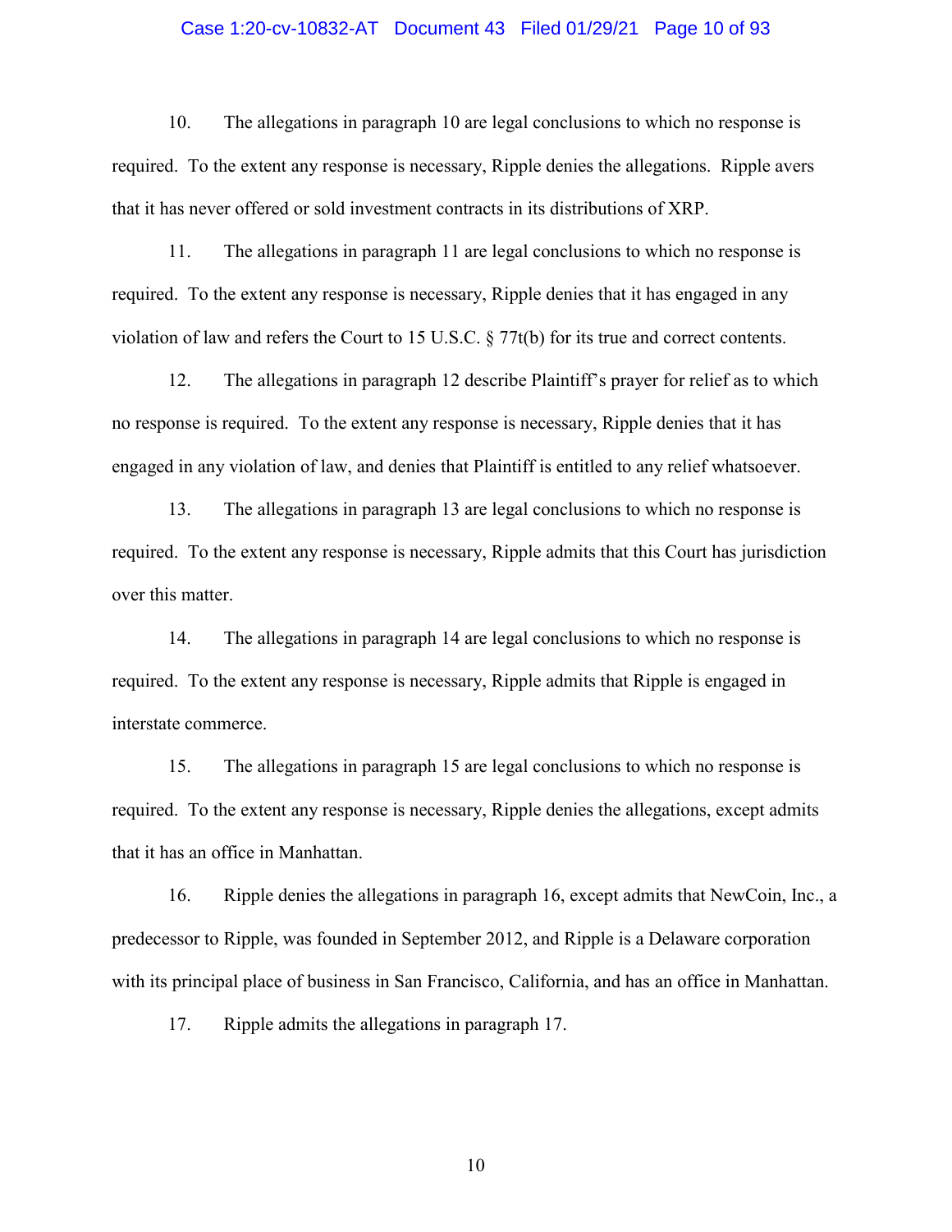10. The allegations in paragraph 10 are legal conclusions to which no response is required. To the extent any response is necessary, Ripple denies the allegations. Ripple avers that it has never offered or sold investment contracts in its distributions of XRP.

11. The allegations in paragraph 11 are legal conclusions to which no response is required. To the extent any response is necessary, Ripple denies that it has engaged in any violation of law and refers the Court to 15 U.S.C. § 77t(b) for its true and correct contents.

12. The allegations in paragraph 12 describe Plaintiff's prayer for relief as to which no response is required. To the extent any response is necessary, Ripple denies that it has engaged in any violation of law, and denies that Plaintiff is entitled to any relief whatsoever.

13. The allegations in paragraph 13 are legal conclusions to which no response is required. To the extent any response is necessary, Ripple admits that this Court has jurisdiction over this matter.

14. The allegations in paragraph 14 are legal conclusions to which no response is required. To the extent any response is necessary, Ripple admits that Ripple is engaged in interstate commerce.

15. The allegations in paragraph 15 are legal conclusions to which no response is required. To the extent any response is necessary, Ripple denies the allegations, except admits that it has an office in Manhattan.

16. Ripple denies the allegations in paragraph 16, except admits that NewCoin, Inc., a predecessor to Ripple, was founded in September 2012, and Ripple is a Delaware corporation with its principal place of business in San Francisco, California, and has an office in Manhattan.

17. Ripple admits the allegations in paragraph 17.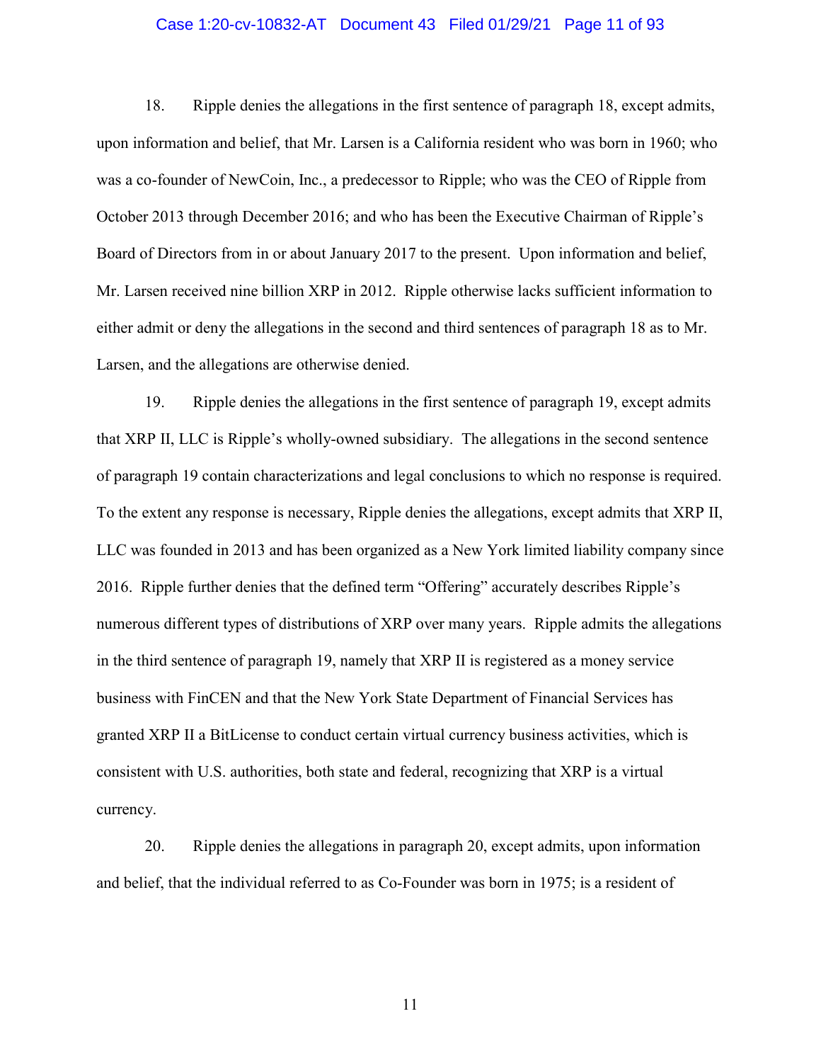18. Ripple denies the allegations in the first sentence of paragraph 18, except admits, upon information and belief, that Mr. Larsen is a California resident who was born in 1960; who was a co-founder of NewCoin, Inc., a predecessor to Ripple; who was the CEO of Ripple from October 2013 through December 2016; and who has been the Executive Chairman of Ripple's Board of Directors from in or about January 2017 to the present. Upon information and belief, Mr. Larsen received nine billion XRP in 2012. Ripple otherwise lacks sufficient information to either admit or deny the allegations in the second and third sentences of paragraph 18 as to Mr. Larsen, and the allegations are otherwise denied.

19. Ripple denies the allegations in the first sentence of paragraph 19, except admits that XRP II, LLC is Ripple's wholly-owned subsidiary. The allegations in the second sentence of paragraph 19 contain characterizations and legal conclusions to which no response is required. To the extent any response is necessary, Ripple denies the allegations, except admits that XRP II, LLC was founded in 2013 and has been organized as a New York limited liability company since 2016. Ripple further denies that the defined term "Offering" accurately describes Ripple's numerous different types of distributions of XRP over many years. Ripple admits the allegations in the third sentence of paragraph 19, namely that XRP II is registered as a money service business with FinCEN and that the New York State Department of Financial Services has granted XRP II a BitLicense to conduct certain virtual currency business activities, which is consistent with U.S. authorities, both state and federal, recognizing that XRP is a virtual currency.

20. Ripple denies the allegations in paragraph 20, except admits, upon information and belief, that the individual referred to as Co-Founder was born in 1975; is a resident of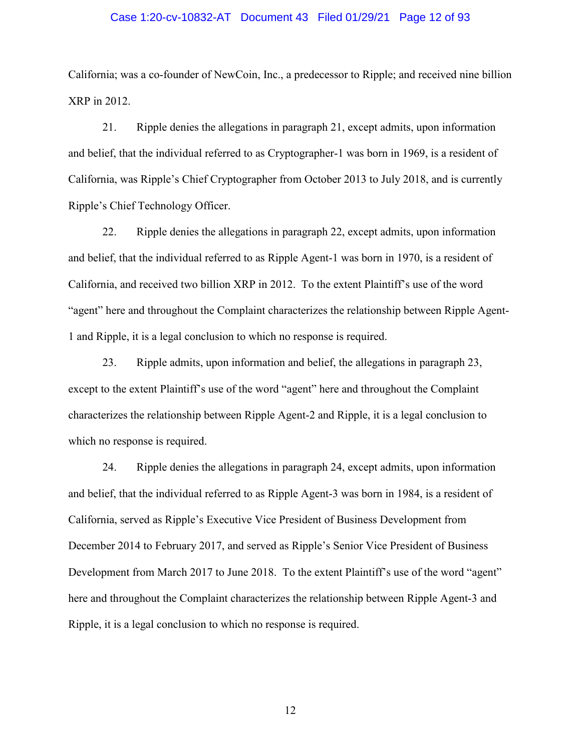California; was a co-founder of NewCoin, Inc., a predecessor to Ripple; and received nine billion XRP in 2012.

21. Ripple denies the allegations in paragraph 21, except admits, upon information and belief, that the individual referred to as Cryptographer-1 was born in 1969, is a resident of California, was Ripple's Chief Cryptographer from October 2013 to July 2018, and is currently Ripple's Chief Technology Officer.

22. Ripple denies the allegations in paragraph 22, except admits, upon information and belief, that the individual referred to as Ripple Agent-1 was born in 1970, is a resident of California, and received two billion XRP in 2012. To the extent Plaintiff's use of the word "agent" here and throughout the Complaint characterizes the relationship between Ripple Agent-1 and Ripple, it is a legal conclusion to which no response is required.

23. Ripple admits, upon information and belief, the allegations in paragraph 23, except to the extent Plaintiff's use of the word "agent" here and throughout the Complaint characterizes the relationship between Ripple Agent-2 and Ripple, it is a legal conclusion to which no response is required.

24. Ripple denies the allegations in paragraph 24, except admits, upon information and belief, that the individual referred to as Ripple Agent-3 was born in 1984, is a resident of California, served as Ripple's Executive Vice President of Business Development from December 2014 to February 2017, and served as Ripple's Senior Vice President of Business Development from March 2017 to June 2018. To the extent Plaintiff's use of the word "agent" here and throughout the Complaint characterizes the relationship between Ripple Agent-3 and Ripple, it is a legal conclusion to which no response is required.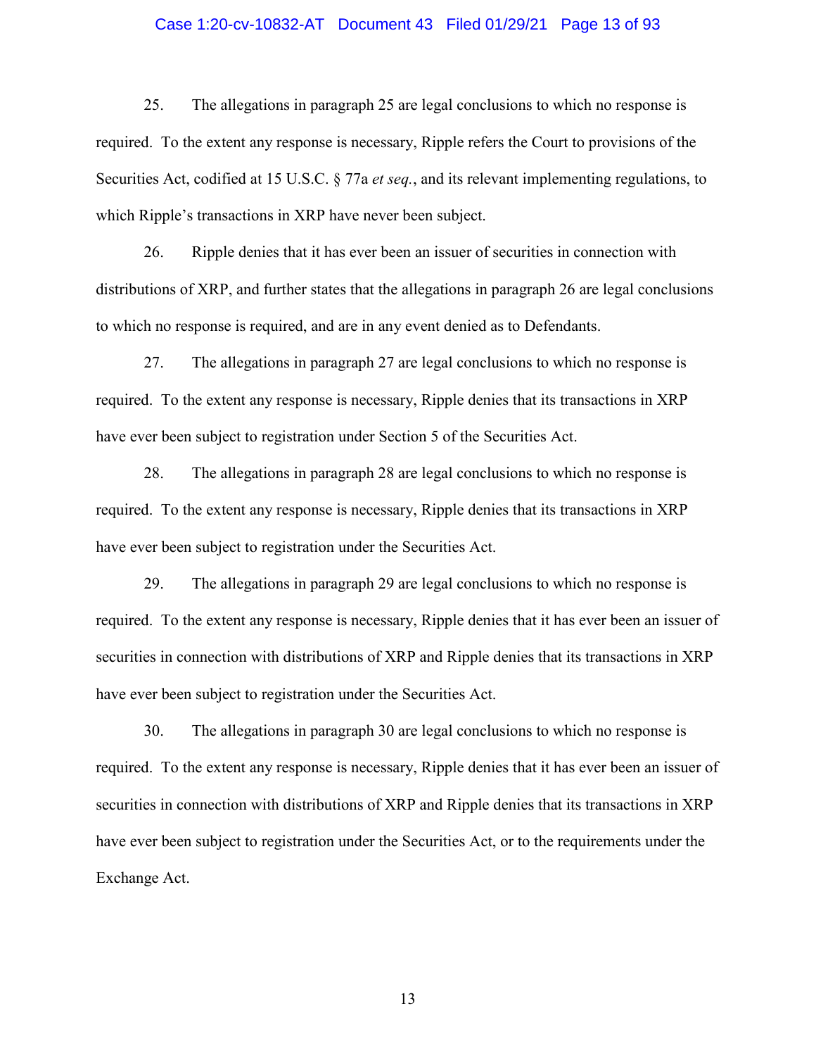25. The allegations in paragraph 25 are legal conclusions to which no response is required. To the extent any response is necessary, Ripple refers the Court to provisions of the Securities Act, codified at 15 U.S.C. § 77a *et seq.*, and its relevant implementing regulations, to which Ripple's transactions in XRP have never been subject.

26. Ripple denies that it has ever been an issuer of securities in connection with distributions of XRP, and further states that the allegations in paragraph 26 are legal conclusions to which no response is required, and are in any event denied as to Defendants.

27. The allegations in paragraph 27 are legal conclusions to which no response is required. To the extent any response is necessary, Ripple denies that its transactions in XRP have ever been subject to registration under Section 5 of the Securities Act.

28. The allegations in paragraph 28 are legal conclusions to which no response is required. To the extent any response is necessary, Ripple denies that its transactions in XRP have ever been subject to registration under the Securities Act.

29. The allegations in paragraph 29 are legal conclusions to which no response is required. To the extent any response is necessary, Ripple denies that it has ever been an issuer of securities in connection with distributions of XRP and Ripple denies that its transactions in XRP have ever been subject to registration under the Securities Act.

30. The allegations in paragraph 30 are legal conclusions to which no response is required. To the extent any response is necessary, Ripple denies that it has ever been an issuer of securities in connection with distributions of XRP and Ripple denies that its transactions in XRP have ever been subject to registration under the Securities Act, or to the requirements under the Exchange Act.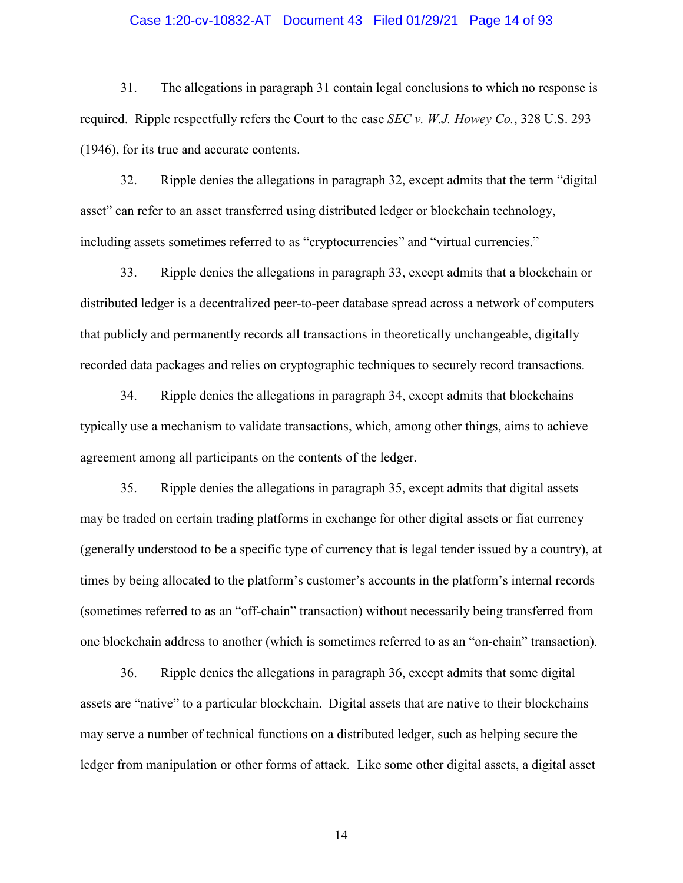31. The allegations in paragraph 31 contain legal conclusions to which no response is required. Ripple respectfully refers the Court to the case *SEC v. W.J. Howey Co.*, 328 U.S. 293 (1946), for its true and accurate contents.

32. Ripple denies the allegations in paragraph 32, except admits that the term "digital asset" can refer to an asset transferred using distributed ledger or blockchain technology, including assets sometimes referred to as "cryptocurrencies" and "virtual currencies."

33. Ripple denies the allegations in paragraph 33, except admits that a blockchain or distributed ledger is a decentralized peer-to-peer database spread across a network of computers that publicly and permanently records all transactions in theoretically unchangeable, digitally recorded data packages and relies on cryptographic techniques to securely record transactions.

34. Ripple denies the allegations in paragraph 34, except admits that blockchains typically use a mechanism to validate transactions, which, among other things, aims to achieve agreement among all participants on the contents of the ledger.

35. Ripple denies the allegations in paragraph 35, except admits that digital assets may be traded on certain trading platforms in exchange for other digital assets or fiat currency (generally understood to be a specific type of currency that is legal tender issued by a country), at times by being allocated to the platform's customer's accounts in the platform's internal records (sometimes referred to as an "off-chain" transaction) without necessarily being transferred from one blockchain address to another (which is sometimes referred to as an "on-chain" transaction).

36. Ripple denies the allegations in paragraph 36, except admits that some digital assets are "native" to a particular blockchain. Digital assets that are native to their blockchains may serve a number of technical functions on a distributed ledger, such as helping secure the ledger from manipulation or other forms of attack. Like some other digital assets, a digital asset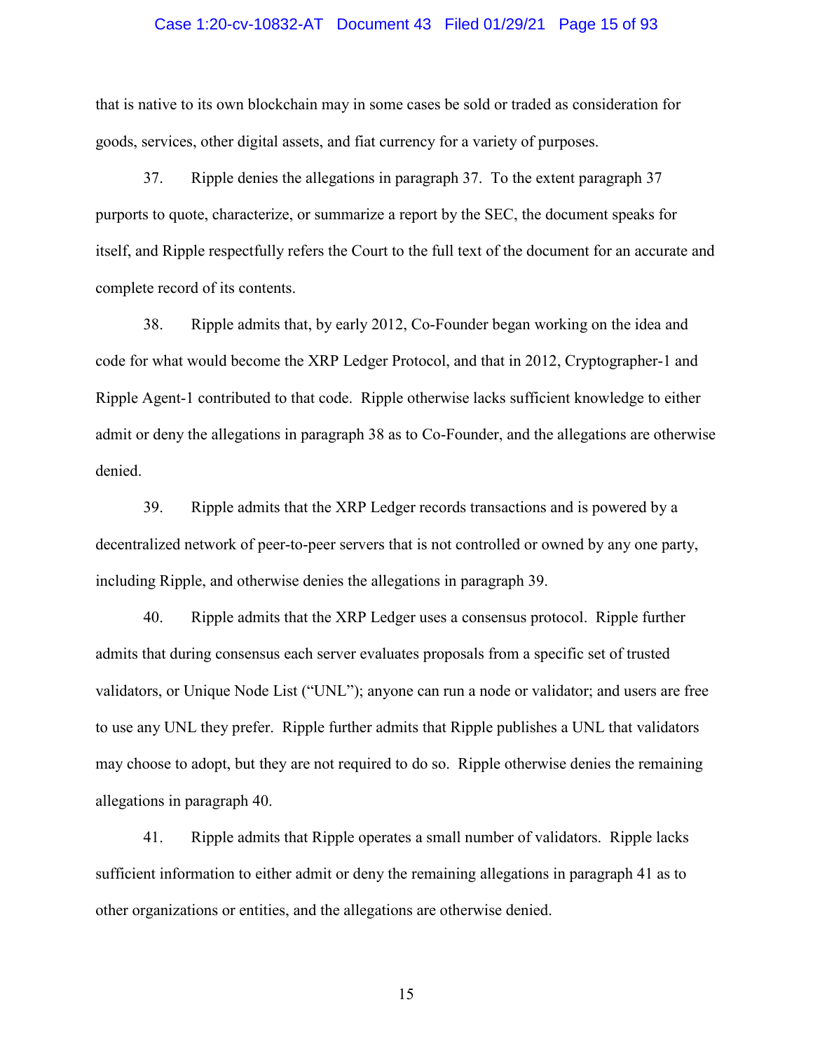that is native to its own blockchain may in some cases be sold or traded as consideration for goods, services, other digital assets, and fiat currency for a variety of purposes.

37. Ripple denies the allegations in paragraph 37. To the extent paragraph 37 purports to quote, characterize, or summarize a report by the SEC, the document speaks for itself, and Ripple respectfully refers the Court to the full text of the document for an accurate and complete record of its contents.

38. Ripple admits that, by early 2012, Co-Founder began working on the idea and code for what would become the XRP Ledger Protocol, and that in 2012, Cryptographer-1 and Ripple Agent-1 contributed to that code. Ripple otherwise lacks sufficient knowledge to either admit or deny the allegations in paragraph 38 as to Co-Founder, and the allegations are otherwise denied.

39. Ripple admits that the XRP Ledger records transactions and is powered by a decentralized network of peer-to-peer servers that is not controlled or owned by any one party, including Ripple, and otherwise denies the allegations in paragraph 39.

40. Ripple admits that the XRP Ledger uses a consensus protocol. Ripple further admits that during consensus each server evaluates proposals from a specific set of trusted validators, or Unique Node List ("UNL"); anyone can run a node or validator; and users are free to use any UNL they prefer. Ripple further admits that Ripple publishes a UNL that validators may choose to adopt, but they are not required to do so. Ripple otherwise denies the remaining allegations in paragraph 40.

41. Ripple admits that Ripple operates a small number of validators. Ripple lacks sufficient information to either admit or deny the remaining allegations in paragraph 41 as to other organizations or entities, and the allegations are otherwise denied.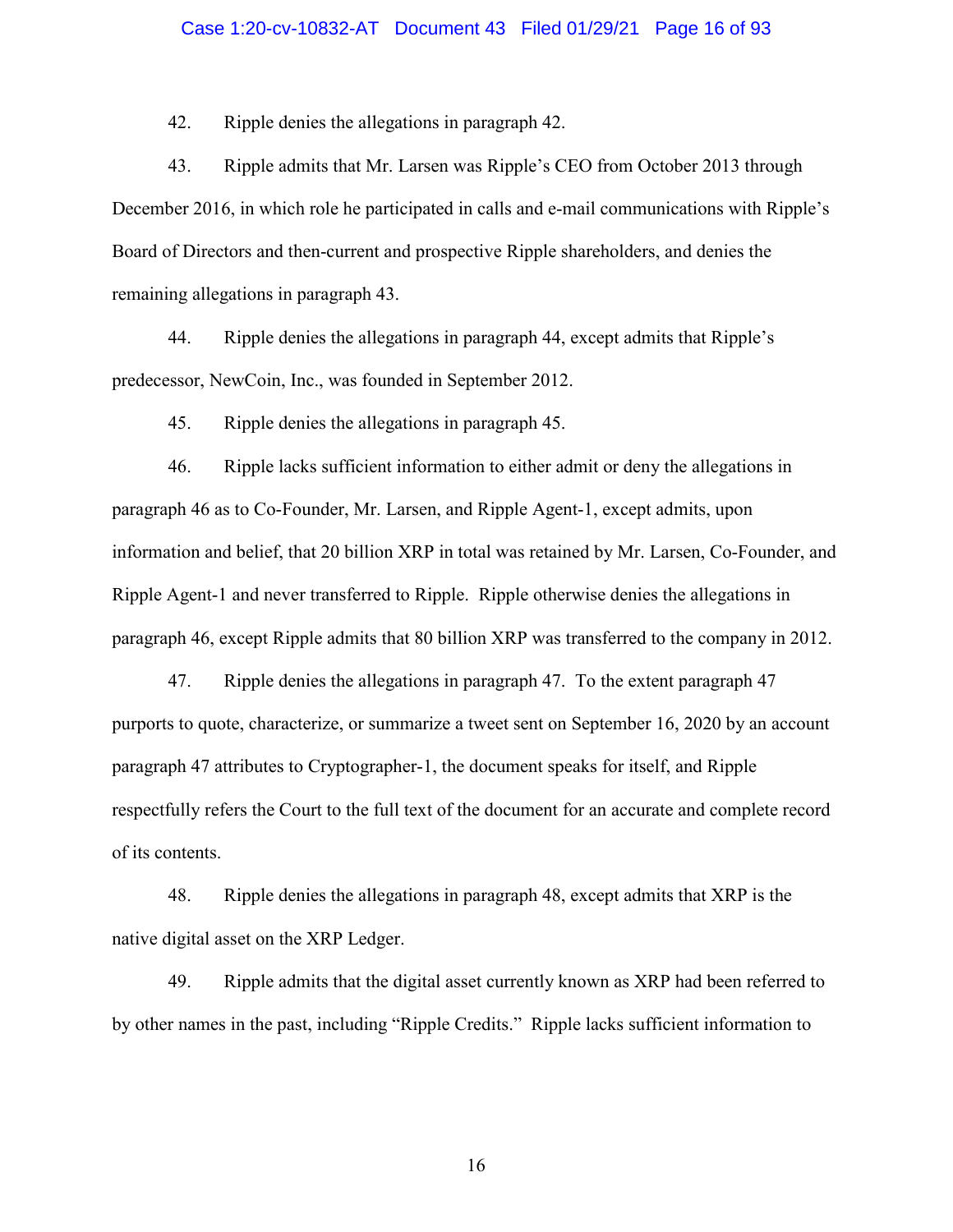42. Ripple denies the allegations in paragraph 42.

43. Ripple admits that Mr. Larsen was Ripple's CEO from October 2013 through December 2016, in which role he participated in calls and e-mail communications with Ripple's Board of Directors and then-current and prospective Ripple shareholders, and denies the remaining allegations in paragraph 43.

44. Ripple denies the allegations in paragraph 44, except admits that Ripple's predecessor, NewCoin, Inc., was founded in September 2012.

45. Ripple denies the allegations in paragraph 45.

46. Ripple lacks sufficient information to either admit or deny the allegations in paragraph 46 as to Co-Founder, Mr. Larsen, and Ripple Agent-1, except admits, upon information and belief, that 20 billion XRP in total was retained by Mr. Larsen, Co-Founder, and Ripple Agent-1 and never transferred to Ripple. Ripple otherwise denies the allegations in paragraph 46, except Ripple admits that 80 billion XRP was transferred to the company in 2012.

47. Ripple denies the allegations in paragraph 47. To the extent paragraph 47 purports to quote, characterize, or summarize a tweet sent on September 16, 2020 by an account paragraph 47 attributes to Cryptographer-1, the document speaks for itself, and Ripple respectfully refers the Court to the full text of the document for an accurate and complete record of its contents.

48. Ripple denies the allegations in paragraph 48, except admits that XRP is the native digital asset on the XRP Ledger.

49. Ripple admits that the digital asset currently known as XRP had been referred to by other names in the past, including "Ripple Credits." Ripple lacks sufficient information to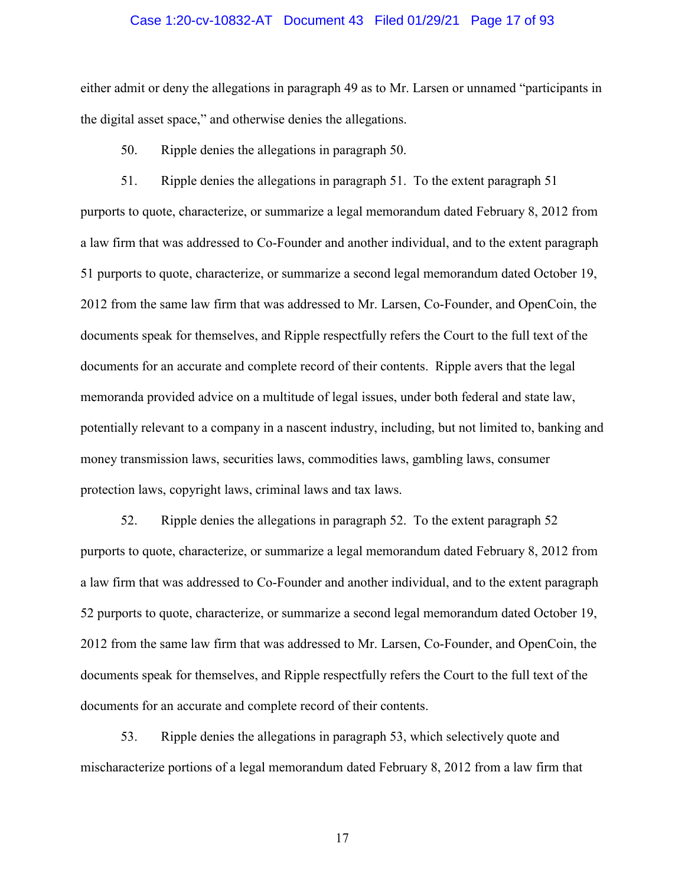either admit or deny the allegations in paragraph 49 as to Mr. Larsen or unnamed "participants in the digital asset space," and otherwise denies the allegations.

50. Ripple denies the allegations in paragraph 50.

51. Ripple denies the allegations in paragraph 51. To the extent paragraph 51 purports to quote, characterize, or summarize a legal memorandum dated February 8, 2012 from a law firm that was addressed to Co-Founder and another individual, and to the extent paragraph 51 purports to quote, characterize, or summarize a second legal memorandum dated October 19, 2012 from the same law firm that was addressed to Mr. Larsen, Co-Founder, and OpenCoin, the documents speak for themselves, and Ripple respectfully refers the Court to the full text of the documents for an accurate and complete record of their contents. Ripple avers that the legal memoranda provided advice on a multitude of legal issues, under both federal and state law, potentially relevant to a company in a nascent industry, including, but not limited to, banking and money transmission laws, securities laws, commodities laws, gambling laws, consumer protection laws, copyright laws, criminal laws and tax laws.

52. Ripple denies the allegations in paragraph 52. To the extent paragraph 52 purports to quote, characterize, or summarize a legal memorandum dated February 8, 2012 from a law firm that was addressed to Co-Founder and another individual, and to the extent paragraph 52 purports to quote, characterize, or summarize a second legal memorandum dated October 19, 2012 from the same law firm that was addressed to Mr. Larsen, Co-Founder, and OpenCoin, the documents speak for themselves, and Ripple respectfully refers the Court to the full text of the documents for an accurate and complete record of their contents.

53. Ripple denies the allegations in paragraph 53, which selectively quote and mischaracterize portions of a legal memorandum dated February 8, 2012 from a law firm that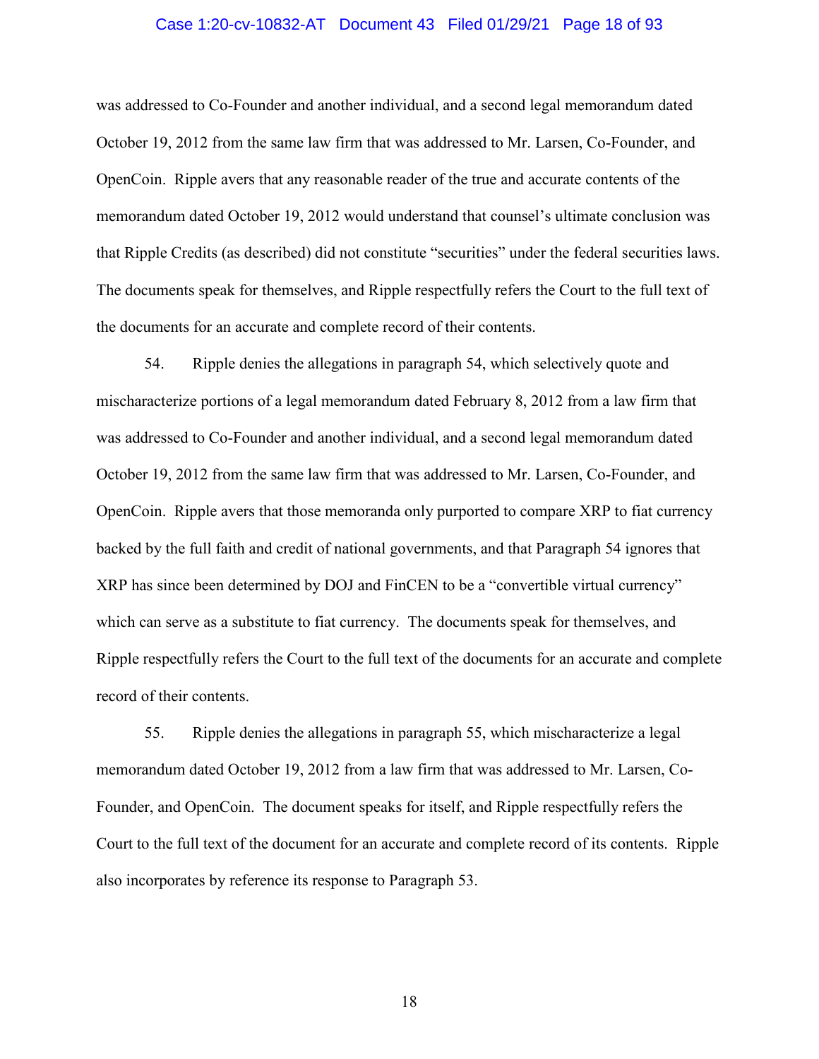was addressed to Co-Founder and another individual, and a second legal memorandum dated October 19, 2012 from the same law firm that was addressed to Mr. Larsen, Co-Founder, and OpenCoin. Ripple avers that any reasonable reader of the true and accurate contents of the memorandum dated October 19, 2012 would understand that counsel's ultimate conclusion was that Ripple Credits (as described) did not constitute "securities" under the federal securities laws. The documents speak for themselves, and Ripple respectfully refers the Court to the full text of the documents for an accurate and complete record of their contents.

54. Ripple denies the allegations in paragraph 54, which selectively quote and mischaracterize portions of a legal memorandum dated February 8, 2012 from a law firm that was addressed to Co-Founder and another individual, and a second legal memorandum dated October 19, 2012 from the same law firm that was addressed to Mr. Larsen, Co-Founder, and OpenCoin. Ripple avers that those memoranda only purported to compare XRP to fiat currency backed by the full faith and credit of national governments, and that Paragraph 54 ignores that XRP has since been determined by DOJ and FinCEN to be a "convertible virtual currency" which can serve as a substitute to fiat currency. The documents speak for themselves, and Ripple respectfully refers the Court to the full text of the documents for an accurate and complete record of their contents.

55. Ripple denies the allegations in paragraph 55, which mischaracterize a legal memorandum dated October 19, 2012 from a law firm that was addressed to Mr. Larsen, Co-Founder, and OpenCoin. The document speaks for itself, and Ripple respectfully refers the Court to the full text of the document for an accurate and complete record of its contents. Ripple also incorporates by reference its response to Paragraph 53.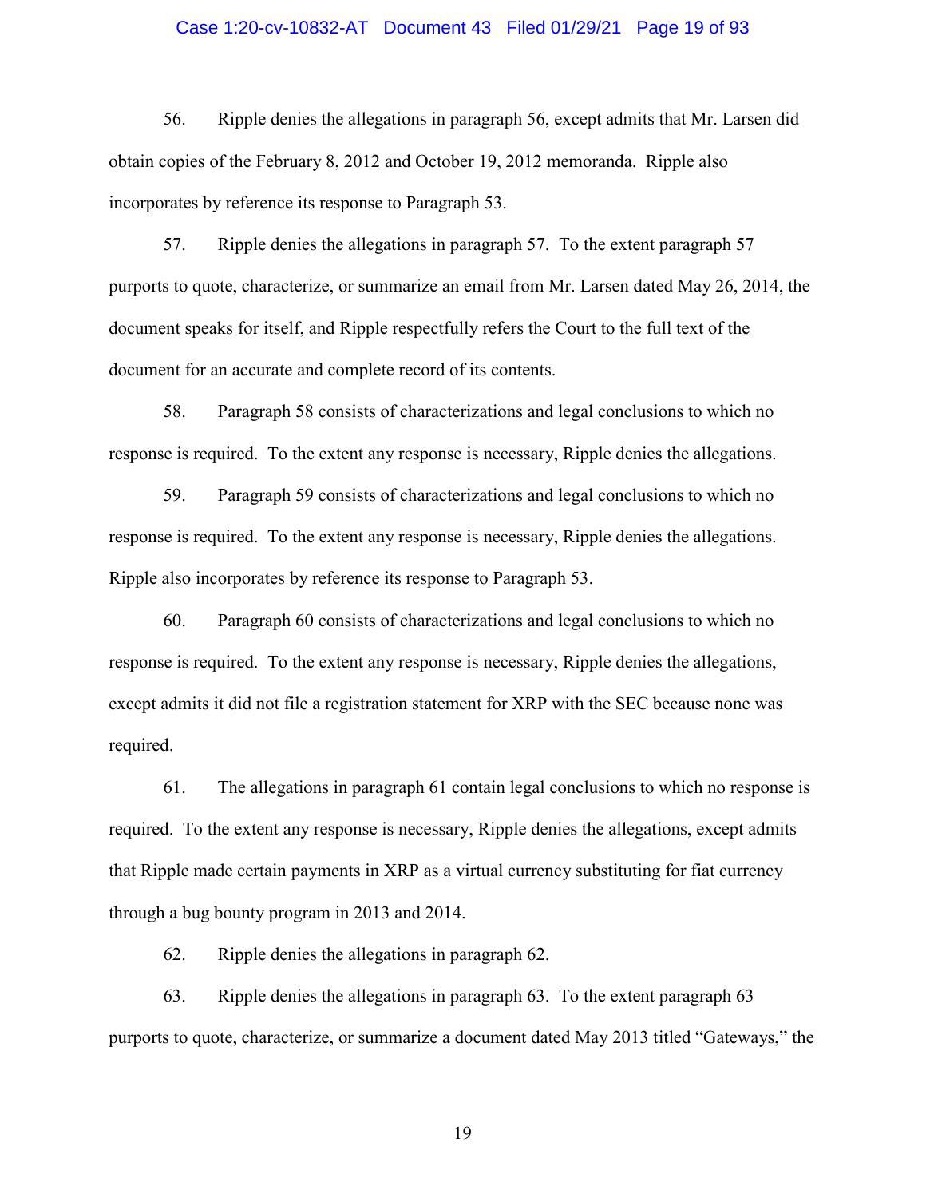56. Ripple denies the allegations in paragraph 56, except admits that Mr. Larsen did obtain copies of the February 8, 2012 and October 19, 2012 memoranda. Ripple also incorporates by reference its response to Paragraph 53.

57. Ripple denies the allegations in paragraph 57. To the extent paragraph 57 purports to quote, characterize, or summarize an email from Mr. Larsen dated May 26, 2014, the document speaks for itself, and Ripple respectfully refers the Court to the full text of the document for an accurate and complete record of its contents.

58. Paragraph 58 consists of characterizations and legal conclusions to which no response is required. To the extent any response is necessary, Ripple denies the allegations.

59. Paragraph 59 consists of characterizations and legal conclusions to which no response is required. To the extent any response is necessary, Ripple denies the allegations. Ripple also incorporates by reference its response to Paragraph 53.

60. Paragraph 60 consists of characterizations and legal conclusions to which no response is required. To the extent any response is necessary, Ripple denies the allegations, except admits it did not file a registration statement for XRP with the SEC because none was required.

61. The allegations in paragraph 61 contain legal conclusions to which no response is required. To the extent any response is necessary, Ripple denies the allegations, except admits that Ripple made certain payments in XRP as a virtual currency substituting for fiat currency through a bug bounty program in 2013 and 2014.

62. Ripple denies the allegations in paragraph 62.

63. Ripple denies the allegations in paragraph 63. To the extent paragraph 63 purports to quote, characterize, or summarize a document dated May 2013 titled "Gateways," the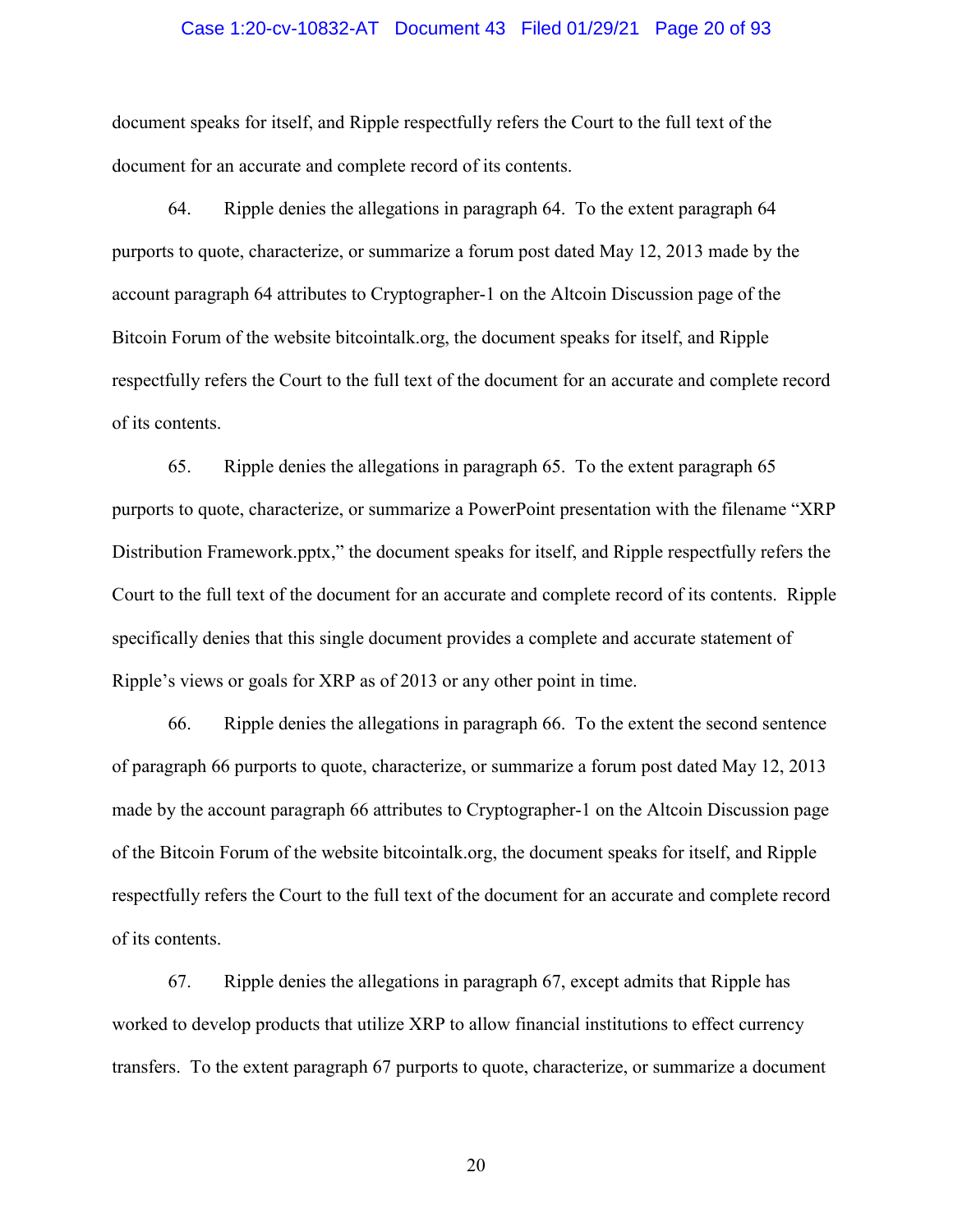document speaks for itself, and Ripple respectfully refers the Court to the full text of the document for an accurate and complete record of its contents.

64. Ripple denies the allegations in paragraph 64. To the extent paragraph 64 purports to quote, characterize, or summarize a forum post dated May 12, 2013 made by the account paragraph 64 attributes to Cryptographer-1 on the Altcoin Discussion page of the Bitcoin Forum of the website bitcointalk.org, the document speaks for itself, and Ripple respectfully refers the Court to the full text of the document for an accurate and complete record of its contents.

65. Ripple denies the allegations in paragraph 65. To the extent paragraph 65 purports to quote, characterize, or summarize a PowerPoint presentation with the filename "XRP Distribution Framework.pptx," the document speaks for itself, and Ripple respectfully refers the Court to the full text of the document for an accurate and complete record of its contents. Ripple specifically denies that this single document provides a complete and accurate statement of Ripple's views or goals for XRP as of 2013 or any other point in time.

66. Ripple denies the allegations in paragraph 66. To the extent the second sentence of paragraph 66 purports to quote, characterize, or summarize a forum post dated May 12, 2013 made by the account paragraph 66 attributes to Cryptographer-1 on the Altcoin Discussion page of the Bitcoin Forum of the website bitcointalk.org, the document speaks for itself, and Ripple respectfully refers the Court to the full text of the document for an accurate and complete record of its contents.

67. Ripple denies the allegations in paragraph 67, except admits that Ripple has worked to develop products that utilize XRP to allow financial institutions to effect currency transfers. To the extent paragraph 67 purports to quote, characterize, or summarize a document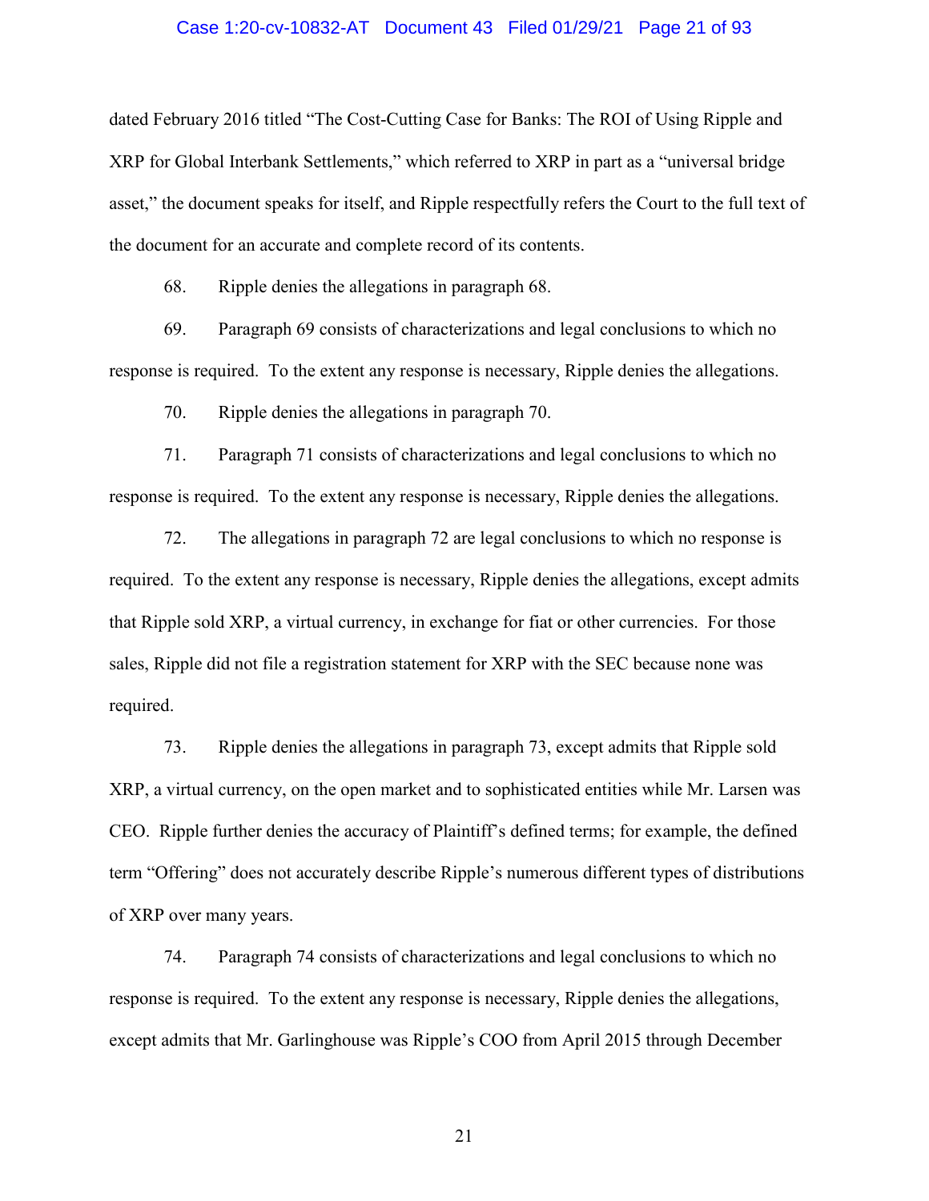dated February 2016 titled "The Cost-Cutting Case for Banks: The ROI of Using Ripple and XRP for Global Interbank Settlements," which referred to XRP in part as a "universal bridge asset," the document speaks for itself, and Ripple respectfully refers the Court to the full text of the document for an accurate and complete record of its contents.

68. Ripple denies the allegations in paragraph 68.

69. Paragraph 69 consists of characterizations and legal conclusions to which no response is required. To the extent any response is necessary, Ripple denies the allegations.

70. Ripple denies the allegations in paragraph 70.

71. Paragraph 71 consists of characterizations and legal conclusions to which no response is required. To the extent any response is necessary, Ripple denies the allegations.

72. The allegations in paragraph 72 are legal conclusions to which no response is required. To the extent any response is necessary, Ripple denies the allegations, except admits that Ripple sold XRP, a virtual currency, in exchange for fiat or other currencies. For those sales, Ripple did not file a registration statement for XRP with the SEC because none was required.

73. Ripple denies the allegations in paragraph 73, except admits that Ripple sold XRP, a virtual currency, on the open market and to sophisticated entities while Mr. Larsen was CEO. Ripple further denies the accuracy of Plaintiff's defined terms; for example, the defined term "Offering" does not accurately describe Ripple's numerous different types of distributions of XRP over many years.

74. Paragraph 74 consists of characterizations and legal conclusions to which no response is required. To the extent any response is necessary, Ripple denies the allegations, except admits that Mr. Garlinghouse was Ripple's COO from April 2015 through December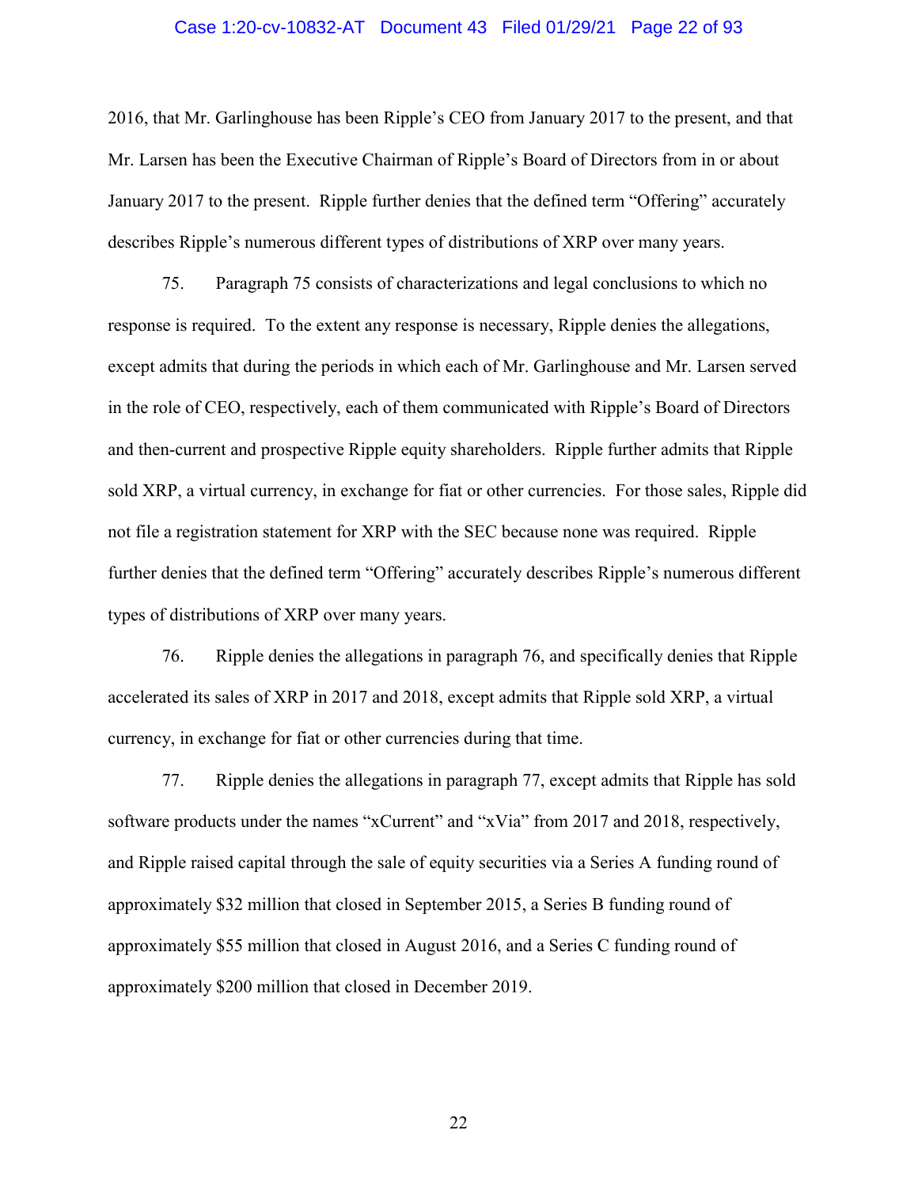2016, that Mr. Garlinghouse has been Ripple's CEO from January 2017 to the present, and that Mr. Larsen has been the Executive Chairman of Ripple's Board of Directors from in or about January 2017 to the present. Ripple further denies that the defined term "Offering" accurately describes Ripple's numerous different types of distributions of XRP over many years.

75. Paragraph 75 consists of characterizations and legal conclusions to which no response is required. To the extent any response is necessary, Ripple denies the allegations, except admits that during the periods in which each of Mr. Garlinghouse and Mr. Larsen served in the role of CEO, respectively, each of them communicated with Ripple's Board of Directors and then-current and prospective Ripple equity shareholders. Ripple further admits that Ripple sold XRP, a virtual currency, in exchange for fiat or other currencies. For those sales, Ripple did not file a registration statement for XRP with the SEC because none was required. Ripple further denies that the defined term "Offering" accurately describes Ripple's numerous different types of distributions of XRP over many years.

76. Ripple denies the allegations in paragraph 76, and specifically denies that Ripple accelerated its sales of XRP in 2017 and 2018, except admits that Ripple sold XRP, a virtual currency, in exchange for fiat or other currencies during that time.

77. Ripple denies the allegations in paragraph 77, except admits that Ripple has sold software products under the names "xCurrent" and "xVia" from 2017 and 2018, respectively, and Ripple raised capital through the sale of equity securities via a Series A funding round of approximately $32 million that closed in September 2015, a Series B funding round of approximately $55 million that closed in August 2016, and a Series C funding round of approximately $200 million that closed in December 2019.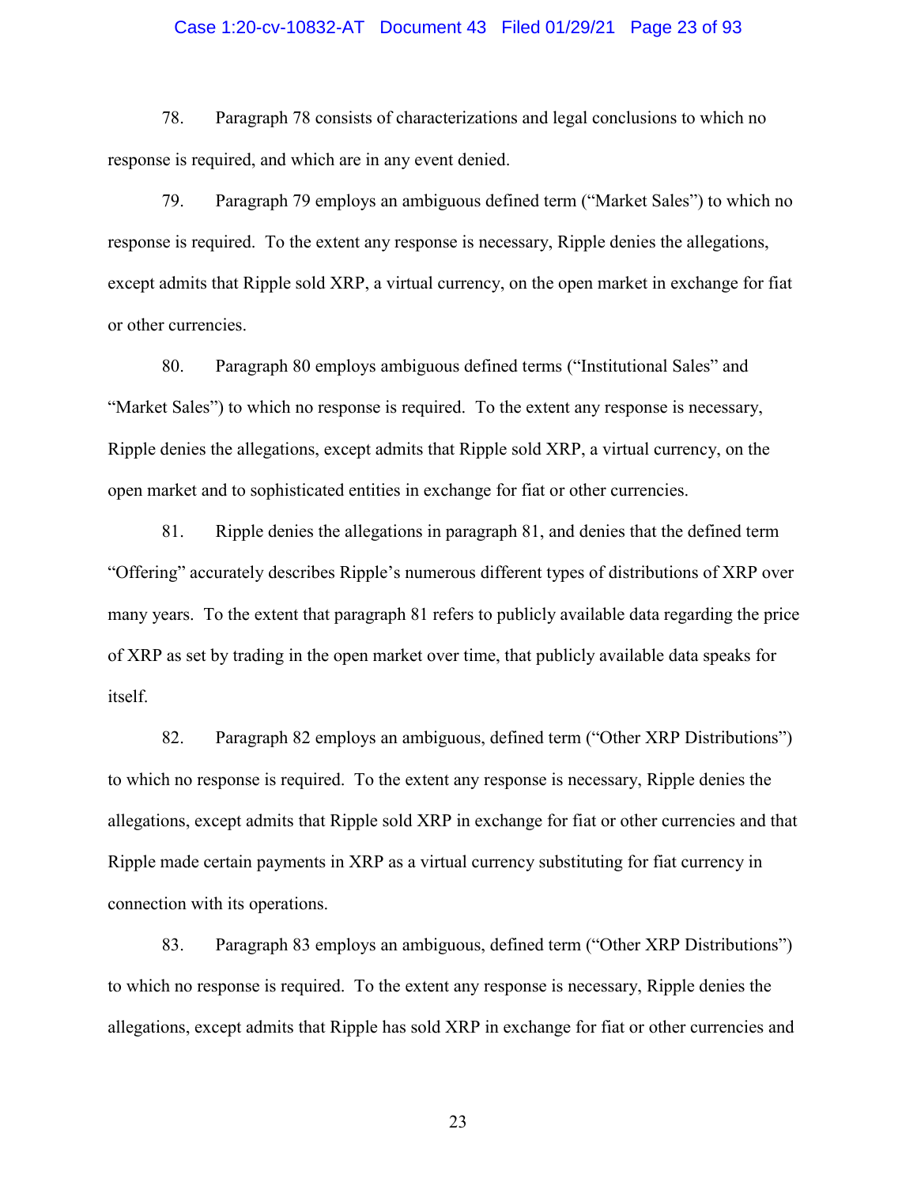78. Paragraph 78 consists of characterizations and legal conclusions to which no response is required, and which are in any event denied.

79. Paragraph 79 employs an ambiguous defined term ("Market Sales") to which no response is required. To the extent any response is necessary, Ripple denies the allegations, except admits that Ripple sold XRP, a virtual currency, on the open market in exchange for fiat or other currencies.

80. Paragraph 80 employs ambiguous defined terms ("Institutional Sales" and "Market Sales") to which no response is required. To the extent any response is necessary, Ripple denies the allegations, except admits that Ripple sold XRP, a virtual currency, on the open market and to sophisticated entities in exchange for fiat or other currencies.

81. Ripple denies the allegations in paragraph 81, and denies that the defined term "Offering" accurately describes Ripple's numerous different types of distributions of XRP over many years. To the extent that paragraph 81 refers to publicly available data regarding the price of XRP as set by trading in the open market over time, that publicly available data speaks for itself.

82. Paragraph 82 employs an ambiguous, defined term ("Other XRP Distributions") to which no response is required. To the extent any response is necessary, Ripple denies the allegations, except admits that Ripple sold XRP in exchange for fiat or other currencies and that Ripple made certain payments in XRP as a virtual currency substituting for fiat currency in connection with its operations.

83. Paragraph 83 employs an ambiguous, defined term ("Other XRP Distributions") to which no response is required. To the extent any response is necessary, Ripple denies the allegations, except admits that Ripple has sold XRP in exchange for fiat or other currencies and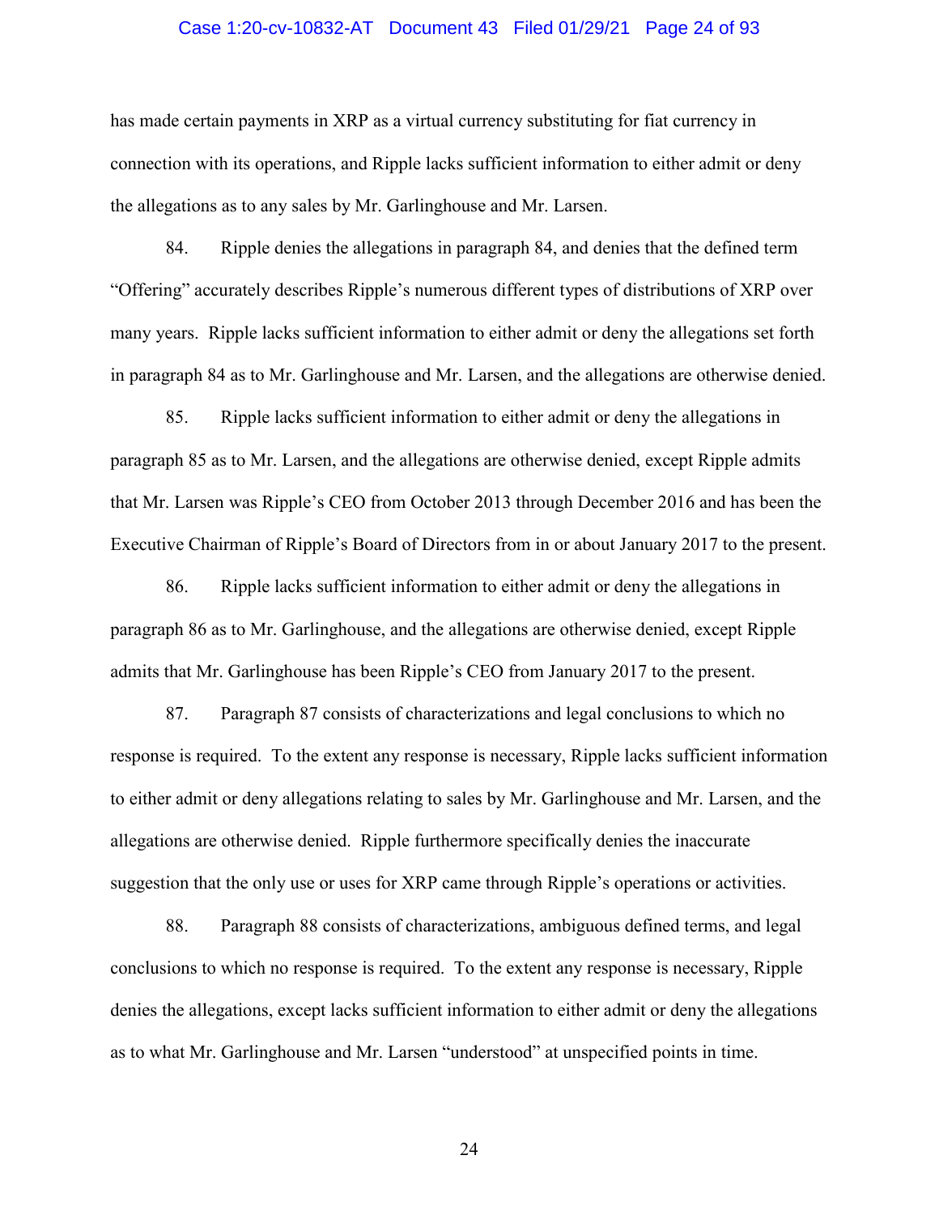has made certain payments in XRP as a virtual currency substituting for fiat currency in connection with its operations, and Ripple lacks sufficient information to either admit or deny the allegations as to any sales by Mr. Garlinghouse and Mr. Larsen.

84. Ripple denies the allegations in paragraph 84, and denies that the defined term "Offering" accurately describes Ripple's numerous different types of distributions of XRP over many years. Ripple lacks sufficient information to either admit or deny the allegations set forth in paragraph 84 as to Mr. Garlinghouse and Mr. Larsen, and the allegations are otherwise denied.

85. Ripple lacks sufficient information to either admit or deny the allegations in paragraph 85 as to Mr. Larsen, and the allegations are otherwise denied, except Ripple admits that Mr. Larsen was Ripple's CEO from October 2013 through December 2016 and has been the Executive Chairman of Ripple's Board of Directors from in or about January 2017 to the present.

86. Ripple lacks sufficient information to either admit or deny the allegations in paragraph 86 as to Mr. Garlinghouse, and the allegations are otherwise denied, except Ripple admits that Mr. Garlinghouse has been Ripple's CEO from January 2017 to the present.

87. Paragraph 87 consists of characterizations and legal conclusions to which no response is required. To the extent any response is necessary, Ripple lacks sufficient information to either admit or deny allegations relating to sales by Mr. Garlinghouse and Mr. Larsen, and the allegations are otherwise denied. Ripple furthermore specifically denies the inaccurate suggestion that the only use or uses for XRP came through Ripple's operations or activities.

88. Paragraph 88 consists of characterizations, ambiguous defined terms, and legal conclusions to which no response is required. To the extent any response is necessary, Ripple denies the allegations, except lacks sufficient information to either admit or deny the allegations as to what Mr. Garlinghouse and Mr. Larsen "understood" at unspecified points in time.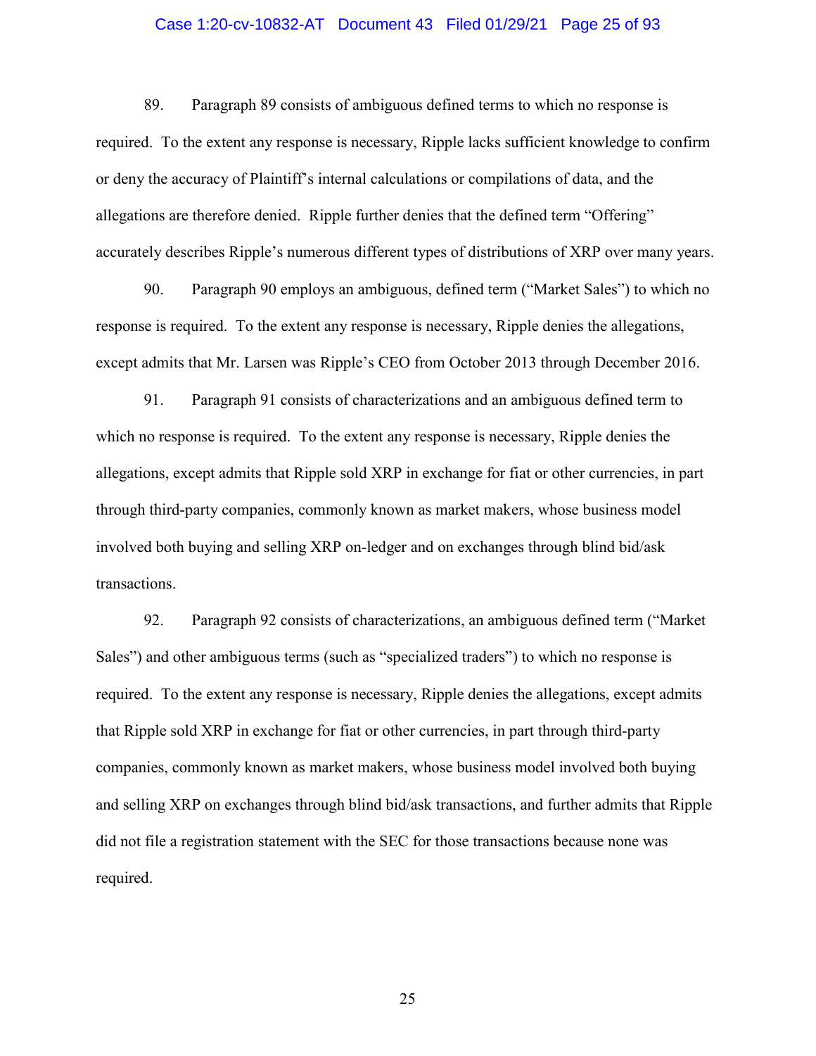89. Paragraph 89 consists of ambiguous defined terms to which no response is required. To the extent any response is necessary, Ripple lacks sufficient knowledge to confirm or deny the accuracy of Plaintiff's internal calculations or compilations of data, and the allegations are therefore denied. Ripple further denies that the defined term "Offering" accurately describes Ripple's numerous different types of distributions of XRP over many years.

90. Paragraph 90 employs an ambiguous, defined term ("Market Sales") to which no response is required. To the extent any response is necessary, Ripple denies the allegations, except admits that Mr. Larsen was Ripple's CEO from October 2013 through December 2016.

91. Paragraph 91 consists of characterizations and an ambiguous defined term to which no response is required. To the extent any response is necessary, Ripple denies the allegations, except admits that Ripple sold XRP in exchange for fiat or other currencies, in part through third-party companies, commonly known as market makers, whose business model involved both buying and selling XRP on-ledger and on exchanges through blind bid/ask transactions.

92. Paragraph 92 consists of characterizations, an ambiguous defined term ("Market Sales") and other ambiguous terms (such as "specialized traders") to which no response is required. To the extent any response is necessary, Ripple denies the allegations, except admits that Ripple sold XRP in exchange for fiat or other currencies, in part through third-party companies, commonly known as market makers, whose business model involved both buying and selling XRP on exchanges through blind bid/ask transactions, and further admits that Ripple did not file a registration statement with the SEC for those transactions because none was required.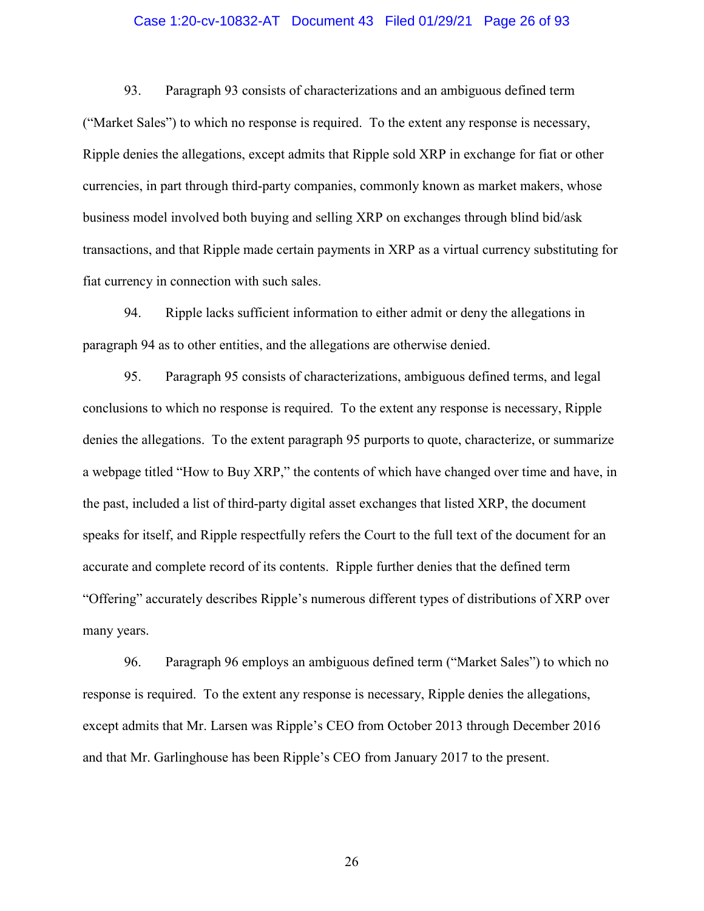93. Paragraph 93 consists of characterizations and an ambiguous defined term ("Market Sales") to which no response is required. To the extent any response is necessary, Ripple denies the allegations, except admits that Ripple sold XRP in exchange for fiat or other currencies, in part through third-party companies, commonly known as market makers, whose business model involved both buying and selling XRP on exchanges through blind bid/ask transactions, and that Ripple made certain payments in XRP as a virtual currency substituting for fiat currency in connection with such sales.

94. Ripple lacks sufficient information to either admit or deny the allegations in paragraph 94 as to other entities, and the allegations are otherwise denied.

95. Paragraph 95 consists of characterizations, ambiguous defined terms, and legal conclusions to which no response is required. To the extent any response is necessary, Ripple denies the allegations. To the extent paragraph 95 purports to quote, characterize, or summarize a webpage titled "How to Buy XRP," the contents of which have changed over time and have, in the past, included a list of third-party digital asset exchanges that listed XRP, the document speaks for itself, and Ripple respectfully refers the Court to the full text of the document for an accurate and complete record of its contents. Ripple further denies that the defined term "Offering" accurately describes Ripple's numerous different types of distributions of XRP over many years.

96. Paragraph 96 employs an ambiguous defined term ("Market Sales") to which no response is required. To the extent any response is necessary, Ripple denies the allegations, except admits that Mr. Larsen was Ripple's CEO from October 2013 through December 2016 and that Mr. Garlinghouse has been Ripple's CEO from January 2017 to the present.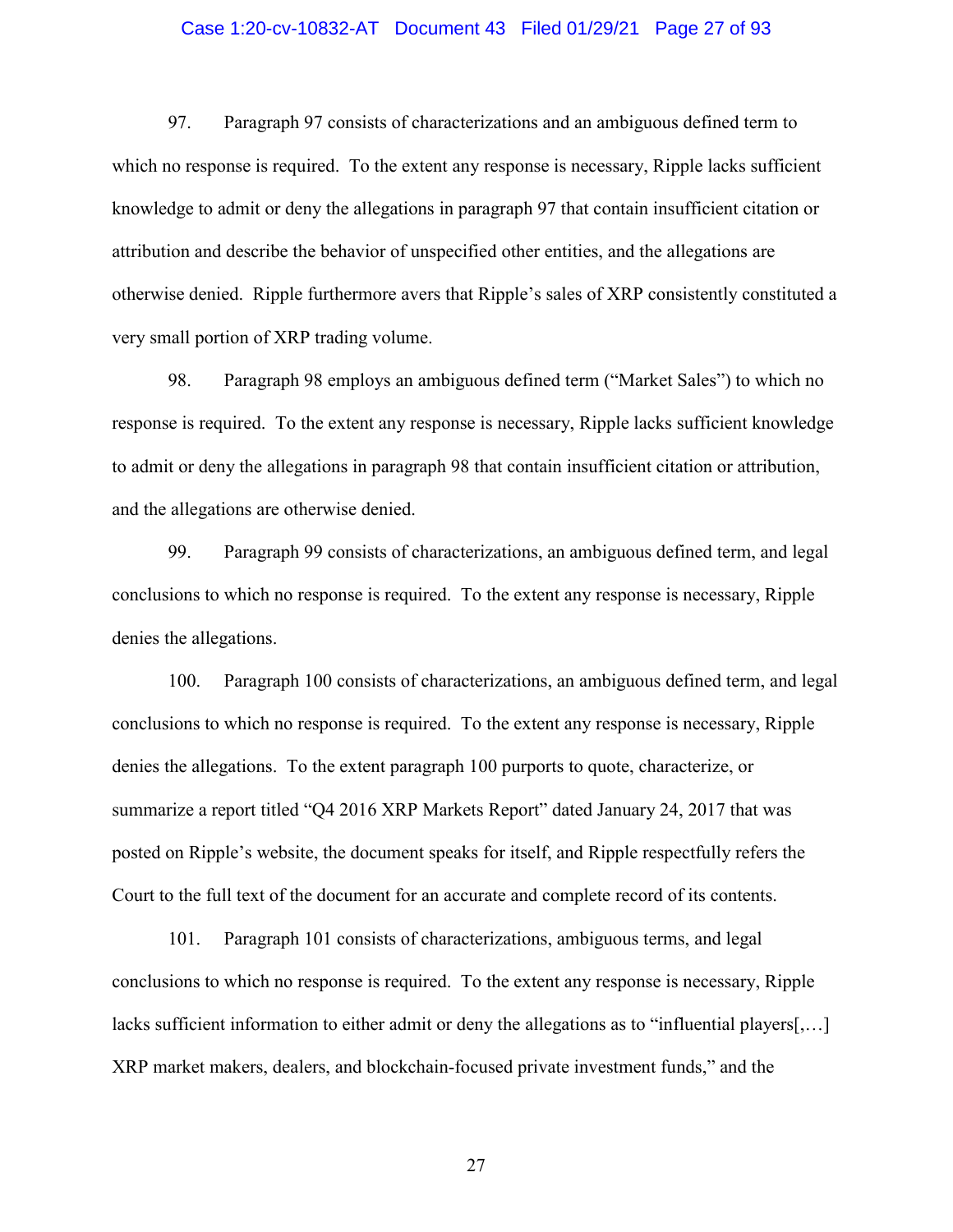97. Paragraph 97 consists of characterizations and an ambiguous defined term to which no response is required. To the extent any response is necessary, Ripple lacks sufficient knowledge to admit or deny the allegations in paragraph 97 that contain insufficient citation or attribution and describe the behavior of unspecified other entities, and the allegations are otherwise denied. Ripple furthermore avers that Ripple's sales of XRP consistently constituted a very small portion of XRP trading volume.

98. Paragraph 98 employs an ambiguous defined term ("Market Sales") to which no response is required. To the extent any response is necessary, Ripple lacks sufficient knowledge to admit or deny the allegations in paragraph 98 that contain insufficient citation or attribution, and the allegations are otherwise denied.

99. Paragraph 99 consists of characterizations, an ambiguous defined term, and legal conclusions to which no response is required. To the extent any response is necessary, Ripple denies the allegations.

100. Paragraph 100 consists of characterizations, an ambiguous defined term, and legal conclusions to which no response is required. To the extent any response is necessary, Ripple denies the allegations. To the extent paragraph 100 purports to quote, characterize, or summarize a report titled "Q4 2016 XRP Markets Report" dated January 24, 2017 that was posted on Ripple's website, the document speaks for itself, and Ripple respectfully refers the Court to the full text of the document for an accurate and complete record of its contents.

101. Paragraph 101 consists of characterizations, ambiguous terms, and legal conclusions to which no response is required. To the extent any response is necessary, Ripple lacks sufficient information to either admit or deny the allegations as to "influential players[,…] XRP market makers, dealers, and blockchain-focused private investment funds," and the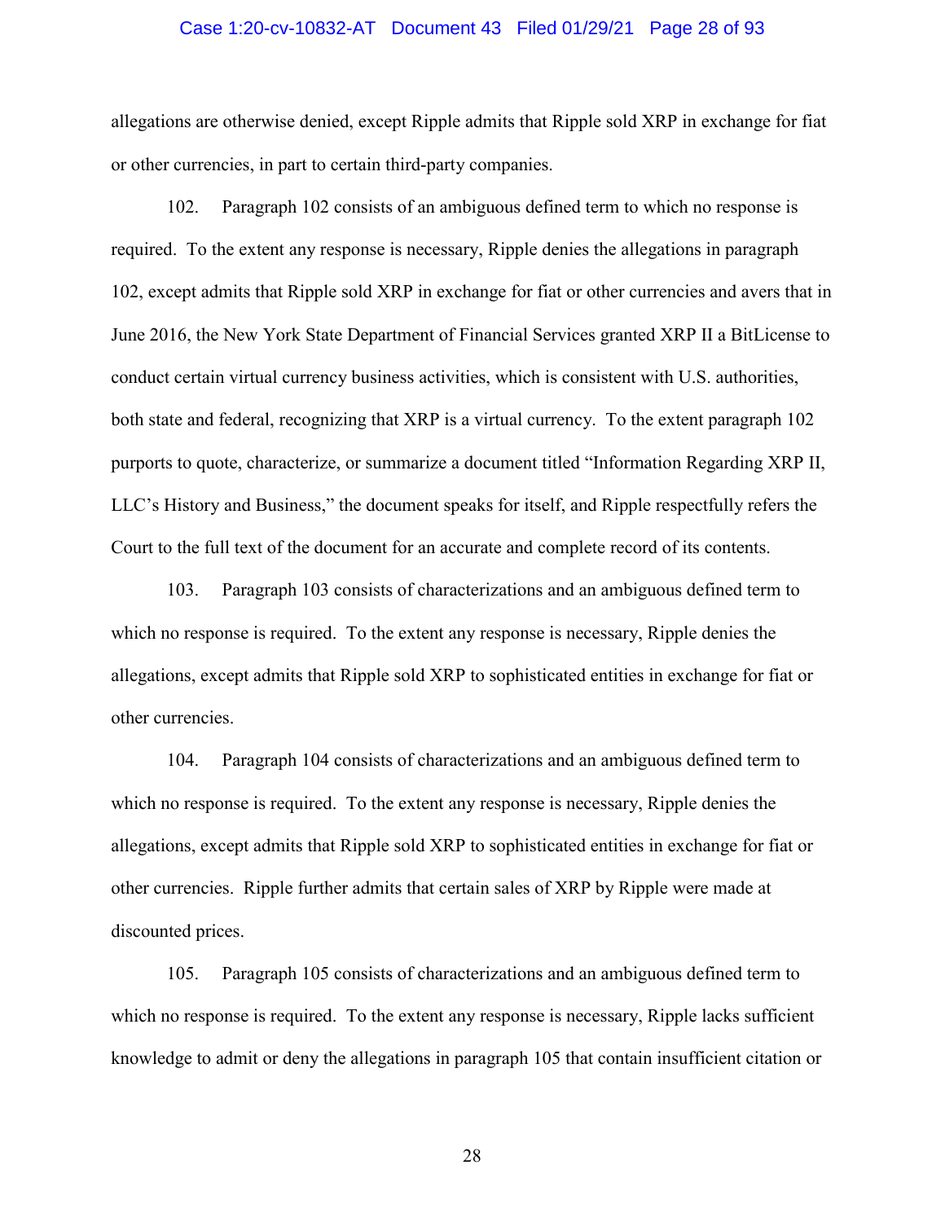allegations are otherwise denied, except Ripple admits that Ripple sold XRP in exchange for fiat or other currencies, in part to certain third-party companies.

102. Paragraph 102 consists of an ambiguous defined term to which no response is required. To the extent any response is necessary, Ripple denies the allegations in paragraph 102, except admits that Ripple sold XRP in exchange for fiat or other currencies and avers that in June 2016, the New York State Department of Financial Services granted XRP II a BitLicense to conduct certain virtual currency business activities, which is consistent with U.S. authorities, both state and federal, recognizing that XRP is a virtual currency. To the extent paragraph 102 purports to quote, characterize, or summarize a document titled "Information Regarding XRP II, LLC's History and Business," the document speaks for itself, and Ripple respectfully refers the Court to the full text of the document for an accurate and complete record of its contents.

103. Paragraph 103 consists of characterizations and an ambiguous defined term to which no response is required. To the extent any response is necessary, Ripple denies the allegations, except admits that Ripple sold XRP to sophisticated entities in exchange for fiat or other currencies.

104. Paragraph 104 consists of characterizations and an ambiguous defined term to which no response is required. To the extent any response is necessary, Ripple denies the allegations, except admits that Ripple sold XRP to sophisticated entities in exchange for fiat or other currencies. Ripple further admits that certain sales of XRP by Ripple were made at discounted prices.

105. Paragraph 105 consists of characterizations and an ambiguous defined term to which no response is required. To the extent any response is necessary, Ripple lacks sufficient knowledge to admit or deny the allegations in paragraph 105 that contain insufficient citation or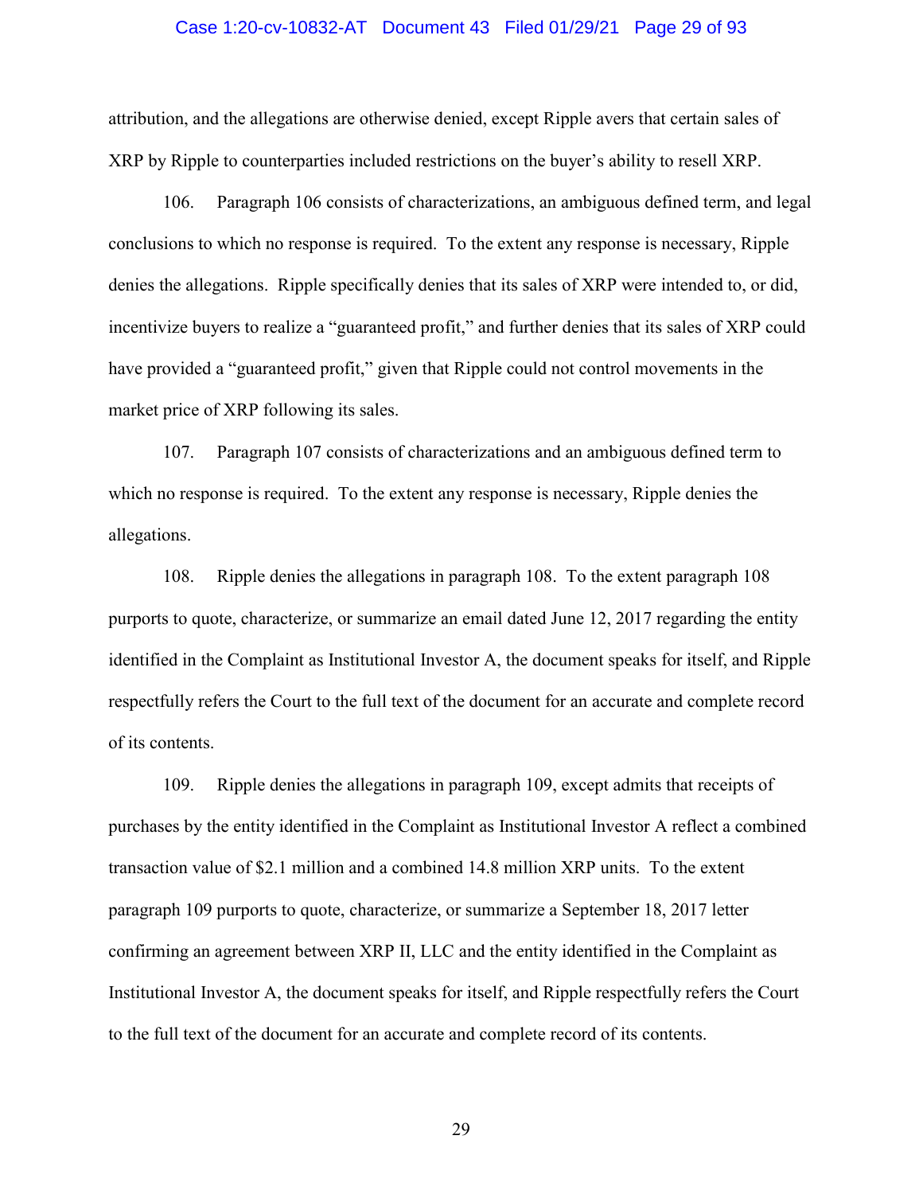attribution, and the allegations are otherwise denied, except Ripple avers that certain sales of XRP by Ripple to counterparties included restrictions on the buyer's ability to resell XRP.

106. Paragraph 106 consists of characterizations, an ambiguous defined term, and legal conclusions to which no response is required. To the extent any response is necessary, Ripple denies the allegations. Ripple specifically denies that its sales of XRP were intended to, or did, incentivize buyers to realize a "guaranteed profit," and further denies that its sales of XRP could have provided a "guaranteed profit," given that Ripple could not control movements in the market price of XRP following its sales.

107. Paragraph 107 consists of characterizations and an ambiguous defined term to which no response is required. To the extent any response is necessary, Ripple denies the allegations.

108. Ripple denies the allegations in paragraph 108. To the extent paragraph 108 purports to quote, characterize, or summarize an email dated June 12, 2017 regarding the entity identified in the Complaint as Institutional Investor A, the document speaks for itself, and Ripple respectfully refers the Court to the full text of the document for an accurate and complete record of its contents.

109. Ripple denies the allegations in paragraph 109, except admits that receipts of purchases by the entity identified in the Complaint as Institutional Investor A reflect a combined transaction value of $2.1 million and a combined 14.8 million XRP units. To the extent paragraph 109 purports to quote, characterize, or summarize a September 18, 2017 letter confirming an agreement between XRP II, LLC and the entity identified in the Complaint as Institutional Investor A, the document speaks for itself, and Ripple respectfully refers the Court to the full text of the document for an accurate and complete record of its contents.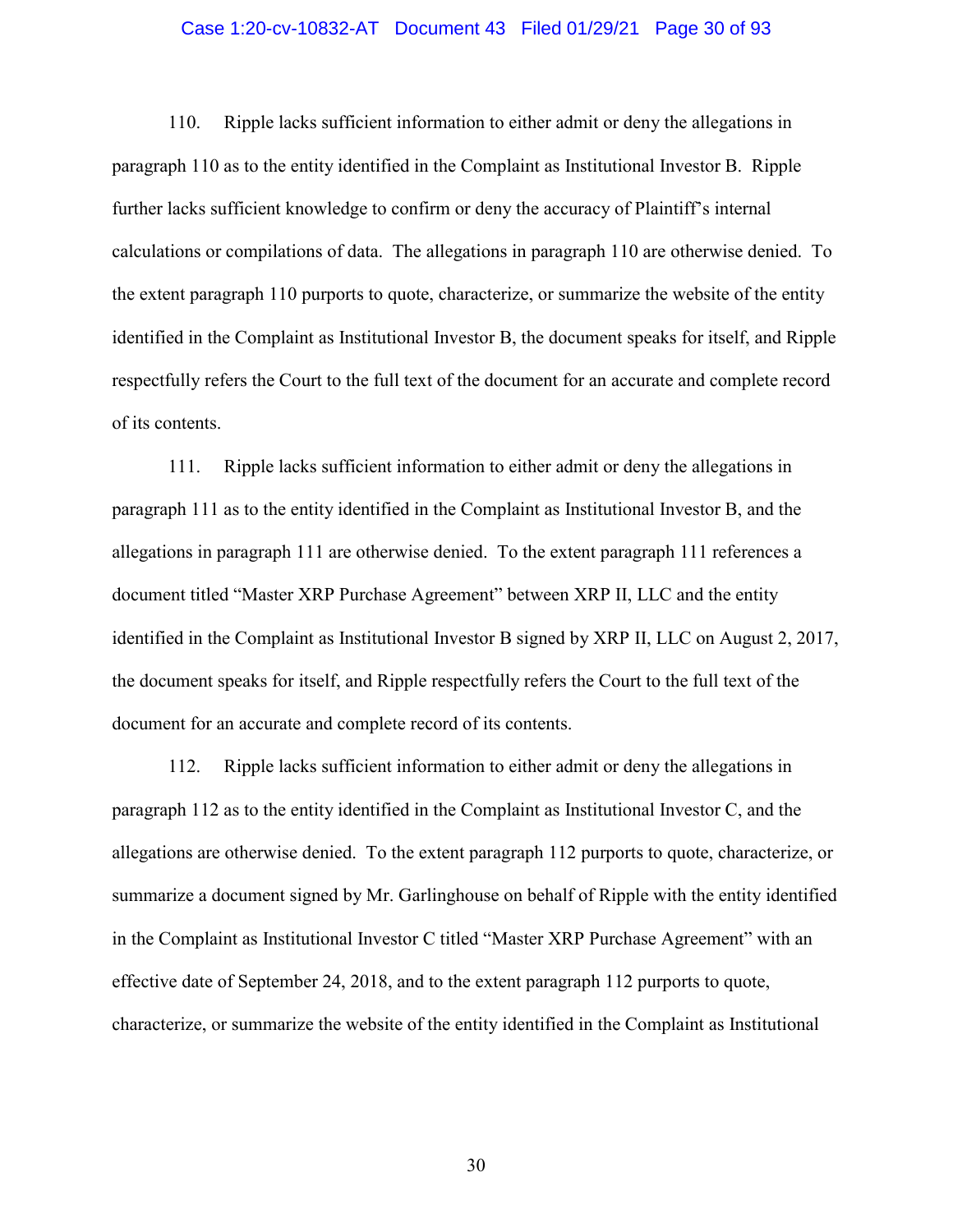110. Ripple lacks sufficient information to either admit or deny the allegations in paragraph 110 as to the entity identified in the Complaint as Institutional Investor B. Ripple further lacks sufficient knowledge to confirm or deny the accuracy of Plaintiff's internal calculations or compilations of data. The allegations in paragraph 110 are otherwise denied. To the extent paragraph 110 purports to quote, characterize, or summarize the website of the entity identified in the Complaint as Institutional Investor B, the document speaks for itself, and Ripple respectfully refers the Court to the full text of the document for an accurate and complete record of its contents.

111. Ripple lacks sufficient information to either admit or deny the allegations in paragraph 111 as to the entity identified in the Complaint as Institutional Investor B, and the allegations in paragraph 111 are otherwise denied. To the extent paragraph 111 references a document titled "Master XRP Purchase Agreement" between XRP II, LLC and the entity identified in the Complaint as Institutional Investor B signed by XRP II, LLC on August 2, 2017, the document speaks for itself, and Ripple respectfully refers the Court to the full text of the document for an accurate and complete record of its contents.

112. Ripple lacks sufficient information to either admit or deny the allegations in paragraph 112 as to the entity identified in the Complaint as Institutional Investor C, and the allegations are otherwise denied. To the extent paragraph 112 purports to quote, characterize, or summarize a document signed by Mr. Garlinghouse on behalf of Ripple with the entity identified in the Complaint as Institutional Investor C titled "Master XRP Purchase Agreement" with an effective date of September 24, 2018, and to the extent paragraph 112 purports to quote, characterize, or summarize the website of the entity identified in the Complaint as Institutional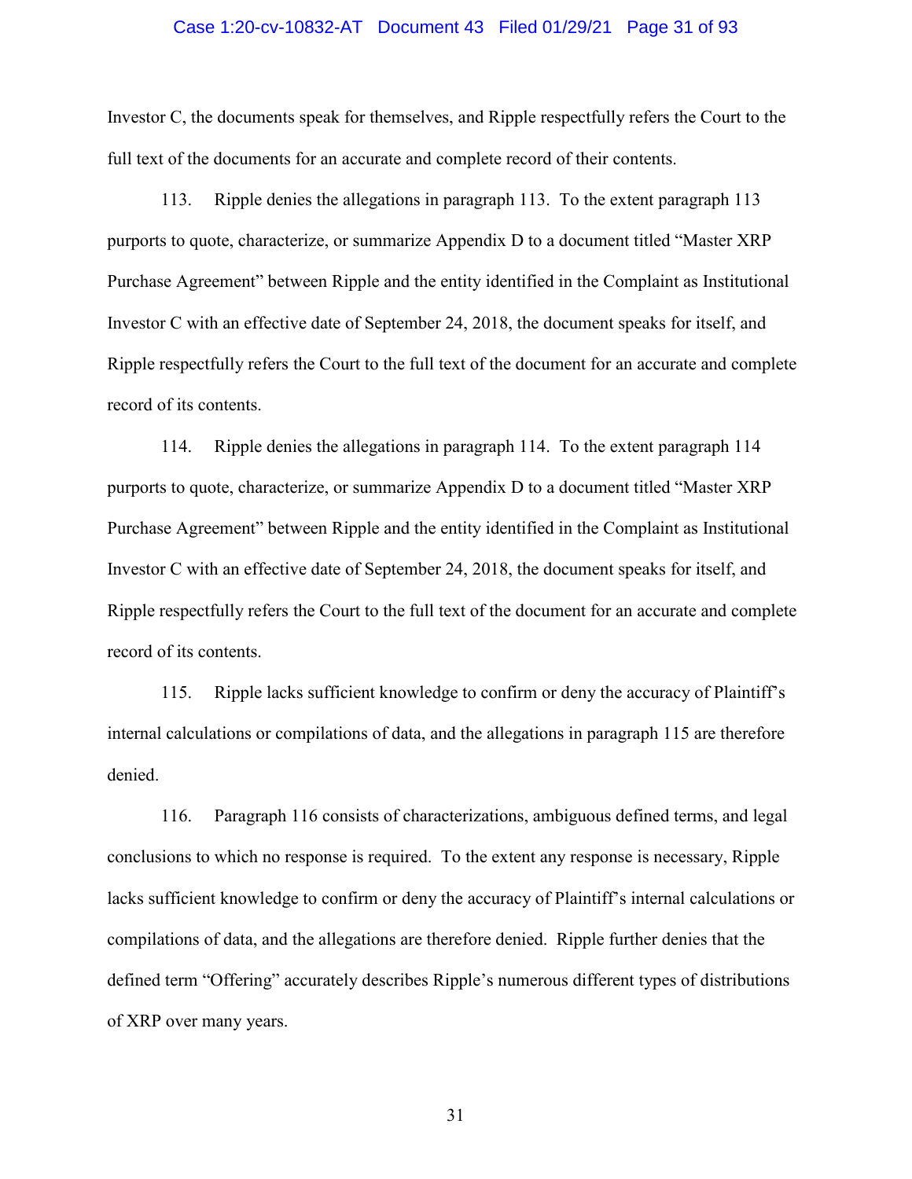Investor C, the documents speak for themselves, and Ripple respectfully refers the Court to the full text of the documents for an accurate and complete record of their contents.

113. Ripple denies the allegations in paragraph 113. To the extent paragraph 113 purports to quote, characterize, or summarize Appendix D to a document titled "Master XRP Purchase Agreement" between Ripple and the entity identified in the Complaint as Institutional Investor C with an effective date of September 24, 2018, the document speaks for itself, and Ripple respectfully refers the Court to the full text of the document for an accurate and complete record of its contents.

114. Ripple denies the allegations in paragraph 114. To the extent paragraph 114 purports to quote, characterize, or summarize Appendix D to a document titled "Master XRP Purchase Agreement" between Ripple and the entity identified in the Complaint as Institutional Investor C with an effective date of September 24, 2018, the document speaks for itself, and Ripple respectfully refers the Court to the full text of the document for an accurate and complete record of its contents.

115. Ripple lacks sufficient knowledge to confirm or deny the accuracy of Plaintiff's internal calculations or compilations of data, and the allegations in paragraph 115 are therefore denied.

116. Paragraph 116 consists of characterizations, ambiguous defined terms, and legal conclusions to which no response is required. To the extent any response is necessary, Ripple lacks sufficient knowledge to confirm or deny the accuracy of Plaintiff's internal calculations or compilations of data, and the allegations are therefore denied. Ripple further denies that the defined term "Offering" accurately describes Ripple's numerous different types of distributions of XRP over many years.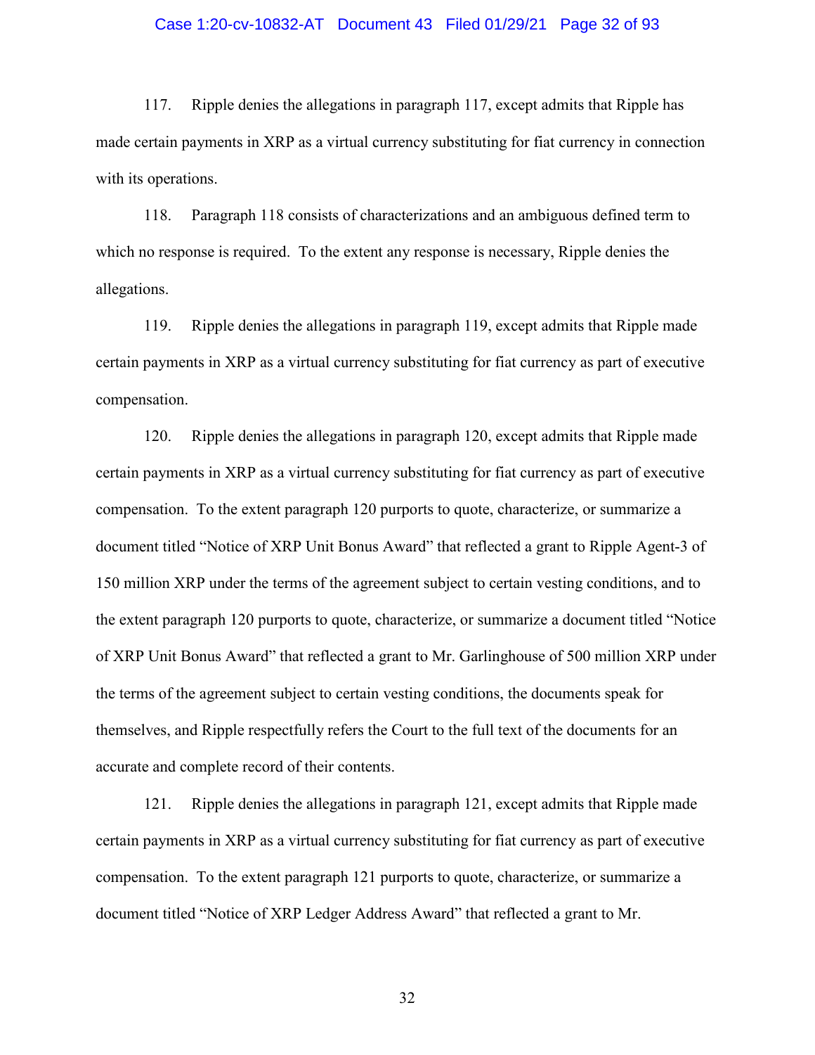117. Ripple denies the allegations in paragraph 117, except admits that Ripple has made certain payments in XRP as a virtual currency substituting for fiat currency in connection with its operations.

118. Paragraph 118 consists of characterizations and an ambiguous defined term to which no response is required. To the extent any response is necessary, Ripple denies the allegations.

119. Ripple denies the allegations in paragraph 119, except admits that Ripple made certain payments in XRP as a virtual currency substituting for fiat currency as part of executive compensation.

120. Ripple denies the allegations in paragraph 120, except admits that Ripple made certain payments in XRP as a virtual currency substituting for fiat currency as part of executive compensation. To the extent paragraph 120 purports to quote, characterize, or summarize a document titled "Notice of XRP Unit Bonus Award" that reflected a grant to Ripple Agent-3 of 150 million XRP under the terms of the agreement subject to certain vesting conditions, and to the extent paragraph 120 purports to quote, characterize, or summarize a document titled "Notice of XRP Unit Bonus Award" that reflected a grant to Mr. Garlinghouse of 500 million XRP under the terms of the agreement subject to certain vesting conditions, the documents speak for themselves, and Ripple respectfully refers the Court to the full text of the documents for an accurate and complete record of their contents.

121. Ripple denies the allegations in paragraph 121, except admits that Ripple made certain payments in XRP as a virtual currency substituting for fiat currency as part of executive compensation. To the extent paragraph 121 purports to quote, characterize, or summarize a document titled "Notice of XRP Ledger Address Award" that reflected a grant to Mr.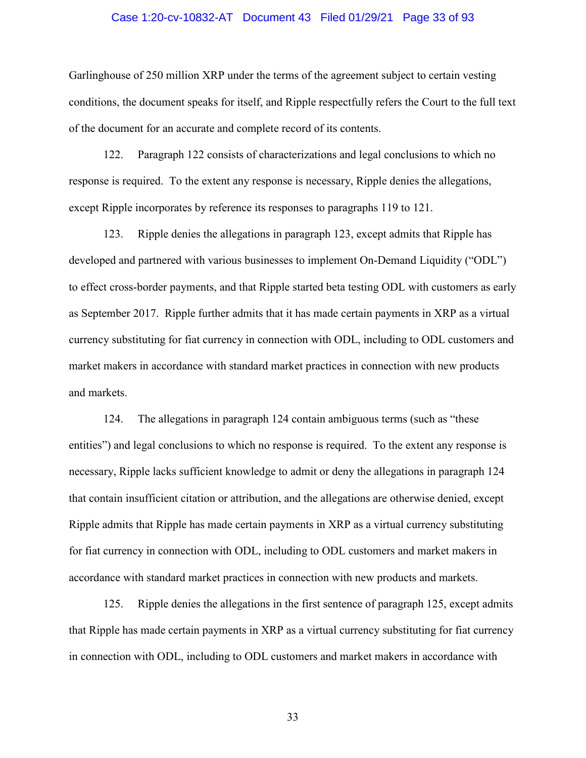Garlinghouse of 250 million XRP under the terms of the agreement subject to certain vesting conditions, the document speaks for itself, and Ripple respectfully refers the Court to the full text of the document for an accurate and complete record of its contents.

122. Paragraph 122 consists of characterizations and legal conclusions to which no response is required. To the extent any response is necessary, Ripple denies the allegations, except Ripple incorporates by reference its responses to paragraphs 119 to 121.

123. Ripple denies the allegations in paragraph 123, except admits that Ripple has developed and partnered with various businesses to implement On-Demand Liquidity ("ODL") to effect cross-border payments, and that Ripple started beta testing ODL with customers as early as September 2017. Ripple further admits that it has made certain payments in XRP as a virtual currency substituting for fiat currency in connection with ODL, including to ODL customers and market makers in accordance with standard market practices in connection with new products and markets.

124. The allegations in paragraph 124 contain ambiguous terms (such as "these entities") and legal conclusions to which no response is required. To the extent any response is necessary, Ripple lacks sufficient knowledge to admit or deny the allegations in paragraph 124 that contain insufficient citation or attribution, and the allegations are otherwise denied, except Ripple admits that Ripple has made certain payments in XRP as a virtual currency substituting for fiat currency in connection with ODL, including to ODL customers and market makers in accordance with standard market practices in connection with new products and markets.

125. Ripple denies the allegations in the first sentence of paragraph 125, except admits that Ripple has made certain payments in XRP as a virtual currency substituting for fiat currency in connection with ODL, including to ODL customers and market makers in accordance with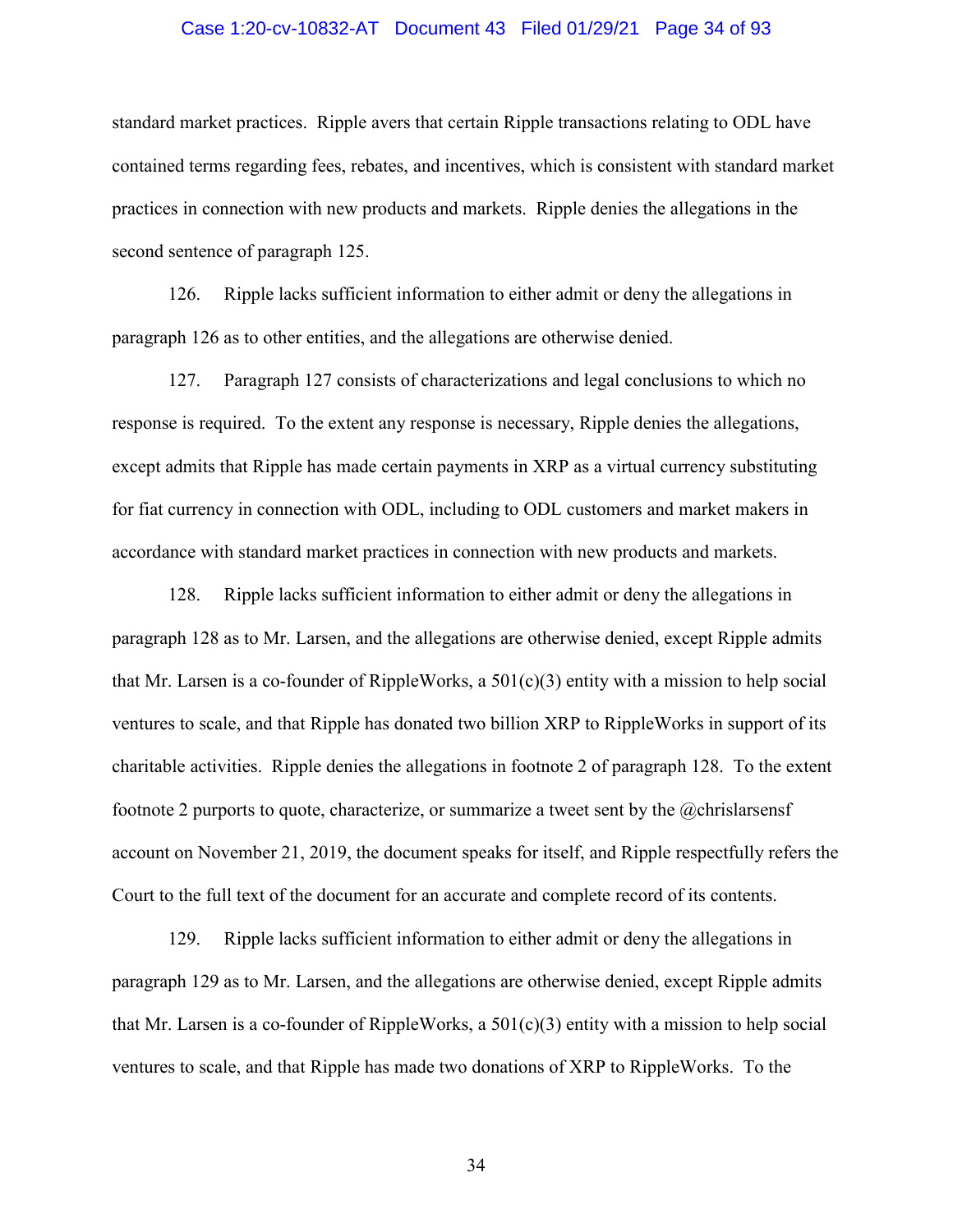standard market practices. Ripple avers that certain Ripple transactions relating to ODL have contained terms regarding fees, rebates, and incentives, which is consistent with standard market practices in connection with new products and markets. Ripple denies the allegations in the second sentence of paragraph 125.

126. Ripple lacks sufficient information to either admit or deny the allegations in paragraph 126 as to other entities, and the allegations are otherwise denied.

127. Paragraph 127 consists of characterizations and legal conclusions to which no response is required. To the extent any response is necessary, Ripple denies the allegations, except admits that Ripple has made certain payments in XRP as a virtual currency substituting for fiat currency in connection with ODL, including to ODL customers and market makers in accordance with standard market practices in connection with new products and markets.

128. Ripple lacks sufficient information to either admit or deny the allegations in paragraph 128 as to Mr. Larsen, and the allegations are otherwise denied, except Ripple admits that Mr. Larsen is a co-founder of RippleWorks, a 501(c)(3) entity with a mission to help social ventures to scale, and that Ripple has donated two billion XRP to RippleWorks in support of its charitable activities. Ripple denies the allegations in footnote 2 of paragraph 128. To the extent footnote 2 purports to quote, characterize, or summarize a tweet sent by the @chrislarsensf account on November 21, 2019, the document speaks for itself, and Ripple respectfully refers the Court to the full text of the document for an accurate and complete record of its contents.

129. Ripple lacks sufficient information to either admit or deny the allegations in paragraph 129 as to Mr. Larsen, and the allegations are otherwise denied, except Ripple admits that Mr. Larsen is a co-founder of RippleWorks, a 501(c)(3) entity with a mission to help social ventures to scale, and that Ripple has made two donations of XRP to RippleWorks. To the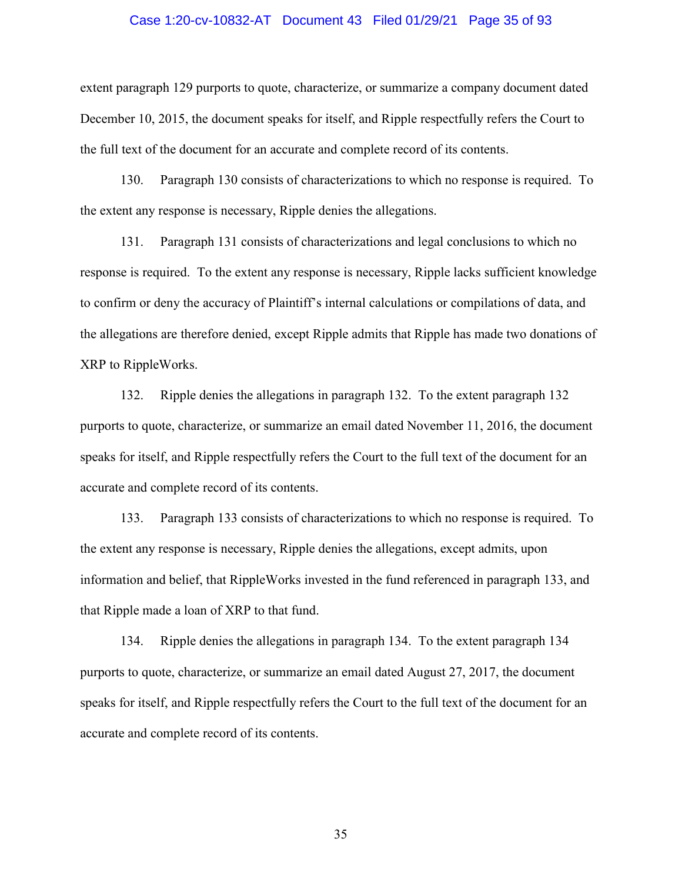extent paragraph 129 purports to quote, characterize, or summarize a company document dated December 10, 2015, the document speaks for itself, and Ripple respectfully refers the Court to the full text of the document for an accurate and complete record of its contents.

130. Paragraph 130 consists of characterizations to which no response is required. To the extent any response is necessary, Ripple denies the allegations.

131. Paragraph 131 consists of characterizations and legal conclusions to which no response is required. To the extent any response is necessary, Ripple lacks sufficient knowledge to confirm or deny the accuracy of Plaintiff's internal calculations or compilations of data, and the allegations are therefore denied, except Ripple admits that Ripple has made two donations of XRP to RippleWorks.

132. Ripple denies the allegations in paragraph 132. To the extent paragraph 132 purports to quote, characterize, or summarize an email dated November 11, 2016, the document speaks for itself, and Ripple respectfully refers the Court to the full text of the document for an accurate and complete record of its contents.

133. Paragraph 133 consists of characterizations to which no response is required. To the extent any response is necessary, Ripple denies the allegations, except admits, upon information and belief, that RippleWorks invested in the fund referenced in paragraph 133, and that Ripple made a loan of XRP to that fund.

134. Ripple denies the allegations in paragraph 134. To the extent paragraph 134 purports to quote, characterize, or summarize an email dated August 27, 2017, the document speaks for itself, and Ripple respectfully refers the Court to the full text of the document for an accurate and complete record of its contents.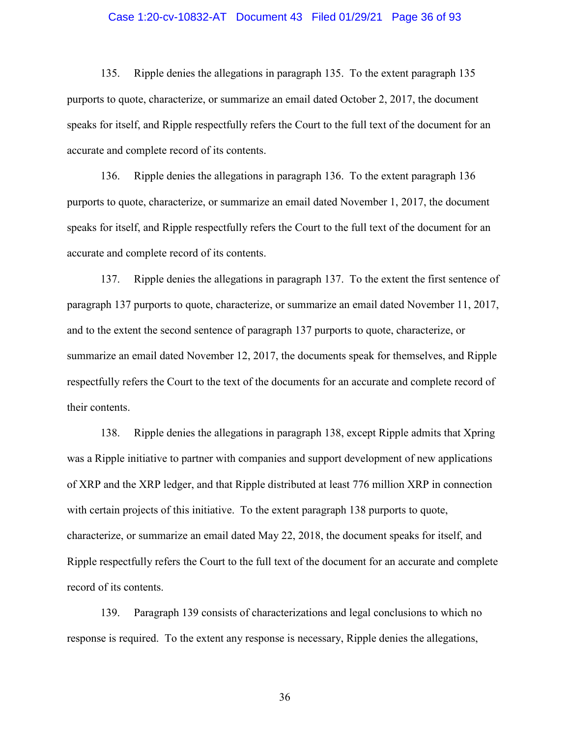135. Ripple denies the allegations in paragraph 135. To the extent paragraph 135 purports to quote, characterize, or summarize an email dated October 2, 2017, the document speaks for itself, and Ripple respectfully refers the Court to the full text of the document for an accurate and complete record of its contents.

136. Ripple denies the allegations in paragraph 136. To the extent paragraph 136 purports to quote, characterize, or summarize an email dated November 1, 2017, the document speaks for itself, and Ripple respectfully refers the Court to the full text of the document for an accurate and complete record of its contents.

137. Ripple denies the allegations in paragraph 137. To the extent the first sentence of paragraph 137 purports to quote, characterize, or summarize an email dated November 11, 2017, and to the extent the second sentence of paragraph 137 purports to quote, characterize, or summarize an email dated November 12, 2017, the documents speak for themselves, and Ripple respectfully refers the Court to the text of the documents for an accurate and complete record of their contents.

138. Ripple denies the allegations in paragraph 138, except Ripple admits that Xpring was a Ripple initiative to partner with companies and support development of new applications of XRP and the XRP ledger, and that Ripple distributed at least 776 million XRP in connection with certain projects of this initiative. To the extent paragraph 138 purports to quote, characterize, or summarize an email dated May 22, 2018, the document speaks for itself, and Ripple respectfully refers the Court to the full text of the document for an accurate and complete record of its contents.

139. Paragraph 139 consists of characterizations and legal conclusions to which no response is required. To the extent any response is necessary, Ripple denies the allegations,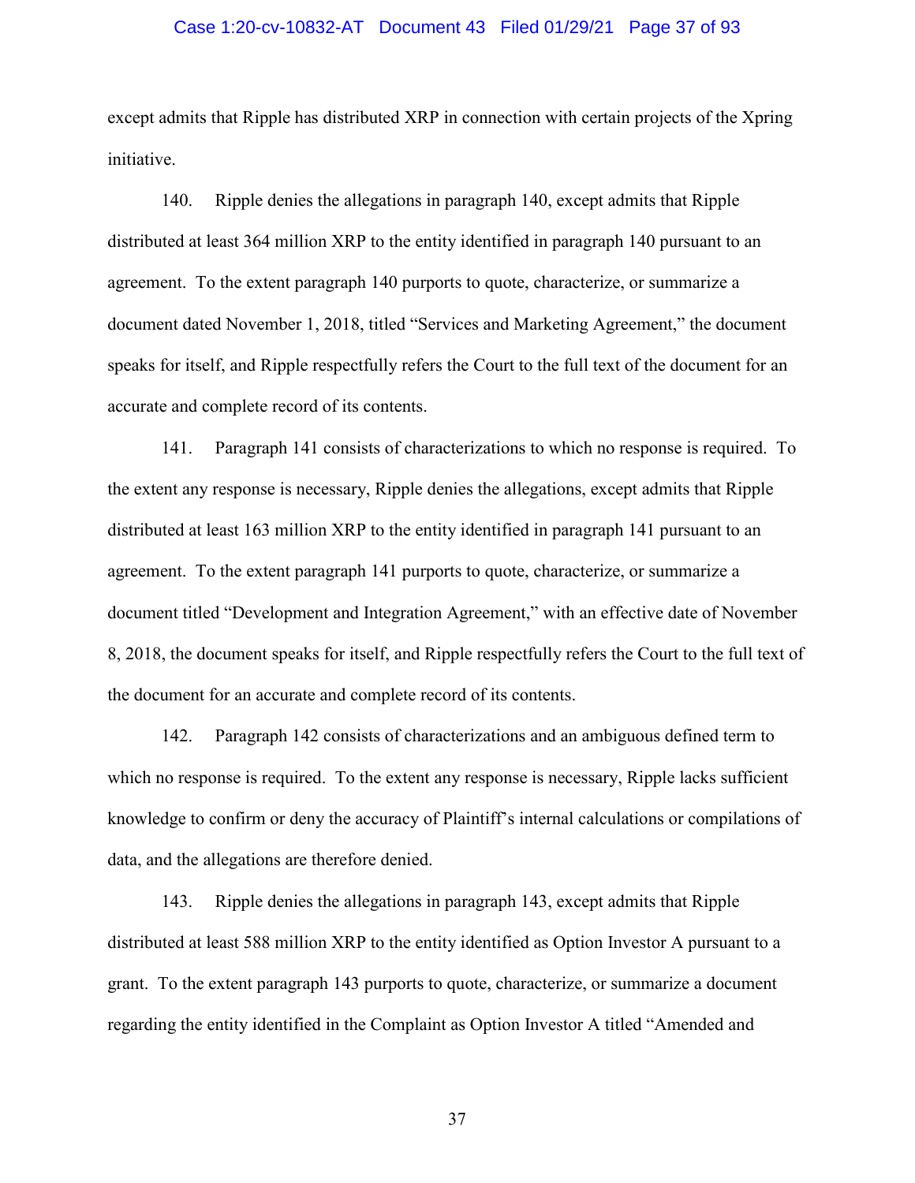except admits that Ripple has distributed XRP in connection with certain projects of the Xpring initiative.

140. Ripple denies the allegations in paragraph 140, except admits that Ripple distributed at least 364 million XRP to the entity identified in paragraph 140 pursuant to an agreement. To the extent paragraph 140 purports to quote, characterize, or summarize a document dated November 1, 2018, titled "Services and Marketing Agreement," the document speaks for itself, and Ripple respectfully refers the Court to the full text of the document for an accurate and complete record of its contents.

141. Paragraph 141 consists of characterizations to which no response is required. To the extent any response is necessary, Ripple denies the allegations, except admits that Ripple distributed at least 163 million XRP to the entity identified in paragraph 141 pursuant to an agreement. To the extent paragraph 141 purports to quote, characterize, or summarize a document titled "Development and Integration Agreement," with an effective date of November 8, 2018, the document speaks for itself, and Ripple respectfully refers the Court to the full text of the document for an accurate and complete record of its contents.

142. Paragraph 142 consists of characterizations and an ambiguous defined term to which no response is required. To the extent any response is necessary, Ripple lacks sufficient knowledge to confirm or deny the accuracy of Plaintiff's internal calculations or compilations of data, and the allegations are therefore denied.

143. Ripple denies the allegations in paragraph 143, except admits that Ripple distributed at least 588 million XRP to the entity identified as Option Investor A pursuant to a grant. To the extent paragraph 143 purports to quote, characterize, or summarize a document regarding the entity identified in the Complaint as Option Investor A titled "Amended and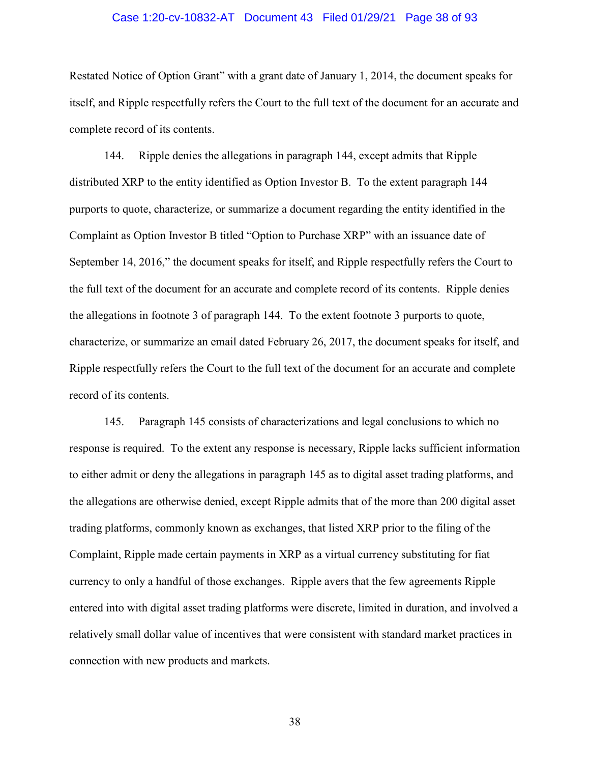Restated Notice of Option Grant" with a grant date of January 1, 2014, the document speaks for itself, and Ripple respectfully refers the Court to the full text of the document for an accurate and complete record of its contents.

144. Ripple denies the allegations in paragraph 144, except admits that Ripple distributed XRP to the entity identified as Option Investor B. To the extent paragraph 144 purports to quote, characterize, or summarize a document regarding the entity identified in the Complaint as Option Investor B titled "Option to Purchase XRP" with an issuance date of September 14, 2016," the document speaks for itself, and Ripple respectfully refers the Court to the full text of the document for an accurate and complete record of its contents. Ripple denies the allegations in footnote 3 of paragraph 144. To the extent footnote 3 purports to quote, characterize, or summarize an email dated February 26, 2017, the document speaks for itself, and Ripple respectfully refers the Court to the full text of the document for an accurate and complete record of its contents.

145. Paragraph 145 consists of characterizations and legal conclusions to which no response is required. To the extent any response is necessary, Ripple lacks sufficient information to either admit or deny the allegations in paragraph 145 as to digital asset trading platforms, and the allegations are otherwise denied, except Ripple admits that of the more than 200 digital asset trading platforms, commonly known as exchanges, that listed XRP prior to the filing of the Complaint, Ripple made certain payments in XRP as a virtual currency substituting for fiat currency to only a handful of those exchanges. Ripple avers that the few agreements Ripple entered into with digital asset trading platforms were discrete, limited in duration, and involved a relatively small dollar value of incentives that were consistent with standard market practices in connection with new products and markets.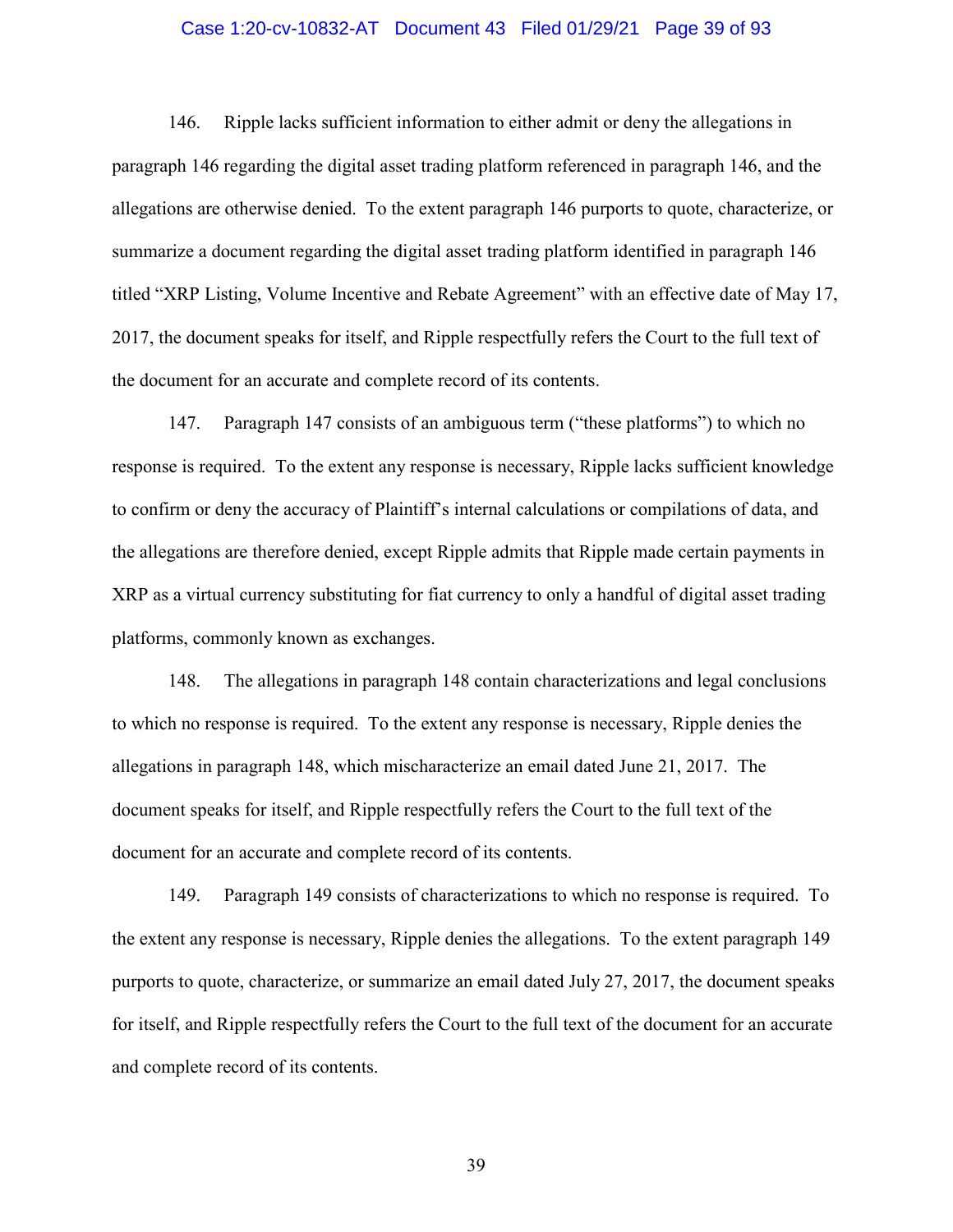146. Ripple lacks sufficient information to either admit or deny the allegations in paragraph 146 regarding the digital asset trading platform referenced in paragraph 146, and the allegations are otherwise denied. To the extent paragraph 146 purports to quote, characterize, or summarize a document regarding the digital asset trading platform identified in paragraph 146 titled "XRP Listing, Volume Incentive and Rebate Agreement" with an effective date of May 17, 2017, the document speaks for itself, and Ripple respectfully refers the Court to the full text of the document for an accurate and complete record of its contents.

147. Paragraph 147 consists of an ambiguous term ("these platforms") to which no response is required. To the extent any response is necessary, Ripple lacks sufficient knowledge to confirm or deny the accuracy of Plaintiff's internal calculations or compilations of data, and the allegations are therefore denied, except Ripple admits that Ripple made certain payments in XRP as a virtual currency substituting for fiat currency to only a handful of digital asset trading platforms, commonly known as exchanges.

148. The allegations in paragraph 148 contain characterizations and legal conclusions to which no response is required. To the extent any response is necessary, Ripple denies the allegations in paragraph 148, which mischaracterize an email dated June 21, 2017. The document speaks for itself, and Ripple respectfully refers the Court to the full text of the document for an accurate and complete record of its contents.

149. Paragraph 149 consists of characterizations to which no response is required. To the extent any response is necessary, Ripple denies the allegations. To the extent paragraph 149 purports to quote, characterize, or summarize an email dated July 27, 2017, the document speaks for itself, and Ripple respectfully refers the Court to the full text of the document for an accurate and complete record of its contents.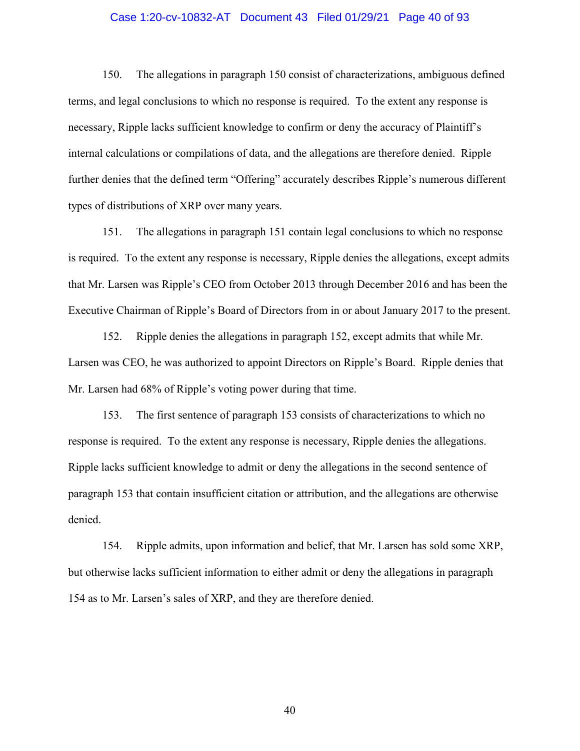150. The allegations in paragraph 150 consist of characterizations, ambiguous defined terms, and legal conclusions to which no response is required. To the extent any response is necessary, Ripple lacks sufficient knowledge to confirm or deny the accuracy of Plaintiff's internal calculations or compilations of data, and the allegations are therefore denied. Ripple further denies that the defined term "Offering" accurately describes Ripple's numerous different types of distributions of XRP over many years.

151. The allegations in paragraph 151 contain legal conclusions to which no response is required. To the extent any response is necessary, Ripple denies the allegations, except admits that Mr. Larsen was Ripple's CEO from October 2013 through December 2016 and has been the Executive Chairman of Ripple's Board of Directors from in or about January 2017 to the present.

152. Ripple denies the allegations in paragraph 152, except admits that while Mr. Larsen was CEO, he was authorized to appoint Directors on Ripple's Board. Ripple denies that Mr. Larsen had 68% of Ripple's voting power during that time.

153. The first sentence of paragraph 153 consists of characterizations to which no response is required. To the extent any response is necessary, Ripple denies the allegations. Ripple lacks sufficient knowledge to admit or deny the allegations in the second sentence of paragraph 153 that contain insufficient citation or attribution, and the allegations are otherwise denied.

154. Ripple admits, upon information and belief, that Mr. Larsen has sold some XRP, but otherwise lacks sufficient information to either admit or deny the allegations in paragraph 154 as to Mr. Larsen's sales of XRP, and they are therefore denied.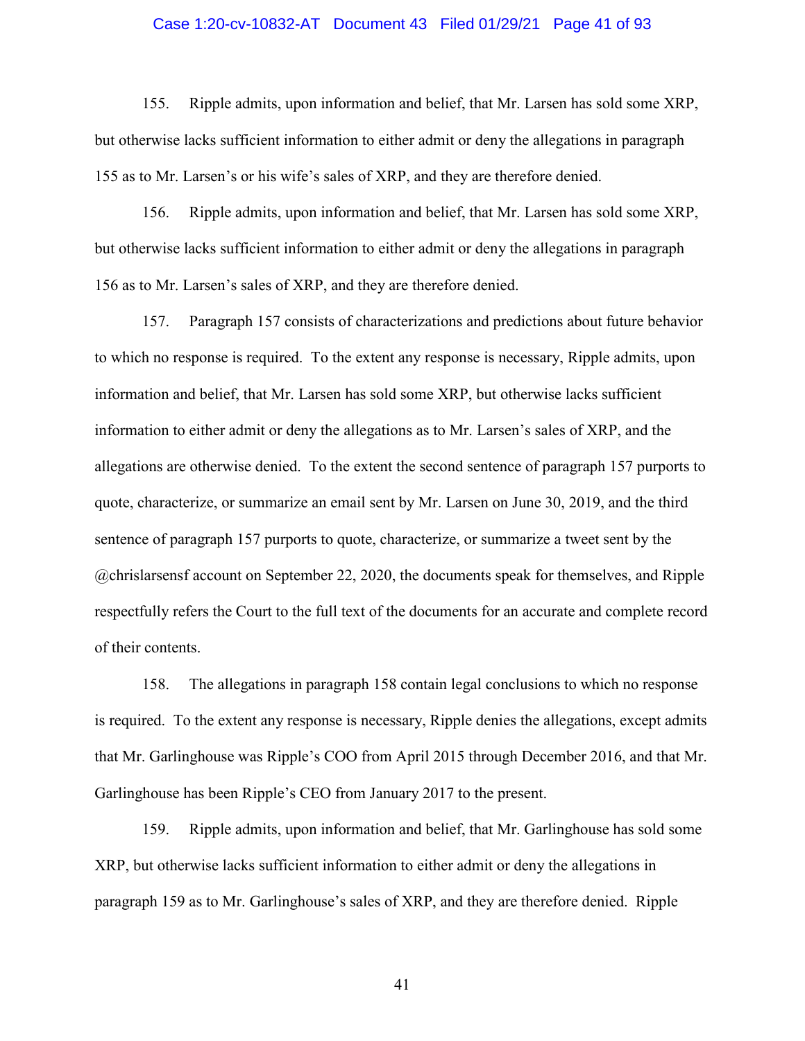155. Ripple admits, upon information and belief, that Mr. Larsen has sold some XRP, but otherwise lacks sufficient information to either admit or deny the allegations in paragraph 155 as to Mr. Larsen's or his wife's sales of XRP, and they are therefore denied.

156. Ripple admits, upon information and belief, that Mr. Larsen has sold some XRP, but otherwise lacks sufficient information to either admit or deny the allegations in paragraph 156 as to Mr. Larsen's sales of XRP, and they are therefore denied.

157. Paragraph 157 consists of characterizations and predictions about future behavior to which no response is required. To the extent any response is necessary, Ripple admits, upon information and belief, that Mr. Larsen has sold some XRP, but otherwise lacks sufficient information to either admit or deny the allegations as to Mr. Larsen's sales of XRP, and the allegations are otherwise denied. To the extent the second sentence of paragraph 157 purports to quote, characterize, or summarize an email sent by Mr. Larsen on June 30, 2019, and the third sentence of paragraph 157 purports to quote, characterize, or summarize a tweet sent by the @chrislarsensf account on September 22, 2020, the documents speak for themselves, and Ripple respectfully refers the Court to the full text of the documents for an accurate and complete record of their contents.

158. The allegations in paragraph 158 contain legal conclusions to which no response is required. To the extent any response is necessary, Ripple denies the allegations, except admits that Mr. Garlinghouse was Ripple's COO from April 2015 through December 2016, and that Mr. Garlinghouse has been Ripple's CEO from January 2017 to the present.

159. Ripple admits, upon information and belief, that Mr. Garlinghouse has sold some XRP, but otherwise lacks sufficient information to either admit or deny the allegations in paragraph 159 as to Mr. Garlinghouse's sales of XRP, and they are therefore denied. Ripple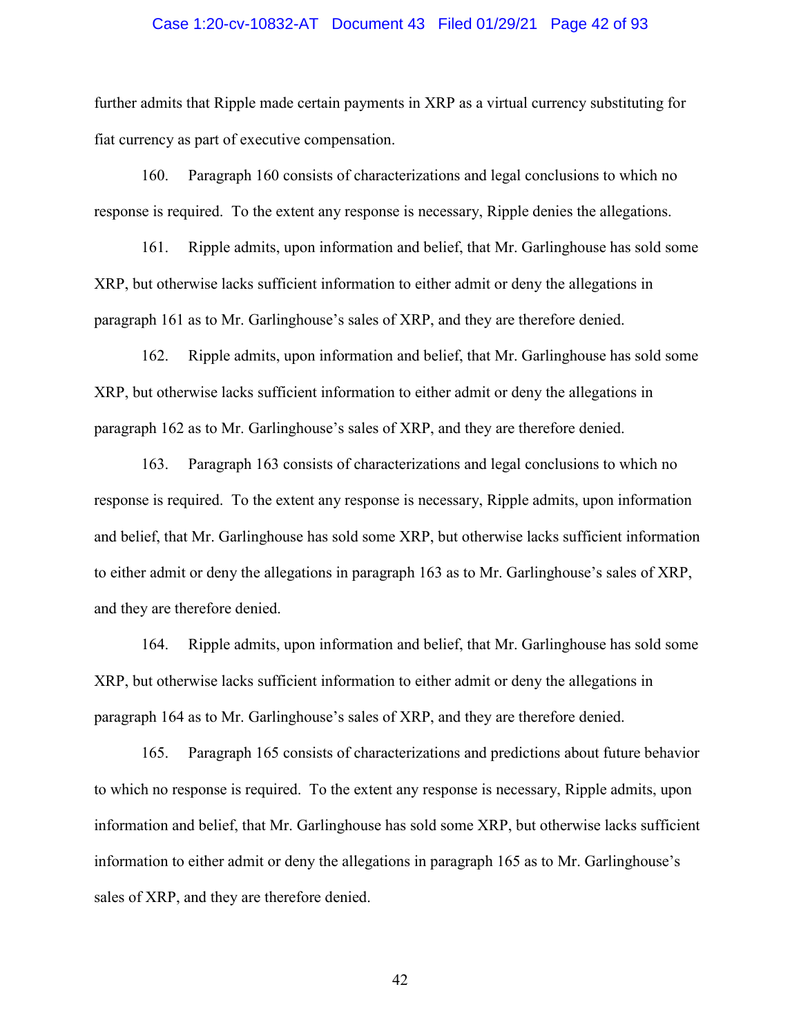further admits that Ripple made certain payments in XRP as a virtual currency substituting for fiat currency as part of executive compensation.

160. Paragraph 160 consists of characterizations and legal conclusions to which no response is required. To the extent any response is necessary, Ripple denies the allegations.

161. Ripple admits, upon information and belief, that Mr. Garlinghouse has sold some XRP, but otherwise lacks sufficient information to either admit or deny the allegations in paragraph 161 as to Mr. Garlinghouse's sales of XRP, and they are therefore denied.

162. Ripple admits, upon information and belief, that Mr. Garlinghouse has sold some XRP, but otherwise lacks sufficient information to either admit or deny the allegations in paragraph 162 as to Mr. Garlinghouse's sales of XRP, and they are therefore denied.

163. Paragraph 163 consists of characterizations and legal conclusions to which no response is required. To the extent any response is necessary, Ripple admits, upon information and belief, that Mr. Garlinghouse has sold some XRP, but otherwise lacks sufficient information to either admit or deny the allegations in paragraph 163 as to Mr. Garlinghouse's sales of XRP, and they are therefore denied.

164. Ripple admits, upon information and belief, that Mr. Garlinghouse has sold some XRP, but otherwise lacks sufficient information to either admit or deny the allegations in paragraph 164 as to Mr. Garlinghouse's sales of XRP, and they are therefore denied.

165. Paragraph 165 consists of characterizations and predictions about future behavior to which no response is required. To the extent any response is necessary, Ripple admits, upon information and belief, that Mr. Garlinghouse has sold some XRP, but otherwise lacks sufficient information to either admit or deny the allegations in paragraph 165 as to Mr. Garlinghouse's sales of XRP, and they are therefore denied.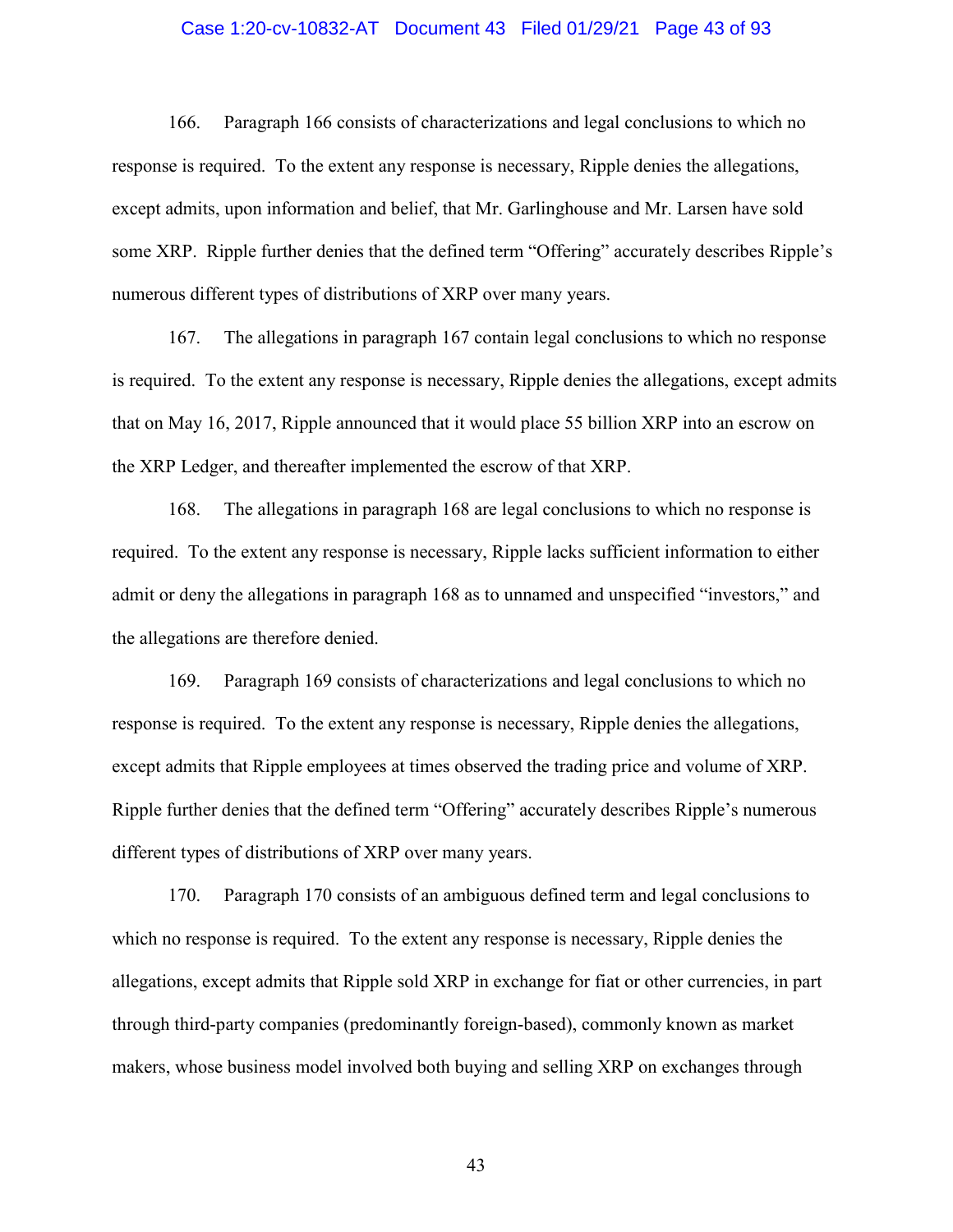166. Paragraph 166 consists of characterizations and legal conclusions to which no response is required. To the extent any response is necessary, Ripple denies the allegations, except admits, upon information and belief, that Mr. Garlinghouse and Mr. Larsen have sold some XRP. Ripple further denies that the defined term "Offering" accurately describes Ripple's numerous different types of distributions of XRP over many years.

167. The allegations in paragraph 167 contain legal conclusions to which no response is required. To the extent any response is necessary, Ripple denies the allegations, except admits that on May 16, 2017, Ripple announced that it would place 55 billion XRP into an escrow on the XRP Ledger, and thereafter implemented the escrow of that XRP.

168. The allegations in paragraph 168 are legal conclusions to which no response is required. To the extent any response is necessary, Ripple lacks sufficient information to either admit or deny the allegations in paragraph 168 as to unnamed and unspecified "investors," and the allegations are therefore denied.

169. Paragraph 169 consists of characterizations and legal conclusions to which no response is required. To the extent any response is necessary, Ripple denies the allegations, except admits that Ripple employees at times observed the trading price and volume of XRP. Ripple further denies that the defined term "Offering" accurately describes Ripple's numerous different types of distributions of XRP over many years.

170. Paragraph 170 consists of an ambiguous defined term and legal conclusions to which no response is required. To the extent any response is necessary, Ripple denies the allegations, except admits that Ripple sold XRP in exchange for fiat or other currencies, in part through third-party companies (predominantly foreign-based), commonly known as market makers, whose business model involved both buying and selling XRP on exchanges through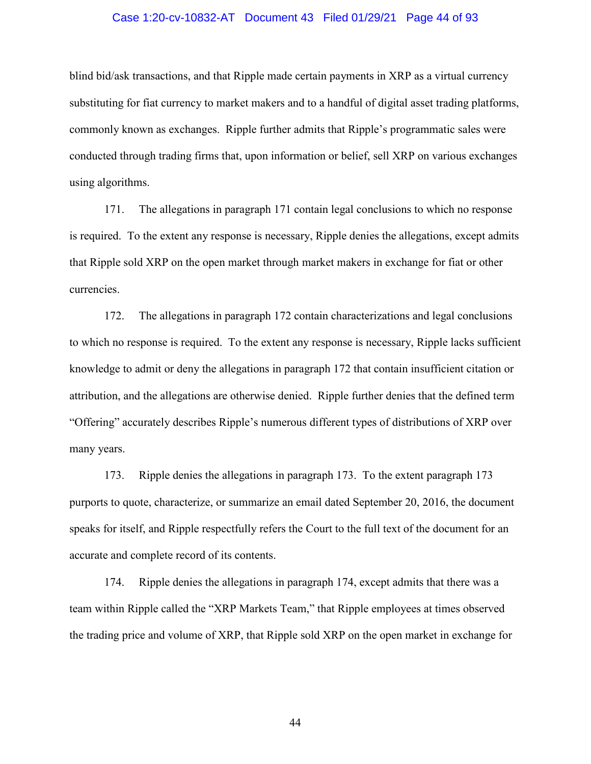blind bid/ask transactions, and that Ripple made certain payments in XRP as a virtual currency substituting for fiat currency to market makers and to a handful of digital asset trading platforms, commonly known as exchanges. Ripple further admits that Ripple's programmatic sales were conducted through trading firms that, upon information or belief, sell XRP on various exchanges using algorithms.

171. The allegations in paragraph 171 contain legal conclusions to which no response is required. To the extent any response is necessary, Ripple denies the allegations, except admits that Ripple sold XRP on the open market through market makers in exchange for fiat or other currencies.

172. The allegations in paragraph 172 contain characterizations and legal conclusions to which no response is required. To the extent any response is necessary, Ripple lacks sufficient knowledge to admit or deny the allegations in paragraph 172 that contain insufficient citation or attribution, and the allegations are otherwise denied. Ripple further denies that the defined term "Offering" accurately describes Ripple's numerous different types of distributions of XRP over many years.

173. Ripple denies the allegations in paragraph 173. To the extent paragraph 173 purports to quote, characterize, or summarize an email dated September 20, 2016, the document speaks for itself, and Ripple respectfully refers the Court to the full text of the document for an accurate and complete record of its contents.

174. Ripple denies the allegations in paragraph 174, except admits that there was a team within Ripple called the "XRP Markets Team," that Ripple employees at times observed the trading price and volume of XRP, that Ripple sold XRP on the open market in exchange for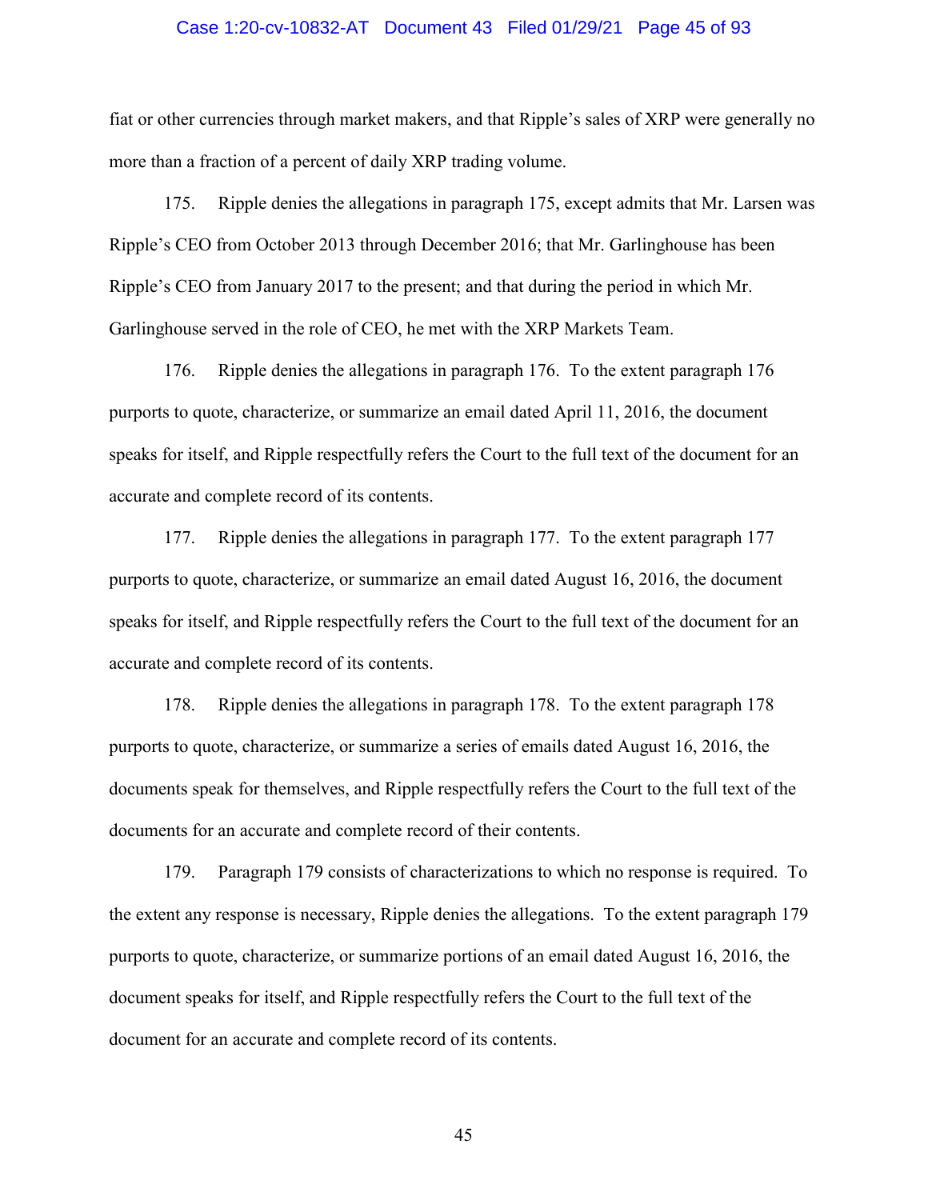fiat or other currencies through market makers, and that Ripple's sales of XRP were generally no more than a fraction of a percent of daily XRP trading volume.

175. Ripple denies the allegations in paragraph 175, except admits that Mr. Larsen was Ripple's CEO from October 2013 through December 2016; that Mr. Garlinghouse has been Ripple's CEO from January 2017 to the present; and that during the period in which Mr. Garlinghouse served in the role of CEO, he met with the XRP Markets Team.

176. Ripple denies the allegations in paragraph 176. To the extent paragraph 176 purports to quote, characterize, or summarize an email dated April 11, 2016, the document speaks for itself, and Ripple respectfully refers the Court to the full text of the document for an accurate and complete record of its contents.

177. Ripple denies the allegations in paragraph 177. To the extent paragraph 177 purports to quote, characterize, or summarize an email dated August 16, 2016, the document speaks for itself, and Ripple respectfully refers the Court to the full text of the document for an accurate and complete record of its contents.

178. Ripple denies the allegations in paragraph 178. To the extent paragraph 178 purports to quote, characterize, or summarize a series of emails dated August 16, 2016, the documents speak for themselves, and Ripple respectfully refers the Court to the full text of the documents for an accurate and complete record of their contents.

179. Paragraph 179 consists of characterizations to which no response is required. To the extent any response is necessary, Ripple denies the allegations. To the extent paragraph 179 purports to quote, characterize, or summarize portions of an email dated August 16, 2016, the document speaks for itself, and Ripple respectfully refers the Court to the full text of the document for an accurate and complete record of its contents.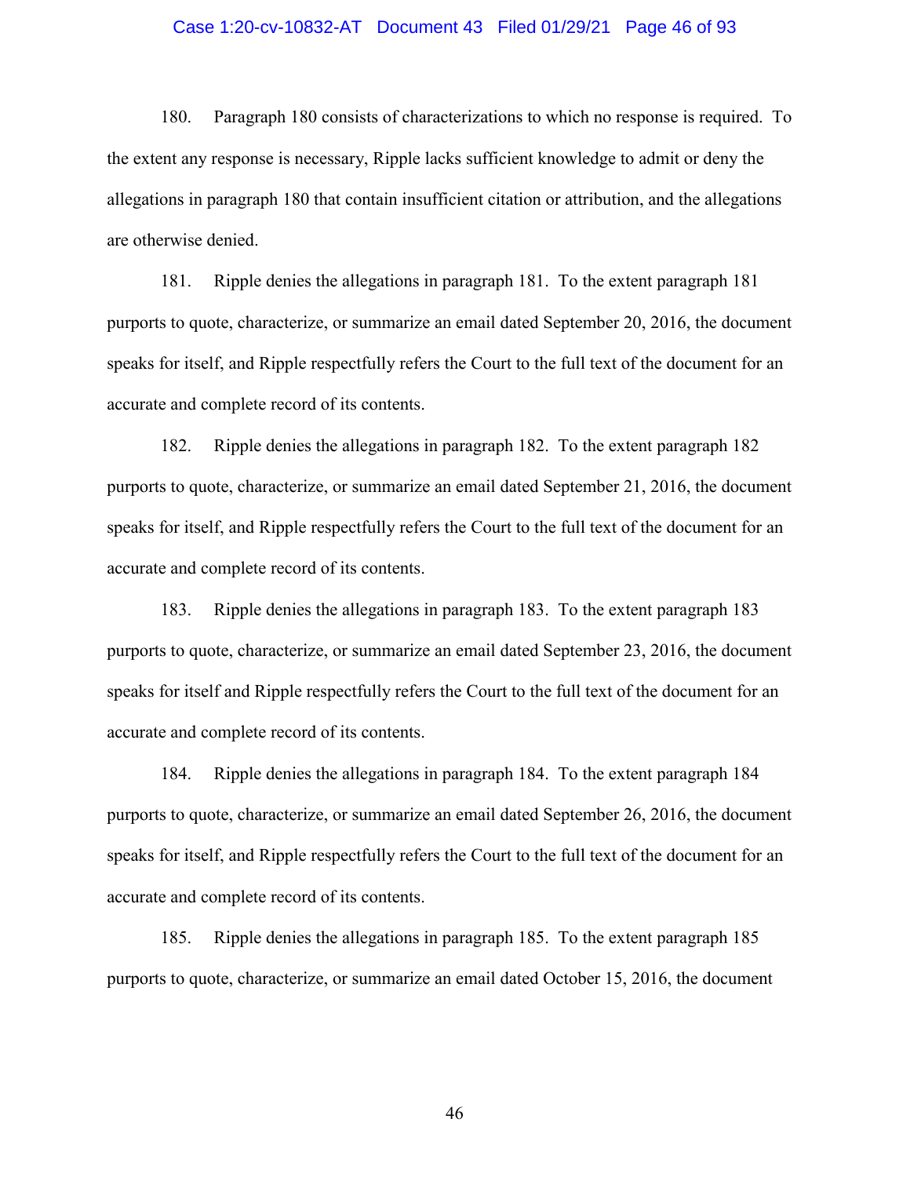180. Paragraph 180 consists of characterizations to which no response is required. To the extent any response is necessary, Ripple lacks sufficient knowledge to admit or deny the allegations in paragraph 180 that contain insufficient citation or attribution, and the allegations are otherwise denied.

181. Ripple denies the allegations in paragraph 181. To the extent paragraph 181 purports to quote, characterize, or summarize an email dated September 20, 2016, the document speaks for itself, and Ripple respectfully refers the Court to the full text of the document for an accurate and complete record of its contents.

182. Ripple denies the allegations in paragraph 182. To the extent paragraph 182 purports to quote, characterize, or summarize an email dated September 21, 2016, the document speaks for itself, and Ripple respectfully refers the Court to the full text of the document for an accurate and complete record of its contents.

183. Ripple denies the allegations in paragraph 183. To the extent paragraph 183 purports to quote, characterize, or summarize an email dated September 23, 2016, the document speaks for itself and Ripple respectfully refers the Court to the full text of the document for an accurate and complete record of its contents.

184. Ripple denies the allegations in paragraph 184. To the extent paragraph 184 purports to quote, characterize, or summarize an email dated September 26, 2016, the document speaks for itself, and Ripple respectfully refers the Court to the full text of the document for an accurate and complete record of its contents.

185. Ripple denies the allegations in paragraph 185. To the extent paragraph 185 purports to quote, characterize, or summarize an email dated October 15, 2016, the document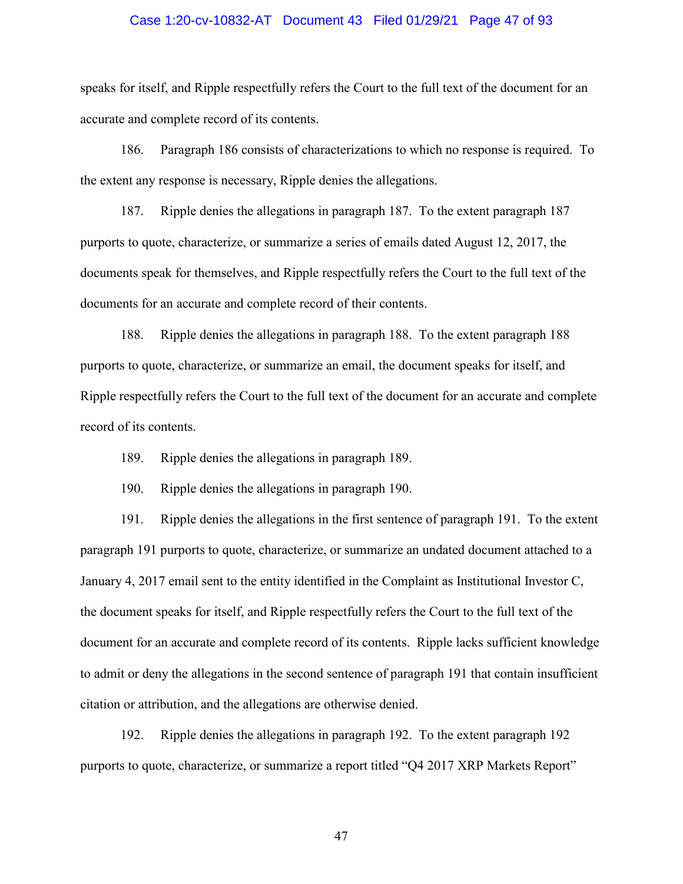speaks for itself, and Ripple respectfully refers the Court to the full text of the document for an accurate and complete record of its contents.

186. Paragraph 186 consists of characterizations to which no response is required. To the extent any response is necessary, Ripple denies the allegations.

187. Ripple denies the allegations in paragraph 187. To the extent paragraph 187 purports to quote, characterize, or summarize a series of emails dated August 12, 2017, the documents speak for themselves, and Ripple respectfully refers the Court to the full text of the documents for an accurate and complete record of their contents.

188. Ripple denies the allegations in paragraph 188. To the extent paragraph 188 purports to quote, characterize, or summarize an email, the document speaks for itself, and Ripple respectfully refers the Court to the full text of the document for an accurate and complete record of its contents.

189. Ripple denies the allegations in paragraph 189.

190. Ripple denies the allegations in paragraph 190.

191. Ripple denies the allegations in the first sentence of paragraph 191. To the extent paragraph 191 purports to quote, characterize, or summarize an undated document attached to a January 4, 2017 email sent to the entity identified in the Complaint as Institutional Investor C, the document speaks for itself, and Ripple respectfully refers the Court to the full text of the document for an accurate and complete record of its contents. Ripple lacks sufficient knowledge to admit or deny the allegations in the second sentence of paragraph 191 that contain insufficient citation or attribution, and the allegations are otherwise denied.

192. Ripple denies the allegations in paragraph 192. To the extent paragraph 192 purports to quote, characterize, or summarize a report titled "Q4 2017 XRP Markets Report"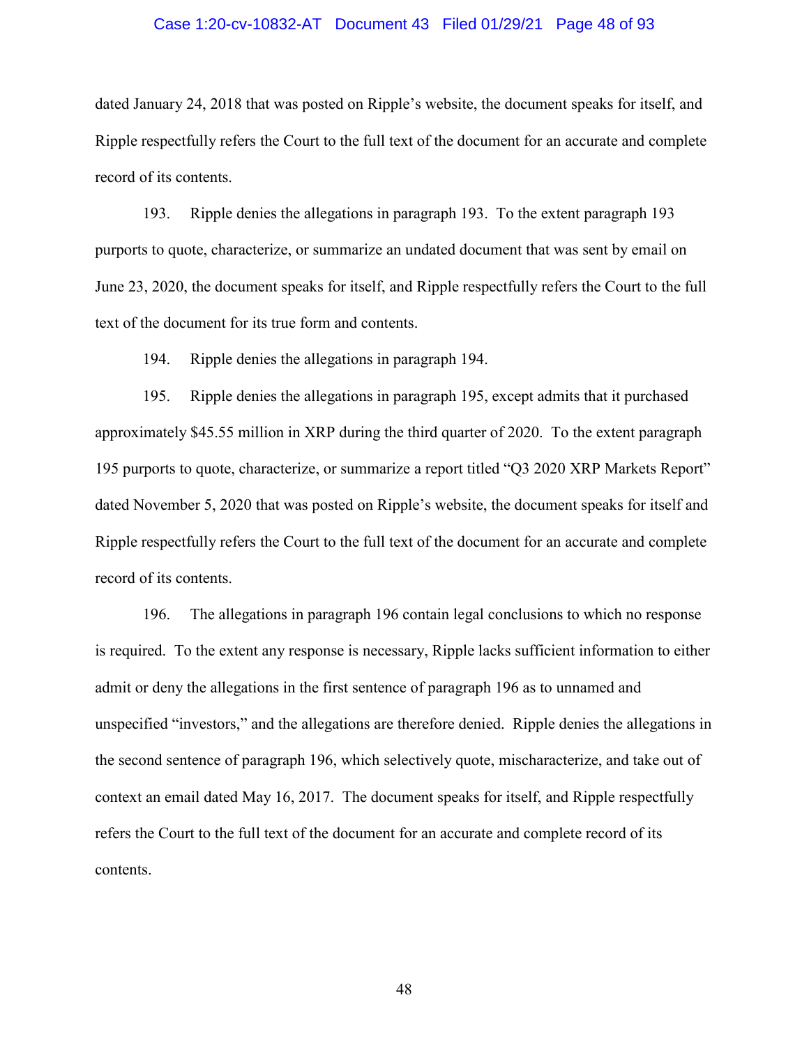dated January 24, 2018 that was posted on Ripple's website, the document speaks for itself, and Ripple respectfully refers the Court to the full text of the document for an accurate and complete record of its contents.

193. Ripple denies the allegations in paragraph 193. To the extent paragraph 193 purports to quote, characterize, or summarize an undated document that was sent by email on June 23, 2020, the document speaks for itself, and Ripple respectfully refers the Court to the full text of the document for its true form and contents.

194. Ripple denies the allegations in paragraph 194.

195. Ripple denies the allegations in paragraph 195, except admits that it purchased approximately $45.55 million in XRP during the third quarter of 2020. To the extent paragraph 195 purports to quote, characterize, or summarize a report titled "Q3 2020 XRP Markets Report" dated November 5, 2020 that was posted on Ripple's website, the document speaks for itself and Ripple respectfully refers the Court to the full text of the document for an accurate and complete record of its contents.

196. The allegations in paragraph 196 contain legal conclusions to which no response is required. To the extent any response is necessary, Ripple lacks sufficient information to either admit or deny the allegations in the first sentence of paragraph 196 as to unnamed and unspecified "investors," and the allegations are therefore denied. Ripple denies the allegations in the second sentence of paragraph 196, which selectively quote, mischaracterize, and take out of context an email dated May 16, 2017. The document speaks for itself, and Ripple respectfully refers the Court to the full text of the document for an accurate and complete record of its contents.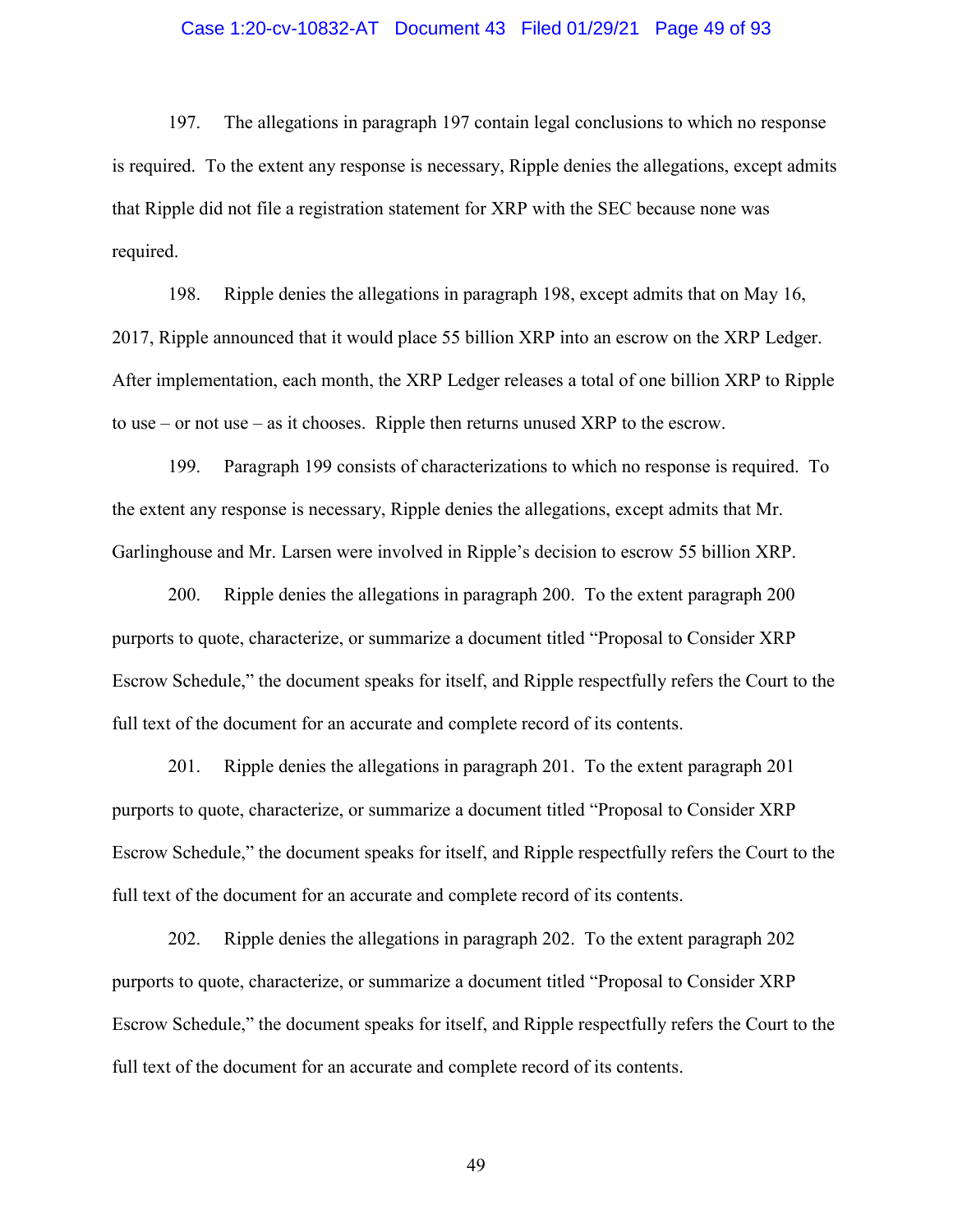197. The allegations in paragraph 197 contain legal conclusions to which no response is required. To the extent any response is necessary, Ripple denies the allegations, except admits that Ripple did not file a registration statement for XRP with the SEC because none was required.

198. Ripple denies the allegations in paragraph 198, except admits that on May 16, 2017, Ripple announced that it would place 55 billion XRP into an escrow on the XRP Ledger. After implementation, each month, the XRP Ledger releases a total of one billion XRP to Ripple to use – or not use – as it chooses. Ripple then returns unused XRP to the escrow.

199. Paragraph 199 consists of characterizations to which no response is required. To the extent any response is necessary, Ripple denies the allegations, except admits that Mr. Garlinghouse and Mr. Larsen were involved in Ripple's decision to escrow 55 billion XRP.

200. Ripple denies the allegations in paragraph 200. To the extent paragraph 200 purports to quote, characterize, or summarize a document titled "Proposal to Consider XRP Escrow Schedule," the document speaks for itself, and Ripple respectfully refers the Court to the full text of the document for an accurate and complete record of its contents.

201. Ripple denies the allegations in paragraph 201. To the extent paragraph 201 purports to quote, characterize, or summarize a document titled "Proposal to Consider XRP Escrow Schedule," the document speaks for itself, and Ripple respectfully refers the Court to the full text of the document for an accurate and complete record of its contents.

202. Ripple denies the allegations in paragraph 202. To the extent paragraph 202 purports to quote, characterize, or summarize a document titled "Proposal to Consider XRP Escrow Schedule," the document speaks for itself, and Ripple respectfully refers the Court to the full text of the document for an accurate and complete record of its contents.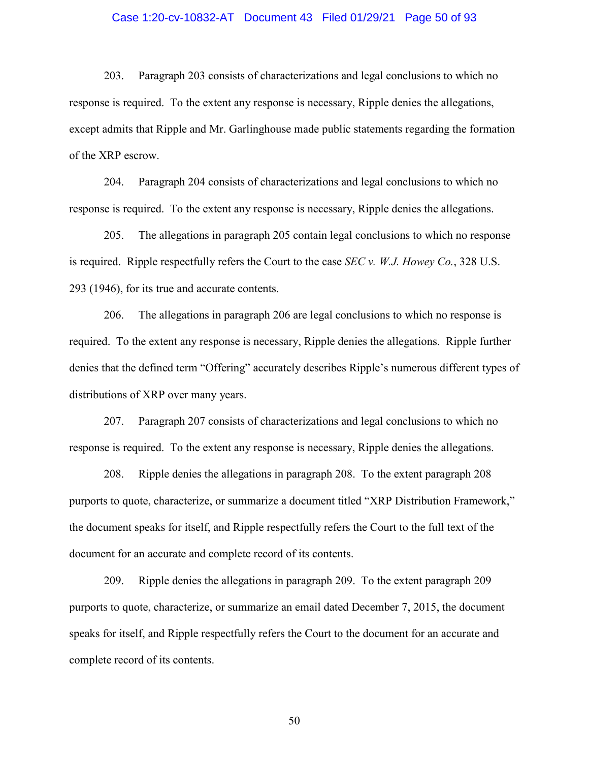203. Paragraph 203 consists of characterizations and legal conclusions to which no response is required. To the extent any response is necessary, Ripple denies the allegations, except admits that Ripple and Mr. Garlinghouse made public statements regarding the formation of the XRP escrow.

204. Paragraph 204 consists of characterizations and legal conclusions to which no response is required. To the extent any response is necessary, Ripple denies the allegations.

205. The allegations in paragraph 205 contain legal conclusions to which no response is required. Ripple respectfully refers the Court to the case *SEC v. W.J. Howey Co.*, 328 U.S. 293 (1946), for its true and accurate contents.

206. The allegations in paragraph 206 are legal conclusions to which no response is required. To the extent any response is necessary, Ripple denies the allegations. Ripple further denies that the defined term "Offering" accurately describes Ripple's numerous different types of distributions of XRP over many years.

207. Paragraph 207 consists of characterizations and legal conclusions to which no response is required. To the extent any response is necessary, Ripple denies the allegations.

208. Ripple denies the allegations in paragraph 208. To the extent paragraph 208 purports to quote, characterize, or summarize a document titled "XRP Distribution Framework," the document speaks for itself, and Ripple respectfully refers the Court to the full text of the document for an accurate and complete record of its contents.

209. Ripple denies the allegations in paragraph 209. To the extent paragraph 209 purports to quote, characterize, or summarize an email dated December 7, 2015, the document speaks for itself, and Ripple respectfully refers the Court to the document for an accurate and complete record of its contents.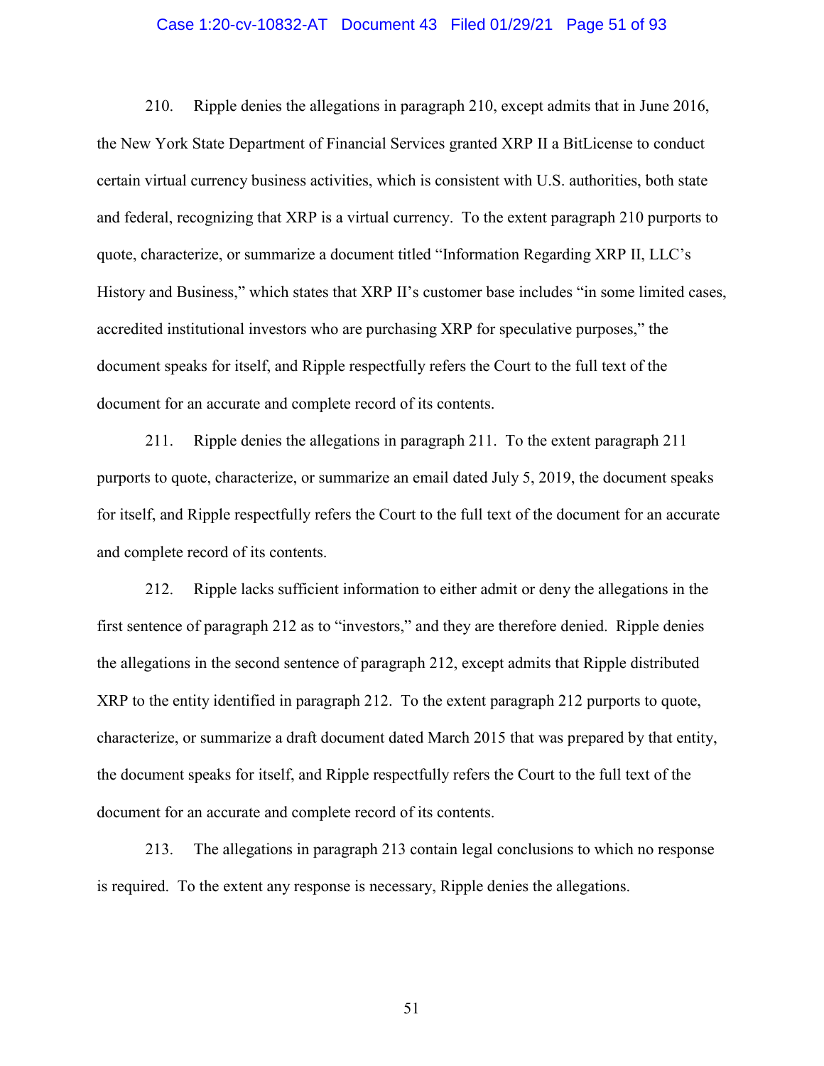210. Ripple denies the allegations in paragraph 210, except admits that in June 2016, the New York State Department of Financial Services granted XRP II a BitLicense to conduct certain virtual currency business activities, which is consistent with U.S. authorities, both state and federal, recognizing that XRP is a virtual currency. To the extent paragraph 210 purports to quote, characterize, or summarize a document titled "Information Regarding XRP II, LLC's History and Business," which states that XRP II's customer base includes "in some limited cases, accredited institutional investors who are purchasing XRP for speculative purposes," the document speaks for itself, and Ripple respectfully refers the Court to the full text of the document for an accurate and complete record of its contents.

211. Ripple denies the allegations in paragraph 211. To the extent paragraph 211 purports to quote, characterize, or summarize an email dated July 5, 2019, the document speaks for itself, and Ripple respectfully refers the Court to the full text of the document for an accurate and complete record of its contents.

212. Ripple lacks sufficient information to either admit or deny the allegations in the first sentence of paragraph 212 as to "investors," and they are therefore denied. Ripple denies the allegations in the second sentence of paragraph 212, except admits that Ripple distributed XRP to the entity identified in paragraph 212. To the extent paragraph 212 purports to quote, characterize, or summarize a draft document dated March 2015 that was prepared by that entity, the document speaks for itself, and Ripple respectfully refers the Court to the full text of the document for an accurate and complete record of its contents.

213. The allegations in paragraph 213 contain legal conclusions to which no response is required. To the extent any response is necessary, Ripple denies the allegations.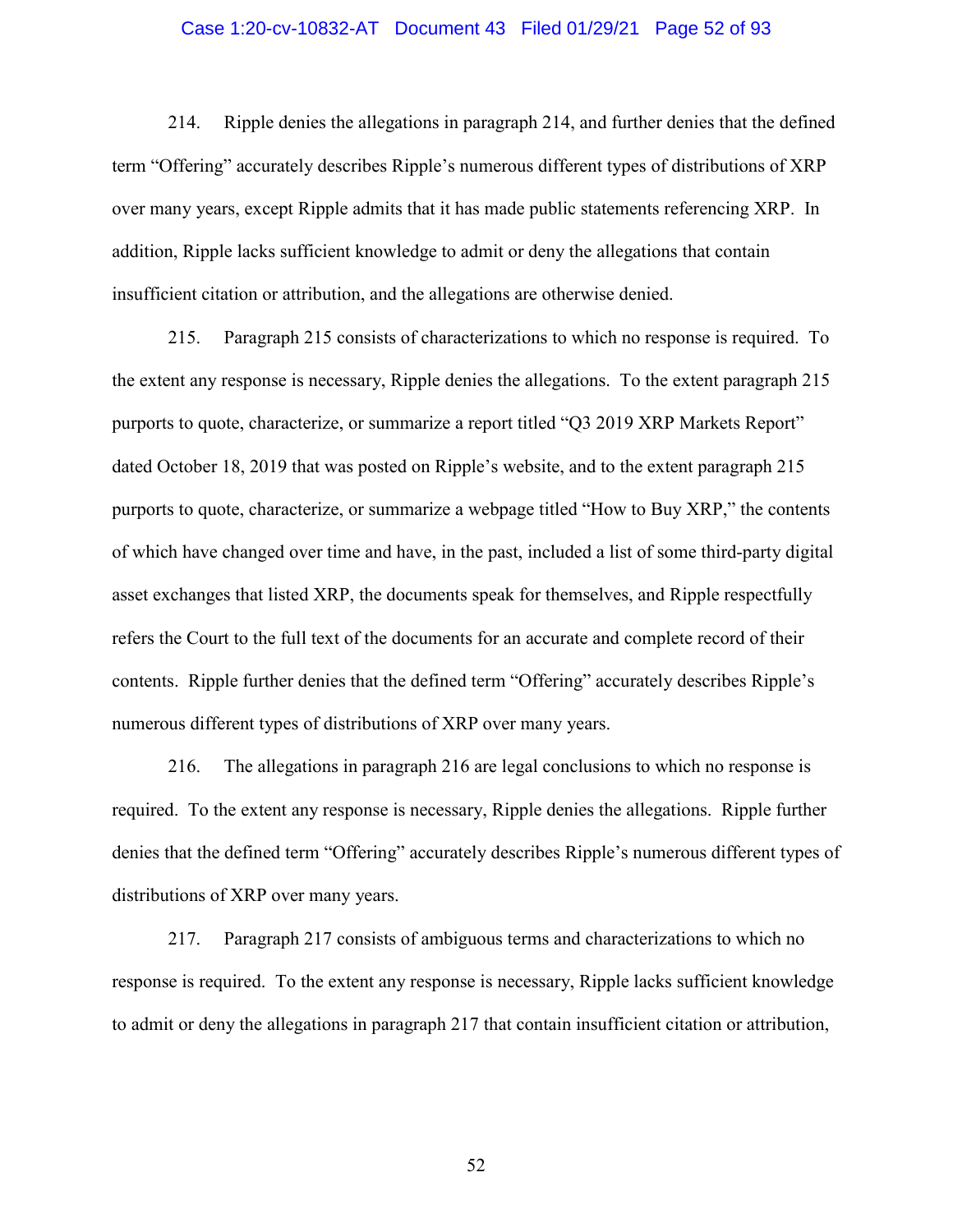214. Ripple denies the allegations in paragraph 214, and further denies that the defined term "Offering" accurately describes Ripple's numerous different types of distributions of XRP over many years, except Ripple admits that it has made public statements referencing XRP. In addition, Ripple lacks sufficient knowledge to admit or deny the allegations that contain insufficient citation or attribution, and the allegations are otherwise denied.

215. Paragraph 215 consists of characterizations to which no response is required. To the extent any response is necessary, Ripple denies the allegations. To the extent paragraph 215 purports to quote, characterize, or summarize a report titled "Q3 2019 XRP Markets Report" dated October 18, 2019 that was posted on Ripple's website, and to the extent paragraph 215 purports to quote, characterize, or summarize a webpage titled "How to Buy XRP," the contents of which have changed over time and have, in the past, included a list of some third-party digital asset exchanges that listed XRP, the documents speak for themselves, and Ripple respectfully refers the Court to the full text of the documents for an accurate and complete record of their contents. Ripple further denies that the defined term "Offering" accurately describes Ripple's numerous different types of distributions of XRP over many years.

216. The allegations in paragraph 216 are legal conclusions to which no response is required. To the extent any response is necessary, Ripple denies the allegations. Ripple further denies that the defined term "Offering" accurately describes Ripple's numerous different types of distributions of XRP over many years.

217. Paragraph 217 consists of ambiguous terms and characterizations to which no response is required. To the extent any response is necessary, Ripple lacks sufficient knowledge to admit or deny the allegations in paragraph 217 that contain insufficient citation or attribution,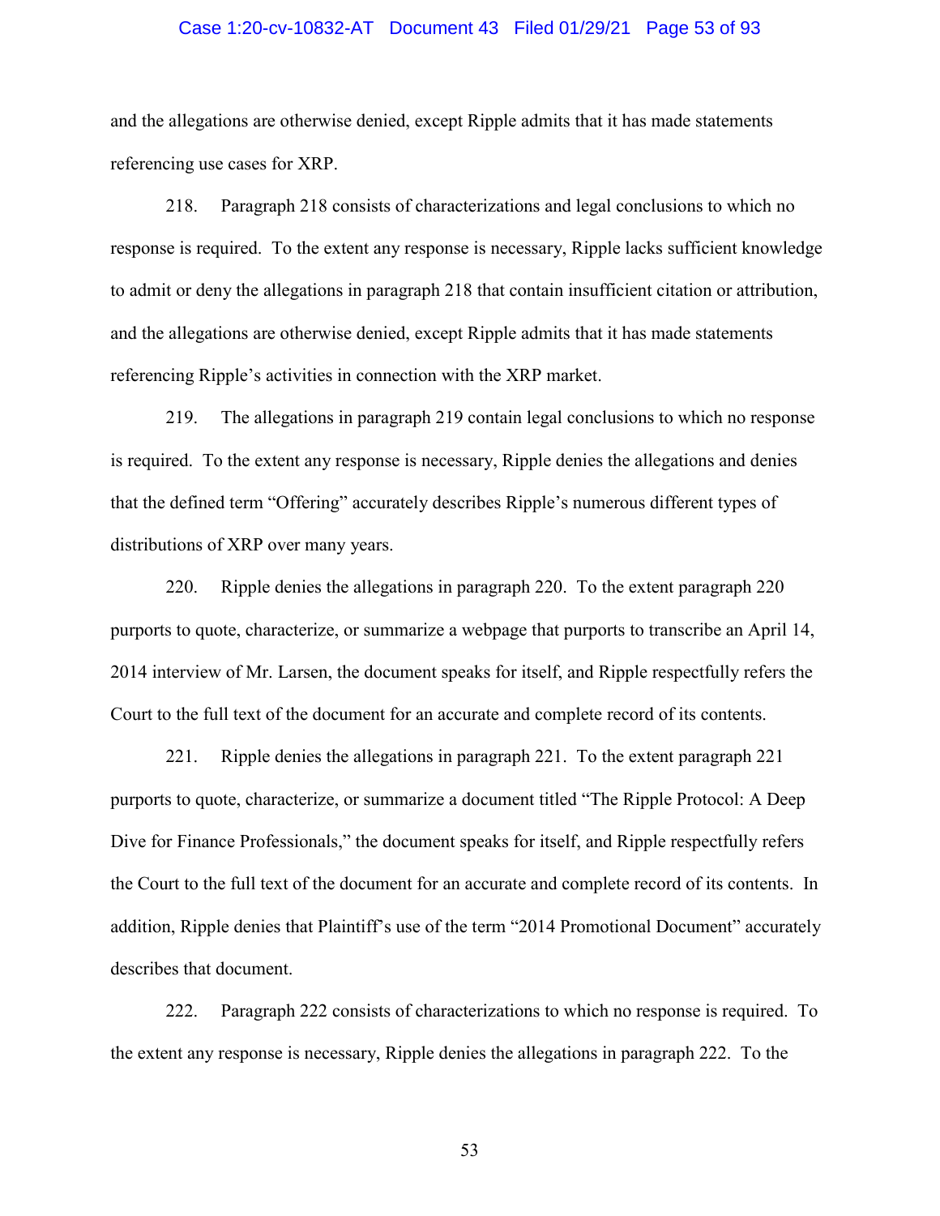and the allegations are otherwise denied, except Ripple admits that it has made statements referencing use cases for XRP.

218. Paragraph 218 consists of characterizations and legal conclusions to which no response is required. To the extent any response is necessary, Ripple lacks sufficient knowledge to admit or deny the allegations in paragraph 218 that contain insufficient citation or attribution, and the allegations are otherwise denied, except Ripple admits that it has made statements referencing Ripple's activities in connection with the XRP market.

219. The allegations in paragraph 219 contain legal conclusions to which no response is required. To the extent any response is necessary, Ripple denies the allegations and denies that the defined term "Offering" accurately describes Ripple's numerous different types of distributions of XRP over many years.

220. Ripple denies the allegations in paragraph 220. To the extent paragraph 220 purports to quote, characterize, or summarize a webpage that purports to transcribe an April 14, 2014 interview of Mr. Larsen, the document speaks for itself, and Ripple respectfully refers the Court to the full text of the document for an accurate and complete record of its contents.

221. Ripple denies the allegations in paragraph 221. To the extent paragraph 221 purports to quote, characterize, or summarize a document titled "The Ripple Protocol: A Deep Dive for Finance Professionals," the document speaks for itself, and Ripple respectfully refers the Court to the full text of the document for an accurate and complete record of its contents. In addition, Ripple denies that Plaintiff's use of the term "2014 Promotional Document" accurately describes that document.

222. Paragraph 222 consists of characterizations to which no response is required. To the extent any response is necessary, Ripple denies the allegations in paragraph 222. To the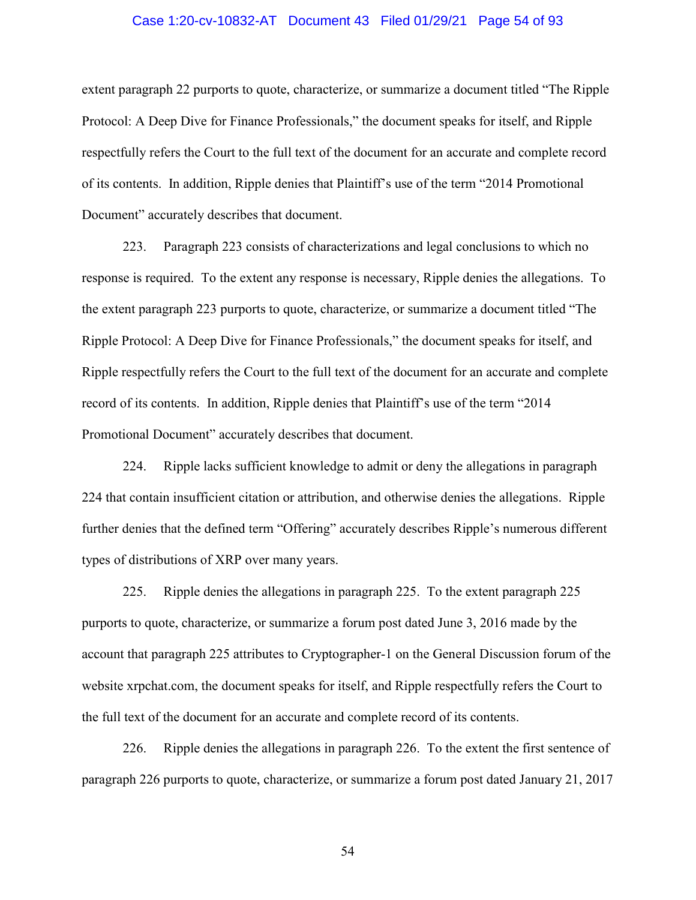extent paragraph 22 purports to quote, characterize, or summarize a document titled "The Ripple Protocol: A Deep Dive for Finance Professionals," the document speaks for itself, and Ripple respectfully refers the Court to the full text of the document for an accurate and complete record of its contents. In addition, Ripple denies that Plaintiff's use of the term "2014 Promotional Document" accurately describes that document.

223. Paragraph 223 consists of characterizations and legal conclusions to which no response is required. To the extent any response is necessary, Ripple denies the allegations. To the extent paragraph 223 purports to quote, characterize, or summarize a document titled "The Ripple Protocol: A Deep Dive for Finance Professionals," the document speaks for itself, and Ripple respectfully refers the Court to the full text of the document for an accurate and complete record of its contents. In addition, Ripple denies that Plaintiff's use of the term "2014 Promotional Document" accurately describes that document.

224. Ripple lacks sufficient knowledge to admit or deny the allegations in paragraph 224 that contain insufficient citation or attribution, and otherwise denies the allegations. Ripple further denies that the defined term "Offering" accurately describes Ripple's numerous different types of distributions of XRP over many years.

225. Ripple denies the allegations in paragraph 225. To the extent paragraph 225 purports to quote, characterize, or summarize a forum post dated June 3, 2016 made by the account that paragraph 225 attributes to Cryptographer-1 on the General Discussion forum of the website xrpchat.com, the document speaks for itself, and Ripple respectfully refers the Court to the full text of the document for an accurate and complete record of its contents.

226. Ripple denies the allegations in paragraph 226. To the extent the first sentence of paragraph 226 purports to quote, characterize, or summarize a forum post dated January 21, 2017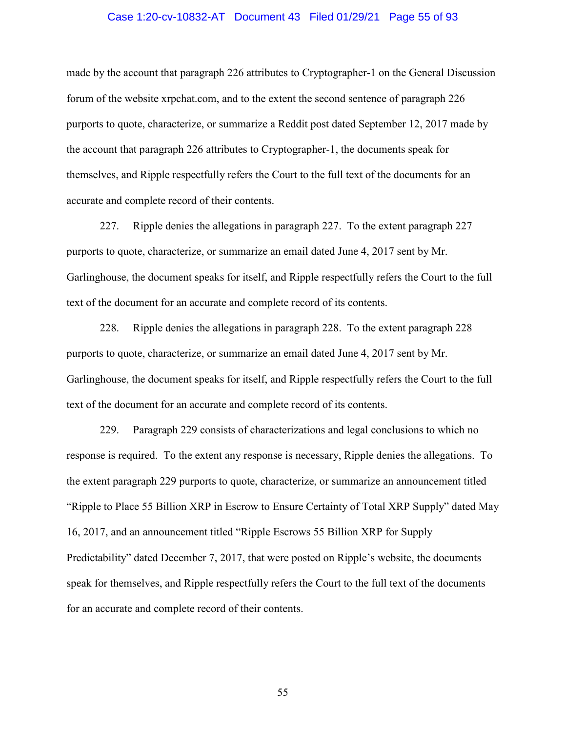made by the account that paragraph 226 attributes to Cryptographer-1 on the General Discussion forum of the website xrpchat.com, and to the extent the second sentence of paragraph 226 purports to quote, characterize, or summarize a Reddit post dated September 12, 2017 made by the account that paragraph 226 attributes to Cryptographer-1, the documents speak for themselves, and Ripple respectfully refers the Court to the full text of the documents for an accurate and complete record of their contents.

227. Ripple denies the allegations in paragraph 227. To the extent paragraph 227 purports to quote, characterize, or summarize an email dated June 4, 2017 sent by Mr. Garlinghouse, the document speaks for itself, and Ripple respectfully refers the Court to the full text of the document for an accurate and complete record of its contents.

228. Ripple denies the allegations in paragraph 228. To the extent paragraph 228 purports to quote, characterize, or summarize an email dated June 4, 2017 sent by Mr. Garlinghouse, the document speaks for itself, and Ripple respectfully refers the Court to the full text of the document for an accurate and complete record of its contents.

229. Paragraph 229 consists of characterizations and legal conclusions to which no response is required. To the extent any response is necessary, Ripple denies the allegations. To the extent paragraph 229 purports to quote, characterize, or summarize an announcement titled "Ripple to Place 55 Billion XRP in Escrow to Ensure Certainty of Total XRP Supply" dated May 16, 2017, and an announcement titled "Ripple Escrows 55 Billion XRP for Supply Predictability" dated December 7, 2017, that were posted on Ripple's website, the documents speak for themselves, and Ripple respectfully refers the Court to the full text of the documents for an accurate and complete record of their contents.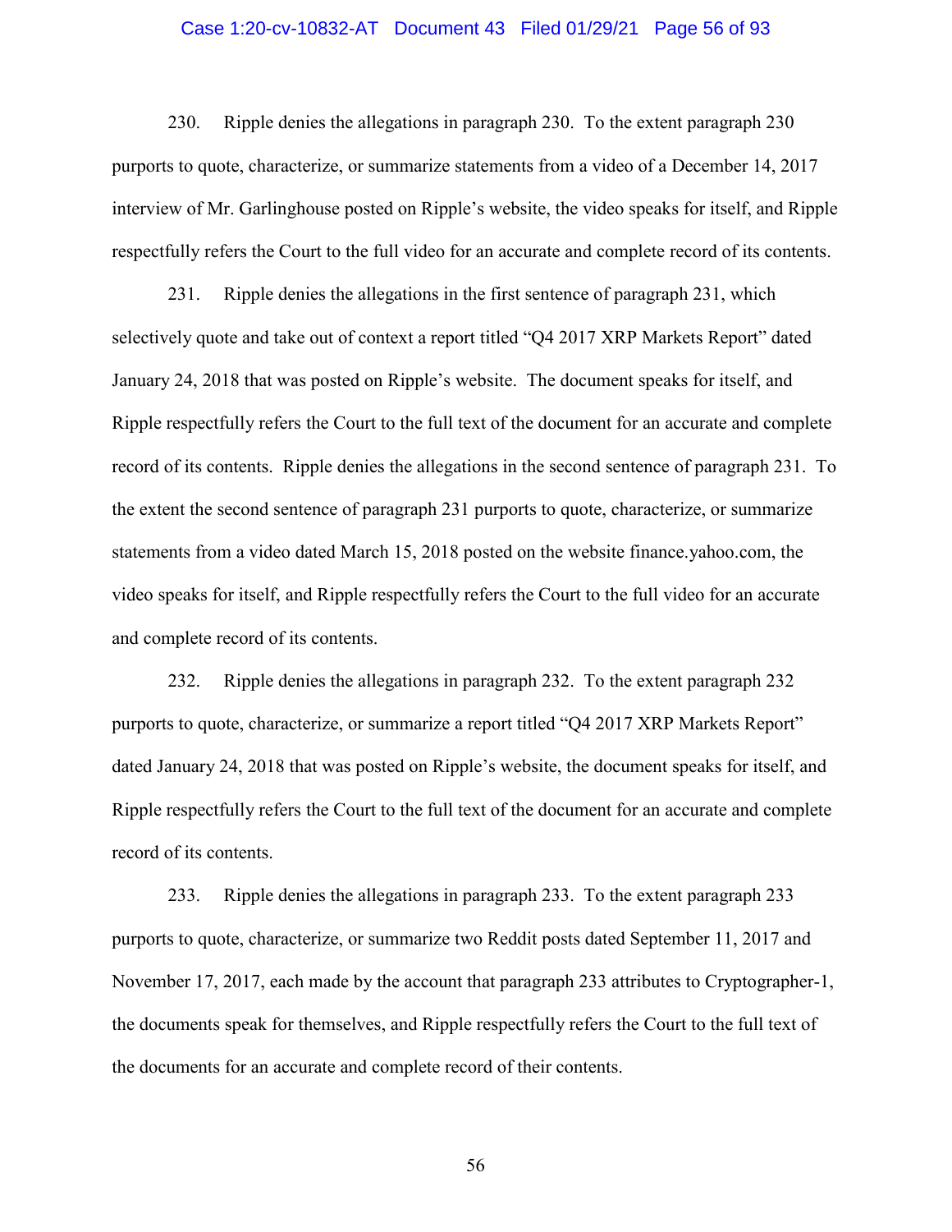230. Ripple denies the allegations in paragraph 230. To the extent paragraph 230 purports to quote, characterize, or summarize statements from a video of a December 14, 2017 interview of Mr. Garlinghouse posted on Ripple's website, the video speaks for itself, and Ripple respectfully refers the Court to the full video for an accurate and complete record of its contents.

231. Ripple denies the allegations in the first sentence of paragraph 231, which selectively quote and take out of context a report titled "Q4 2017 XRP Markets Report" dated January 24, 2018 that was posted on Ripple's website. The document speaks for itself, and Ripple respectfully refers the Court to the full text of the document for an accurate and complete record of its contents. Ripple denies the allegations in the second sentence of paragraph 231. To the extent the second sentence of paragraph 231 purports to quote, characterize, or summarize statements from a video dated March 15, 2018 posted on the website finance.yahoo.com, the video speaks for itself, and Ripple respectfully refers the Court to the full video for an accurate and complete record of its contents.

232. Ripple denies the allegations in paragraph 232. To the extent paragraph 232 purports to quote, characterize, or summarize a report titled "Q4 2017 XRP Markets Report" dated January 24, 2018 that was posted on Ripple's website, the document speaks for itself, and Ripple respectfully refers the Court to the full text of the document for an accurate and complete record of its contents.

233. Ripple denies the allegations in paragraph 233. To the extent paragraph 233 purports to quote, characterize, or summarize two Reddit posts dated September 11, 2017 and November 17, 2017, each made by the account that paragraph 233 attributes to Cryptographer-1, the documents speak for themselves, and Ripple respectfully refers the Court to the full text of the documents for an accurate and complete record of their contents.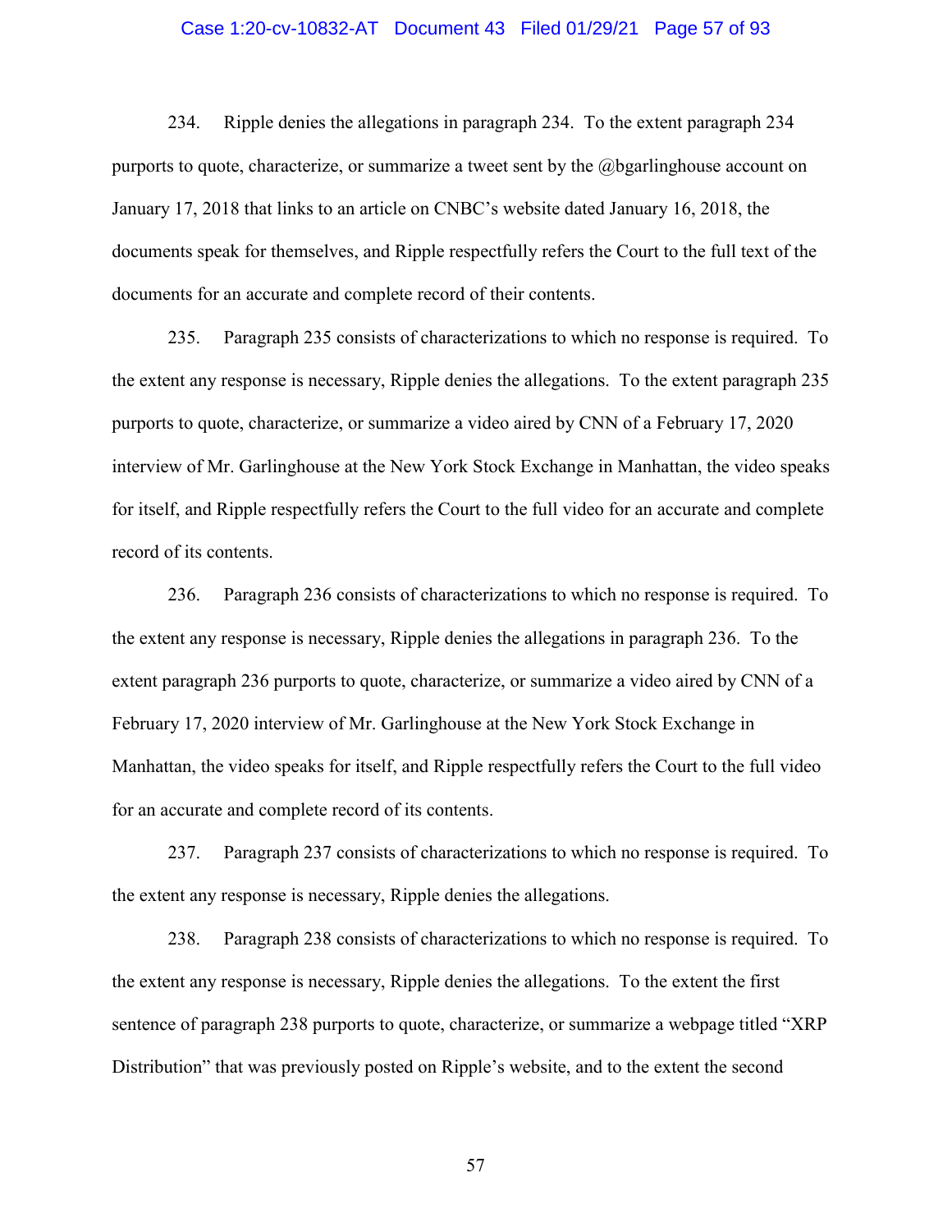234. Ripple denies the allegations in paragraph 234. To the extent paragraph 234 purports to quote, characterize, or summarize a tweet sent by the @bgarlinghouse account on January 17, 2018 that links to an article on CNBC's website dated January 16, 2018, the documents speak for themselves, and Ripple respectfully refers the Court to the full text of the documents for an accurate and complete record of their contents.

235. Paragraph 235 consists of characterizations to which no response is required. To the extent any response is necessary, Ripple denies the allegations. To the extent paragraph 235 purports to quote, characterize, or summarize a video aired by CNN of a February 17, 2020 interview of Mr. Garlinghouse at the New York Stock Exchange in Manhattan, the video speaks for itself, and Ripple respectfully refers the Court to the full video for an accurate and complete record of its contents.

236. Paragraph 236 consists of characterizations to which no response is required. To the extent any response is necessary, Ripple denies the allegations in paragraph 236. To the extent paragraph 236 purports to quote, characterize, or summarize a video aired by CNN of a February 17, 2020 interview of Mr. Garlinghouse at the New York Stock Exchange in Manhattan, the video speaks for itself, and Ripple respectfully refers the Court to the full video for an accurate and complete record of its contents.

237. Paragraph 237 consists of characterizations to which no response is required. To the extent any response is necessary, Ripple denies the allegations.

238. Paragraph 238 consists of characterizations to which no response is required. To the extent any response is necessary, Ripple denies the allegations. To the extent the first sentence of paragraph 238 purports to quote, characterize, or summarize a webpage titled "XRP Distribution" that was previously posted on Ripple's website, and to the extent the second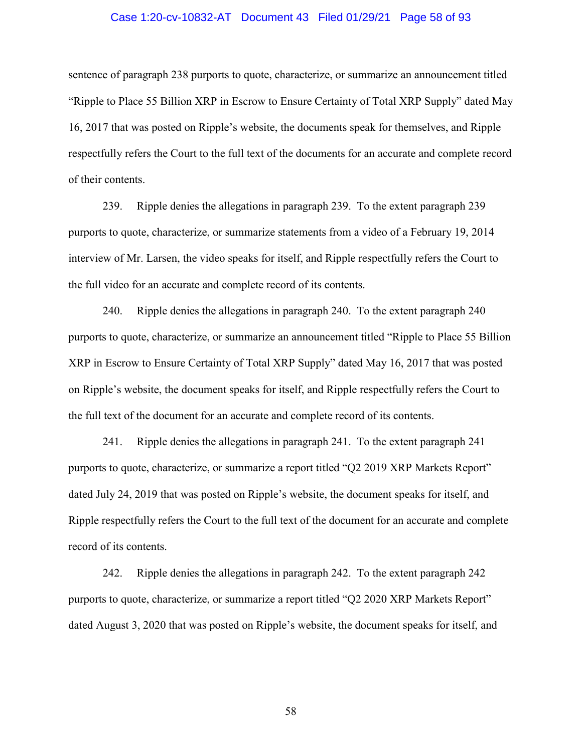sentence of paragraph 238 purports to quote, characterize, or summarize an announcement titled "Ripple to Place 55 Billion XRP in Escrow to Ensure Certainty of Total XRP Supply" dated May 16, 2017 that was posted on Ripple's website, the documents speak for themselves, and Ripple respectfully refers the Court to the full text of the documents for an accurate and complete record of their contents.

239. Ripple denies the allegations in paragraph 239. To the extent paragraph 239 purports to quote, characterize, or summarize statements from a video of a February 19, 2014 interview of Mr. Larsen, the video speaks for itself, and Ripple respectfully refers the Court to the full video for an accurate and complete record of its contents.

240. Ripple denies the allegations in paragraph 240. To the extent paragraph 240 purports to quote, characterize, or summarize an announcement titled "Ripple to Place 55 Billion XRP in Escrow to Ensure Certainty of Total XRP Supply" dated May 16, 2017 that was posted on Ripple's website, the document speaks for itself, and Ripple respectfully refers the Court to the full text of the document for an accurate and complete record of its contents.

241. Ripple denies the allegations in paragraph 241. To the extent paragraph 241 purports to quote, characterize, or summarize a report titled "Q2 2019 XRP Markets Report" dated July 24, 2019 that was posted on Ripple's website, the document speaks for itself, and Ripple respectfully refers the Court to the full text of the document for an accurate and complete record of its contents.

242. Ripple denies the allegations in paragraph 242. To the extent paragraph 242 purports to quote, characterize, or summarize a report titled "Q2 2020 XRP Markets Report" dated August 3, 2020 that was posted on Ripple's website, the document speaks for itself, and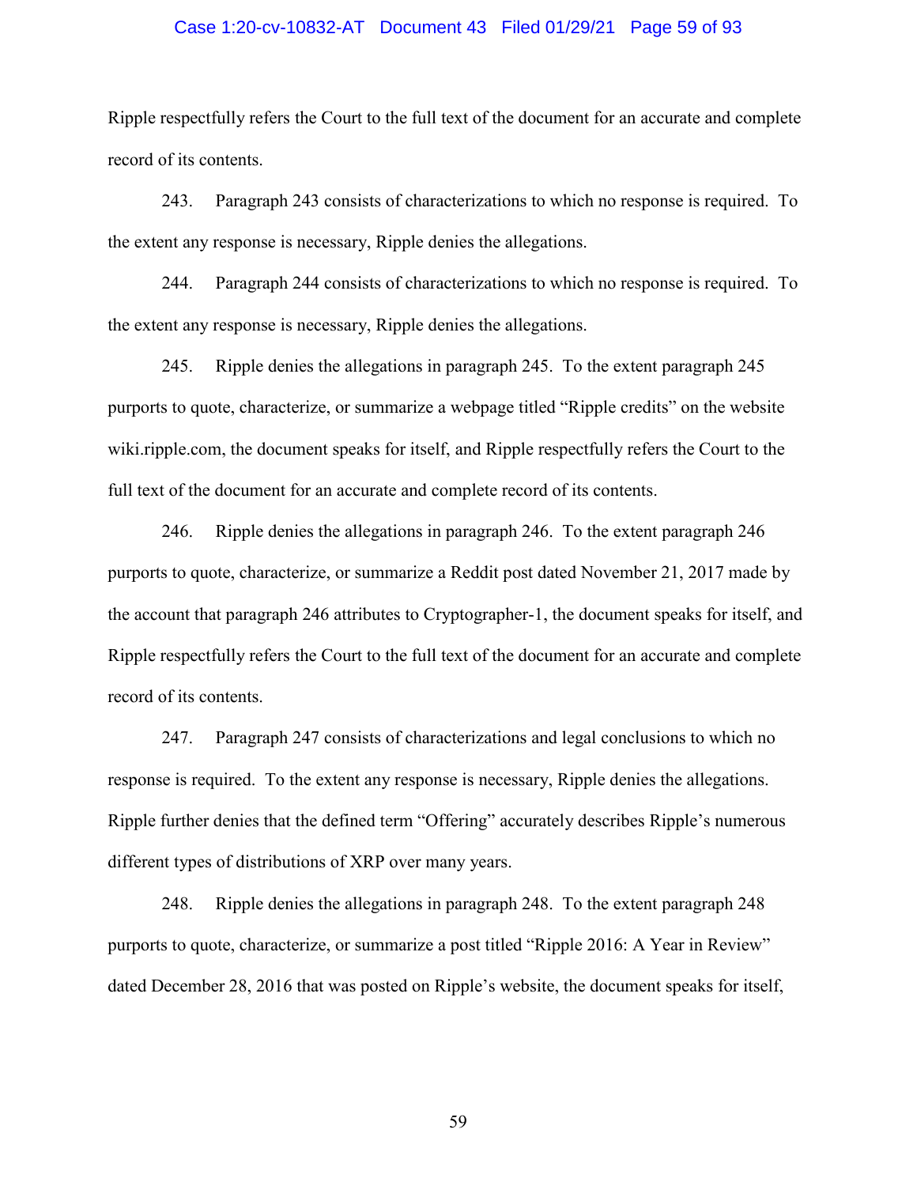Ripple respectfully refers the Court to the full text of the document for an accurate and complete record of its contents.

243. Paragraph 243 consists of characterizations to which no response is required. To the extent any response is necessary, Ripple denies the allegations.

244. Paragraph 244 consists of characterizations to which no response is required. To the extent any response is necessary, Ripple denies the allegations.

245. Ripple denies the allegations in paragraph 245. To the extent paragraph 245 purports to quote, characterize, or summarize a webpage titled "Ripple credits" on the website wiki.ripple.com, the document speaks for itself, and Ripple respectfully refers the Court to the full text of the document for an accurate and complete record of its contents.

246. Ripple denies the allegations in paragraph 246. To the extent paragraph 246 purports to quote, characterize, or summarize a Reddit post dated November 21, 2017 made by the account that paragraph 246 attributes to Cryptographer-1, the document speaks for itself, and Ripple respectfully refers the Court to the full text of the document for an accurate and complete record of its contents.

247. Paragraph 247 consists of characterizations and legal conclusions to which no response is required. To the extent any response is necessary, Ripple denies the allegations. Ripple further denies that the defined term "Offering" accurately describes Ripple's numerous different types of distributions of XRP over many years.

248. Ripple denies the allegations in paragraph 248. To the extent paragraph 248 purports to quote, characterize, or summarize a post titled "Ripple 2016: A Year in Review" dated December 28, 2016 that was posted on Ripple's website, the document speaks for itself,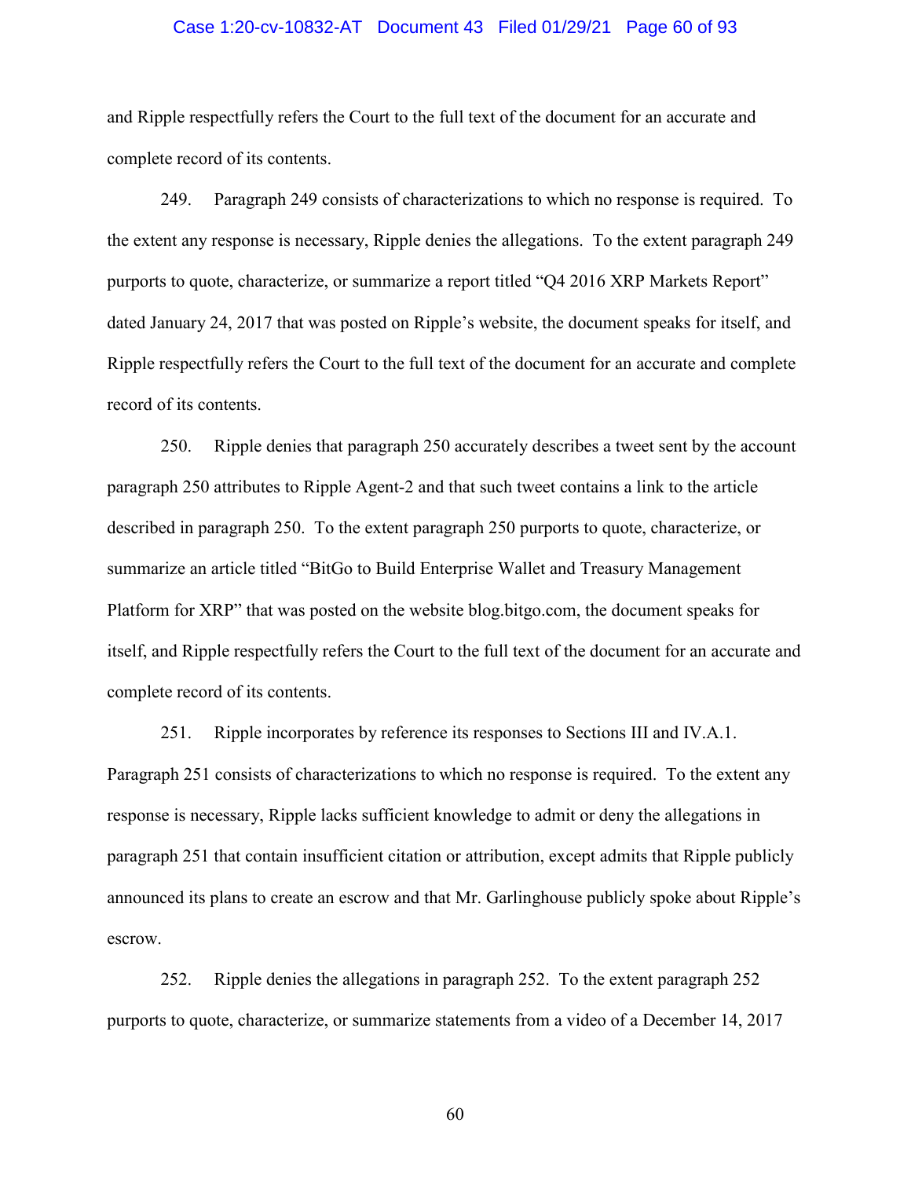and Ripple respectfully refers the Court to the full text of the document for an accurate and complete record of its contents.

249. Paragraph 249 consists of characterizations to which no response is required. To the extent any response is necessary, Ripple denies the allegations. To the extent paragraph 249 purports to quote, characterize, or summarize a report titled "Q4 2016 XRP Markets Report" dated January 24, 2017 that was posted on Ripple's website, the document speaks for itself, and Ripple respectfully refers the Court to the full text of the document for an accurate and complete record of its contents.

250. Ripple denies that paragraph 250 accurately describes a tweet sent by the account paragraph 250 attributes to Ripple Agent-2 and that such tweet contains a link to the article described in paragraph 250. To the extent paragraph 250 purports to quote, characterize, or summarize an article titled "BitGo to Build Enterprise Wallet and Treasury Management Platform for XRP" that was posted on the website blog.bitgo.com, the document speaks for itself, and Ripple respectfully refers the Court to the full text of the document for an accurate and complete record of its contents.

251. Ripple incorporates by reference its responses to Sections III and IV.A.1. Paragraph 251 consists of characterizations to which no response is required. To the extent any response is necessary, Ripple lacks sufficient knowledge to admit or deny the allegations in paragraph 251 that contain insufficient citation or attribution, except admits that Ripple publicly announced its plans to create an escrow and that Mr. Garlinghouse publicly spoke about Ripple's escrow.

252. Ripple denies the allegations in paragraph 252. To the extent paragraph 252 purports to quote, characterize, or summarize statements from a video of a December 14, 2017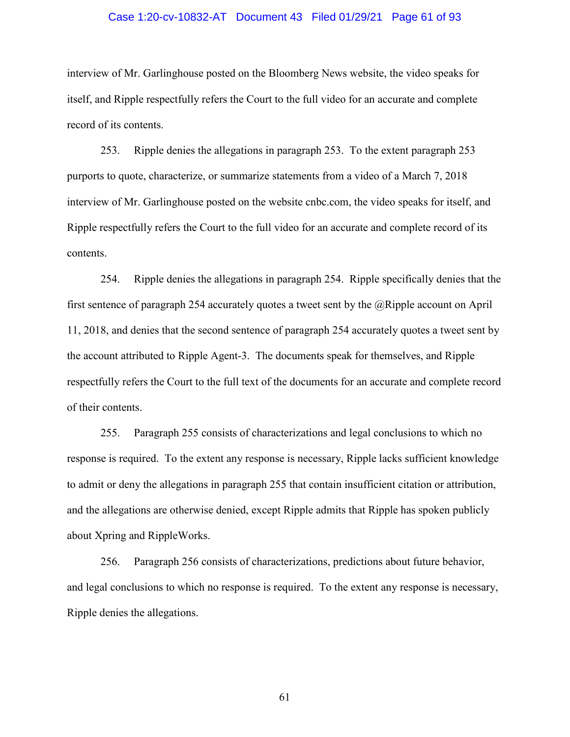interview of Mr. Garlinghouse posted on the Bloomberg News website, the video speaks for itself, and Ripple respectfully refers the Court to the full video for an accurate and complete record of its contents.

253. Ripple denies the allegations in paragraph 253. To the extent paragraph 253 purports to quote, characterize, or summarize statements from a video of a March 7, 2018 interview of Mr. Garlinghouse posted on the website cnbc.com, the video speaks for itself, and Ripple respectfully refers the Court to the full video for an accurate and complete record of its contents.

254. Ripple denies the allegations in paragraph 254. Ripple specifically denies that the first sentence of paragraph 254 accurately quotes a tweet sent by the @Ripple account on April 11, 2018, and denies that the second sentence of paragraph 254 accurately quotes a tweet sent by the account attributed to Ripple Agent-3. The documents speak for themselves, and Ripple respectfully refers the Court to the full text of the documents for an accurate and complete record of their contents.

255. Paragraph 255 consists of characterizations and legal conclusions to which no response is required. To the extent any response is necessary, Ripple lacks sufficient knowledge to admit or deny the allegations in paragraph 255 that contain insufficient citation or attribution, and the allegations are otherwise denied, except Ripple admits that Ripple has spoken publicly about Xpring and RippleWorks.

256. Paragraph 256 consists of characterizations, predictions about future behavior, and legal conclusions to which no response is required. To the extent any response is necessary, Ripple denies the allegations.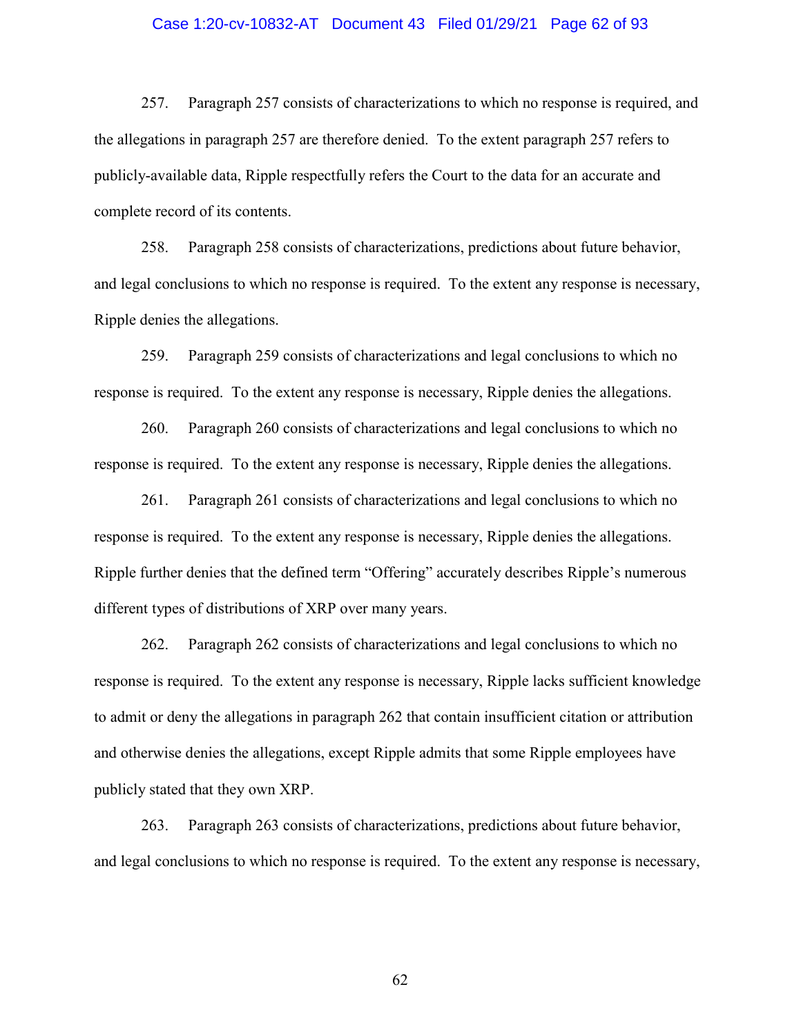257. Paragraph 257 consists of characterizations to which no response is required, and the allegations in paragraph 257 are therefore denied. To the extent paragraph 257 refers to publicly-available data, Ripple respectfully refers the Court to the data for an accurate and complete record of its contents.

258. Paragraph 258 consists of characterizations, predictions about future behavior, and legal conclusions to which no response is required. To the extent any response is necessary, Ripple denies the allegations.

259. Paragraph 259 consists of characterizations and legal conclusions to which no response is required. To the extent any response is necessary, Ripple denies the allegations.

260. Paragraph 260 consists of characterizations and legal conclusions to which no response is required. To the extent any response is necessary, Ripple denies the allegations.

261. Paragraph 261 consists of characterizations and legal conclusions to which no response is required. To the extent any response is necessary, Ripple denies the allegations. Ripple further denies that the defined term "Offering" accurately describes Ripple's numerous different types of distributions of XRP over many years.

262. Paragraph 262 consists of characterizations and legal conclusions to which no response is required. To the extent any response is necessary, Ripple lacks sufficient knowledge to admit or deny the allegations in paragraph 262 that contain insufficient citation or attribution and otherwise denies the allegations, except Ripple admits that some Ripple employees have publicly stated that they own XRP.

263. Paragraph 263 consists of characterizations, predictions about future behavior, and legal conclusions to which no response is required. To the extent any response is necessary,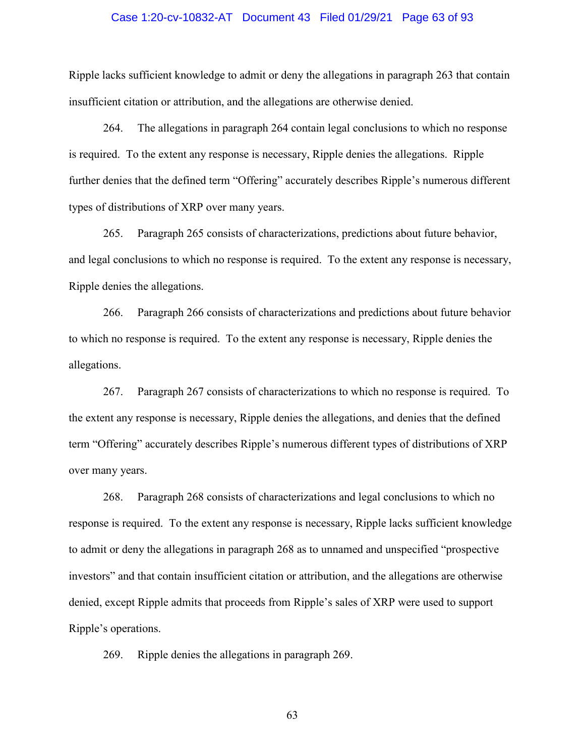Ripple lacks sufficient knowledge to admit or deny the allegations in paragraph 263 that contain insufficient citation or attribution, and the allegations are otherwise denied.

264. The allegations in paragraph 264 contain legal conclusions to which no response is required. To the extent any response is necessary, Ripple denies the allegations. Ripple further denies that the defined term "Offering" accurately describes Ripple's numerous different types of distributions of XRP over many years.

265. Paragraph 265 consists of characterizations, predictions about future behavior, and legal conclusions to which no response is required. To the extent any response is necessary, Ripple denies the allegations.

266. Paragraph 266 consists of characterizations and predictions about future behavior to which no response is required. To the extent any response is necessary, Ripple denies the allegations.

267. Paragraph 267 consists of characterizations to which no response is required. To the extent any response is necessary, Ripple denies the allegations, and denies that the defined term "Offering" accurately describes Ripple's numerous different types of distributions of XRP over many years.

268. Paragraph 268 consists of characterizations and legal conclusions to which no response is required. To the extent any response is necessary, Ripple lacks sufficient knowledge to admit or deny the allegations in paragraph 268 as to unnamed and unspecified "prospective investors" and that contain insufficient citation or attribution, and the allegations are otherwise denied, except Ripple admits that proceeds from Ripple's sales of XRP were used to support Ripple's operations.

269. Ripple denies the allegations in paragraph 269.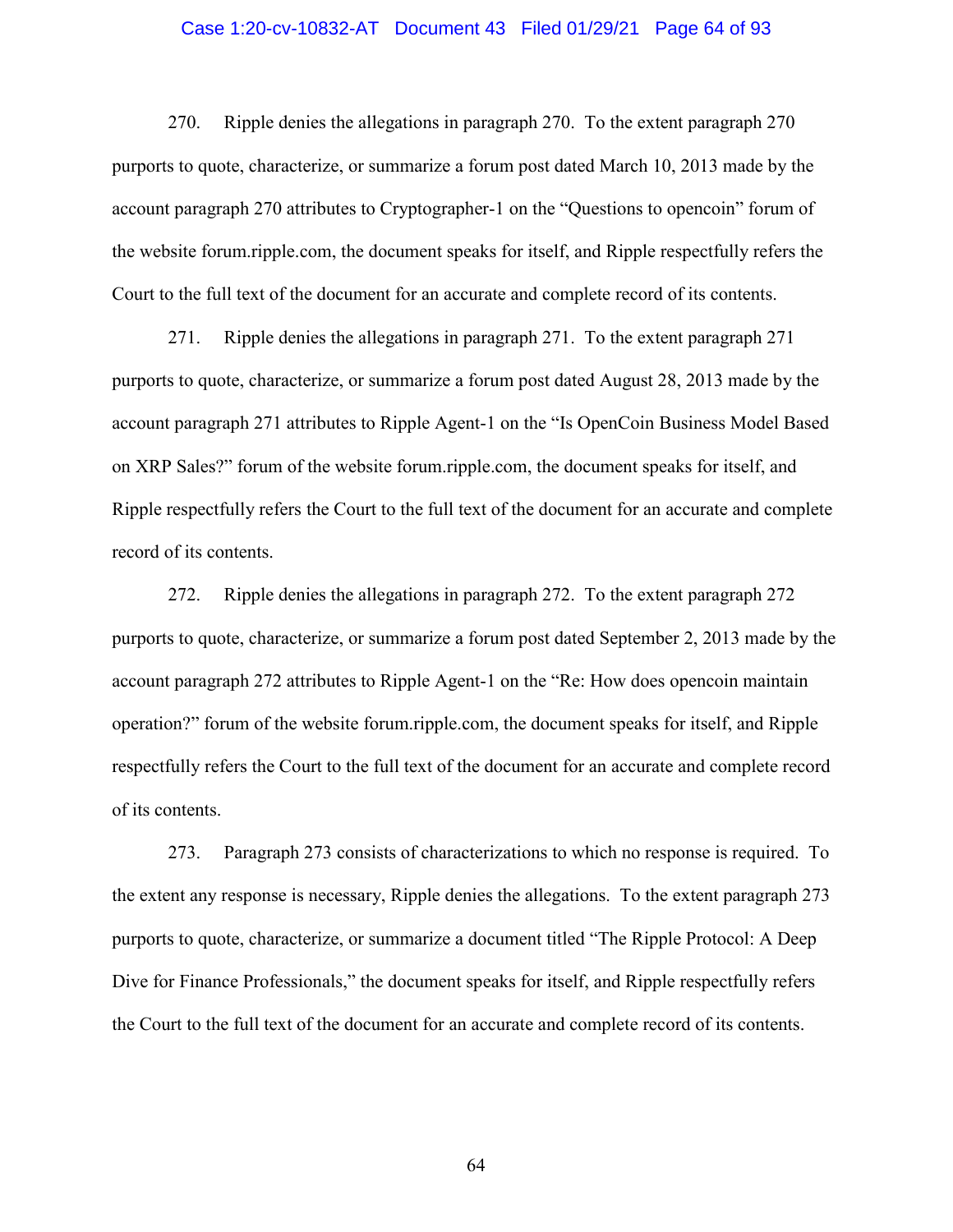270. Ripple denies the allegations in paragraph 270. To the extent paragraph 270 purports to quote, characterize, or summarize a forum post dated March 10, 2013 made by the account paragraph 270 attributes to Cryptographer-1 on the "Questions to opencoin" forum of the website forum.ripple.com, the document speaks for itself, and Ripple respectfully refers the Court to the full text of the document for an accurate and complete record of its contents.

271. Ripple denies the allegations in paragraph 271. To the extent paragraph 271 purports to quote, characterize, or summarize a forum post dated August 28, 2013 made by the account paragraph 271 attributes to Ripple Agent-1 on the "Is OpenCoin Business Model Based on XRP Sales?" forum of the website forum.ripple.com, the document speaks for itself, and Ripple respectfully refers the Court to the full text of the document for an accurate and complete record of its contents.

272. Ripple denies the allegations in paragraph 272. To the extent paragraph 272 purports to quote, characterize, or summarize a forum post dated September 2, 2013 made by the account paragraph 272 attributes to Ripple Agent-1 on the "Re: How does opencoin maintain operation?" forum of the website forum.ripple.com, the document speaks for itself, and Ripple respectfully refers the Court to the full text of the document for an accurate and complete record of its contents.

273. Paragraph 273 consists of characterizations to which no response is required. To the extent any response is necessary, Ripple denies the allegations. To the extent paragraph 273 purports to quote, characterize, or summarize a document titled "The Ripple Protocol: A Deep Dive for Finance Professionals," the document speaks for itself, and Ripple respectfully refers the Court to the full text of the document for an accurate and complete record of its contents.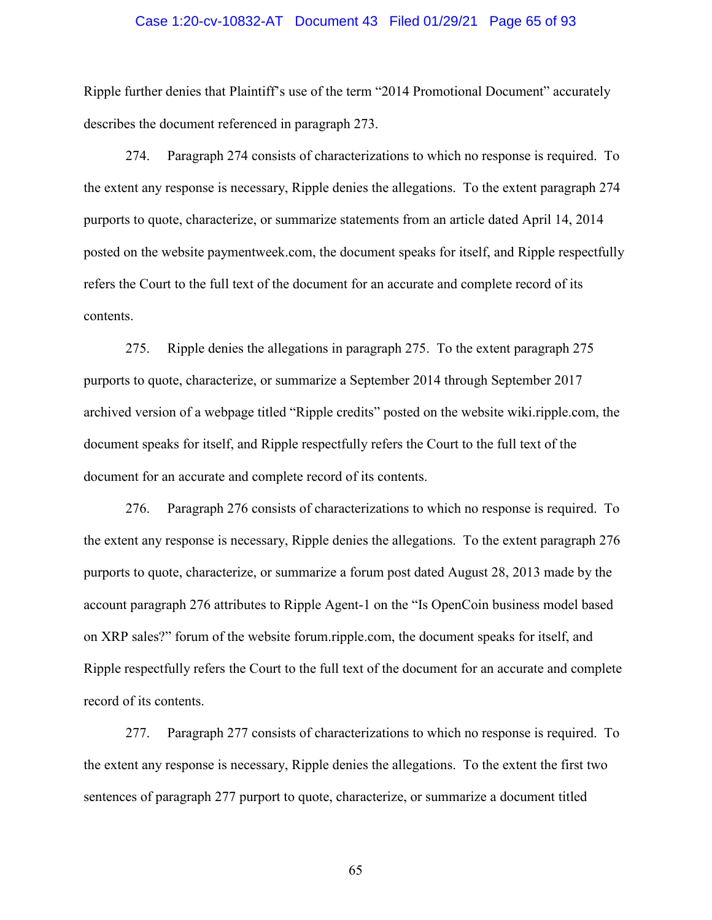Ripple further denies that Plaintiff's use of the term "2014 Promotional Document" accurately describes the document referenced in paragraph 273.

274. Paragraph 274 consists of characterizations to which no response is required. To the extent any response is necessary, Ripple denies the allegations. To the extent paragraph 274 purports to quote, characterize, or summarize statements from an article dated April 14, 2014 posted on the website paymentweek.com, the document speaks for itself, and Ripple respectfully refers the Court to the full text of the document for an accurate and complete record of its contents.

275. Ripple denies the allegations in paragraph 275. To the extent paragraph 275 purports to quote, characterize, or summarize a September 2014 through September 2017 archived version of a webpage titled "Ripple credits" posted on the website wiki.ripple.com, the document speaks for itself, and Ripple respectfully refers the Court to the full text of the document for an accurate and complete record of its contents.

276. Paragraph 276 consists of characterizations to which no response is required. To the extent any response is necessary, Ripple denies the allegations. To the extent paragraph 276 purports to quote, characterize, or summarize a forum post dated August 28, 2013 made by the account paragraph 276 attributes to Ripple Agent-1 on the "Is OpenCoin business model based on XRP sales?" forum of the website forum.ripple.com, the document speaks for itself, and Ripple respectfully refers the Court to the full text of the document for an accurate and complete record of its contents.

277. Paragraph 277 consists of characterizations to which no response is required. To the extent any response is necessary, Ripple denies the allegations. To the extent the first two sentences of paragraph 277 purport to quote, characterize, or summarize a document titled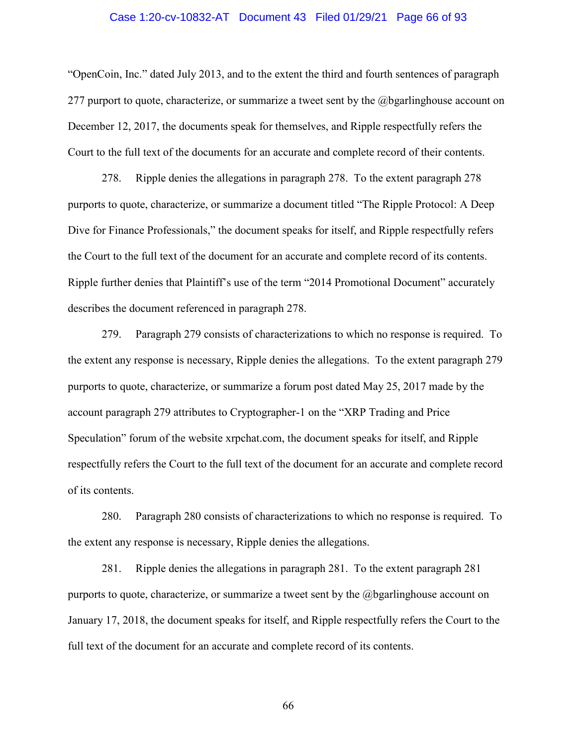"OpenCoin, Inc." dated July 2013, and to the extent the third and fourth sentences of paragraph 277 purport to quote, characterize, or summarize a tweet sent by the @bgarlinghouse account on December 12, 2017, the documents speak for themselves, and Ripple respectfully refers the Court to the full text of the documents for an accurate and complete record of their contents.

278. Ripple denies the allegations in paragraph 278. To the extent paragraph 278 purports to quote, characterize, or summarize a document titled "The Ripple Protocol: A Deep Dive for Finance Professionals," the document speaks for itself, and Ripple respectfully refers the Court to the full text of the document for an accurate and complete record of its contents. Ripple further denies that Plaintiff's use of the term "2014 Promotional Document" accurately describes the document referenced in paragraph 278.

279. Paragraph 279 consists of characterizations to which no response is required. To the extent any response is necessary, Ripple denies the allegations. To the extent paragraph 279 purports to quote, characterize, or summarize a forum post dated May 25, 2017 made by the account paragraph 279 attributes to Cryptographer-1 on the "XRP Trading and Price Speculation" forum of the website xrpchat.com, the document speaks for itself, and Ripple respectfully refers the Court to the full text of the document for an accurate and complete record of its contents.

280. Paragraph 280 consists of characterizations to which no response is required. To the extent any response is necessary, Ripple denies the allegations.

281. Ripple denies the allegations in paragraph 281. To the extent paragraph 281 purports to quote, characterize, or summarize a tweet sent by the @bgarlinghouse account on January 17, 2018, the document speaks for itself, and Ripple respectfully refers the Court to the full text of the document for an accurate and complete record of its contents.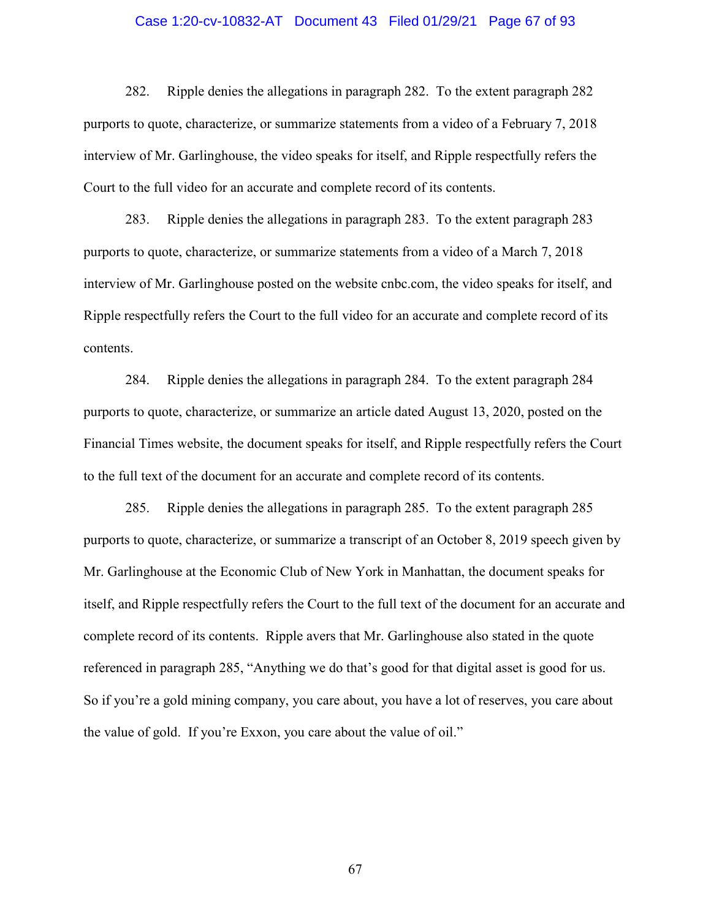282. Ripple denies the allegations in paragraph 282. To the extent paragraph 282 purports to quote, characterize, or summarize statements from a video of a February 7, 2018 interview of Mr. Garlinghouse, the video speaks for itself, and Ripple respectfully refers the Court to the full video for an accurate and complete record of its contents.

283. Ripple denies the allegations in paragraph 283. To the extent paragraph 283 purports to quote, characterize, or summarize statements from a video of a March 7, 2018 interview of Mr. Garlinghouse posted on the website cnbc.com, the video speaks for itself, and Ripple respectfully refers the Court to the full video for an accurate and complete record of its contents.

284. Ripple denies the allegations in paragraph 284. To the extent paragraph 284 purports to quote, characterize, or summarize an article dated August 13, 2020, posted on the Financial Times website, the document speaks for itself, and Ripple respectfully refers the Court to the full text of the document for an accurate and complete record of its contents.

285. Ripple denies the allegations in paragraph 285. To the extent paragraph 285 purports to quote, characterize, or summarize a transcript of an October 8, 2019 speech given by Mr. Garlinghouse at the Economic Club of New York in Manhattan, the document speaks for itself, and Ripple respectfully refers the Court to the full text of the document for an accurate and complete record of its contents. Ripple avers that Mr. Garlinghouse also stated in the quote referenced in paragraph 285, "Anything we do that's good for that digital asset is good for us. So if you're a gold mining company, you care about, you have a lot of reserves, you care about the value of gold. If you're Exxon, you care about the value of oil."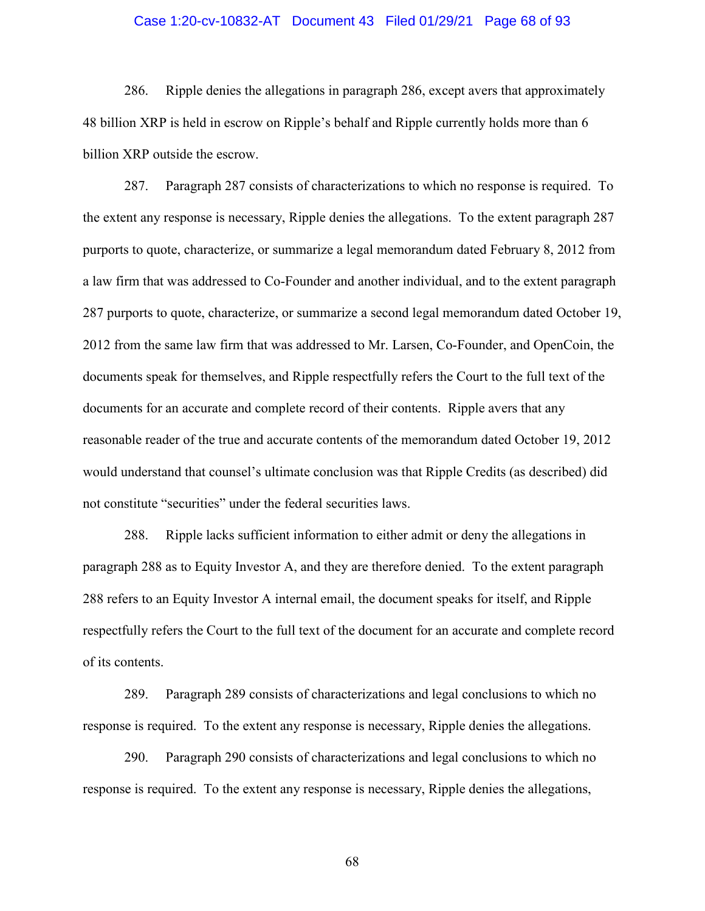286. Ripple denies the allegations in paragraph 286, except avers that approximately 48 billion XRP is held in escrow on Ripple's behalf and Ripple currently holds more than 6 billion XRP outside the escrow.

287. Paragraph 287 consists of characterizations to which no response is required. To the extent any response is necessary, Ripple denies the allegations. To the extent paragraph 287 purports to quote, characterize, or summarize a legal memorandum dated February 8, 2012 from a law firm that was addressed to Co-Founder and another individual, and to the extent paragraph 287 purports to quote, characterize, or summarize a second legal memorandum dated October 19, 2012 from the same law firm that was addressed to Mr. Larsen, Co-Founder, and OpenCoin, the documents speak for themselves, and Ripple respectfully refers the Court to the full text of the documents for an accurate and complete record of their contents. Ripple avers that any reasonable reader of the true and accurate contents of the memorandum dated October 19, 2012 would understand that counsel's ultimate conclusion was that Ripple Credits (as described) did not constitute "securities" under the federal securities laws.

288. Ripple lacks sufficient information to either admit or deny the allegations in paragraph 288 as to Equity Investor A, and they are therefore denied. To the extent paragraph 288 refers to an Equity Investor A internal email, the document speaks for itself, and Ripple respectfully refers the Court to the full text of the document for an accurate and complete record of its contents.

289. Paragraph 289 consists of characterizations and legal conclusions to which no response is required. To the extent any response is necessary, Ripple denies the allegations.

290. Paragraph 290 consists of characterizations and legal conclusions to which no response is required. To the extent any response is necessary, Ripple denies the allegations,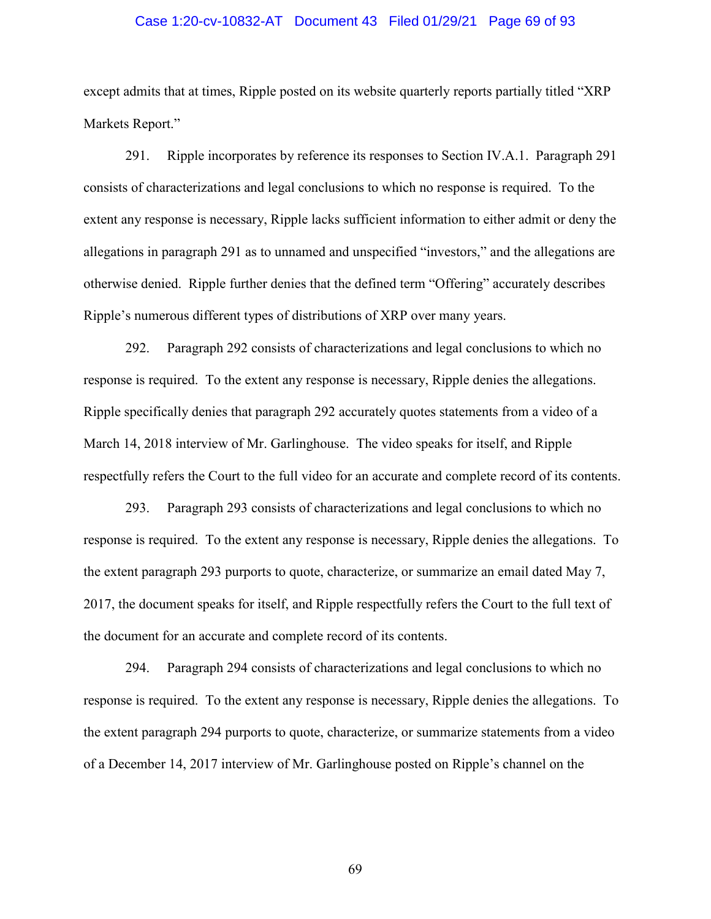except admits that at times, Ripple posted on its website quarterly reports partially titled "XRP Markets Report."

291. Ripple incorporates by reference its responses to Section IV.A.1. Paragraph 291 consists of characterizations and legal conclusions to which no response is required. To the extent any response is necessary, Ripple lacks sufficient information to either admit or deny the allegations in paragraph 291 as to unnamed and unspecified "investors," and the allegations are otherwise denied. Ripple further denies that the defined term "Offering" accurately describes Ripple's numerous different types of distributions of XRP over many years.

292. Paragraph 292 consists of characterizations and legal conclusions to which no response is required. To the extent any response is necessary, Ripple denies the allegations. Ripple specifically denies that paragraph 292 accurately quotes statements from a video of a March 14, 2018 interview of Mr. Garlinghouse. The video speaks for itself, and Ripple respectfully refers the Court to the full video for an accurate and complete record of its contents.

293. Paragraph 293 consists of characterizations and legal conclusions to which no response is required. To the extent any response is necessary, Ripple denies the allegations. To the extent paragraph 293 purports to quote, characterize, or summarize an email dated May 7, 2017, the document speaks for itself, and Ripple respectfully refers the Court to the full text of the document for an accurate and complete record of its contents.

294. Paragraph 294 consists of characterizations and legal conclusions to which no response is required. To the extent any response is necessary, Ripple denies the allegations. To the extent paragraph 294 purports to quote, characterize, or summarize statements from a video of a December 14, 2017 interview of Mr. Garlinghouse posted on Ripple's channel on the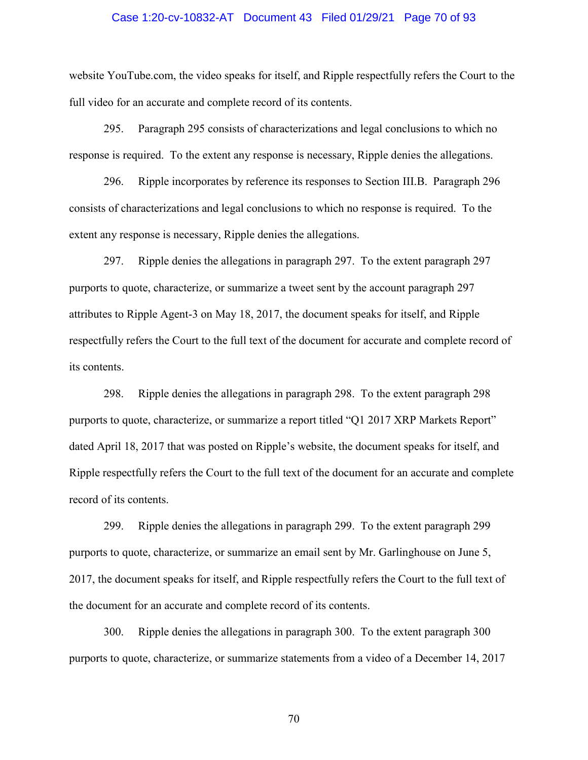website YouTube.com, the video speaks for itself, and Ripple respectfully refers the Court to the full video for an accurate and complete record of its contents.

295. Paragraph 295 consists of characterizations and legal conclusions to which no response is required. To the extent any response is necessary, Ripple denies the allegations.

296. Ripple incorporates by reference its responses to Section III.B. Paragraph 296 consists of characterizations and legal conclusions to which no response is required. To the extent any response is necessary, Ripple denies the allegations.

297. Ripple denies the allegations in paragraph 297. To the extent paragraph 297 purports to quote, characterize, or summarize a tweet sent by the account paragraph 297 attributes to Ripple Agent-3 on May 18, 2017, the document speaks for itself, and Ripple respectfully refers the Court to the full text of the document for accurate and complete record of its contents.

298. Ripple denies the allegations in paragraph 298. To the extent paragraph 298 purports to quote, characterize, or summarize a report titled "Q1 2017 XRP Markets Report" dated April 18, 2017 that was posted on Ripple's website, the document speaks for itself, and Ripple respectfully refers the Court to the full text of the document for an accurate and complete record of its contents.

299. Ripple denies the allegations in paragraph 299. To the extent paragraph 299 purports to quote, characterize, or summarize an email sent by Mr. Garlinghouse on June 5, 2017, the document speaks for itself, and Ripple respectfully refers the Court to the full text of the document for an accurate and complete record of its contents.

300. Ripple denies the allegations in paragraph 300. To the extent paragraph 300 purports to quote, characterize, or summarize statements from a video of a December 14, 2017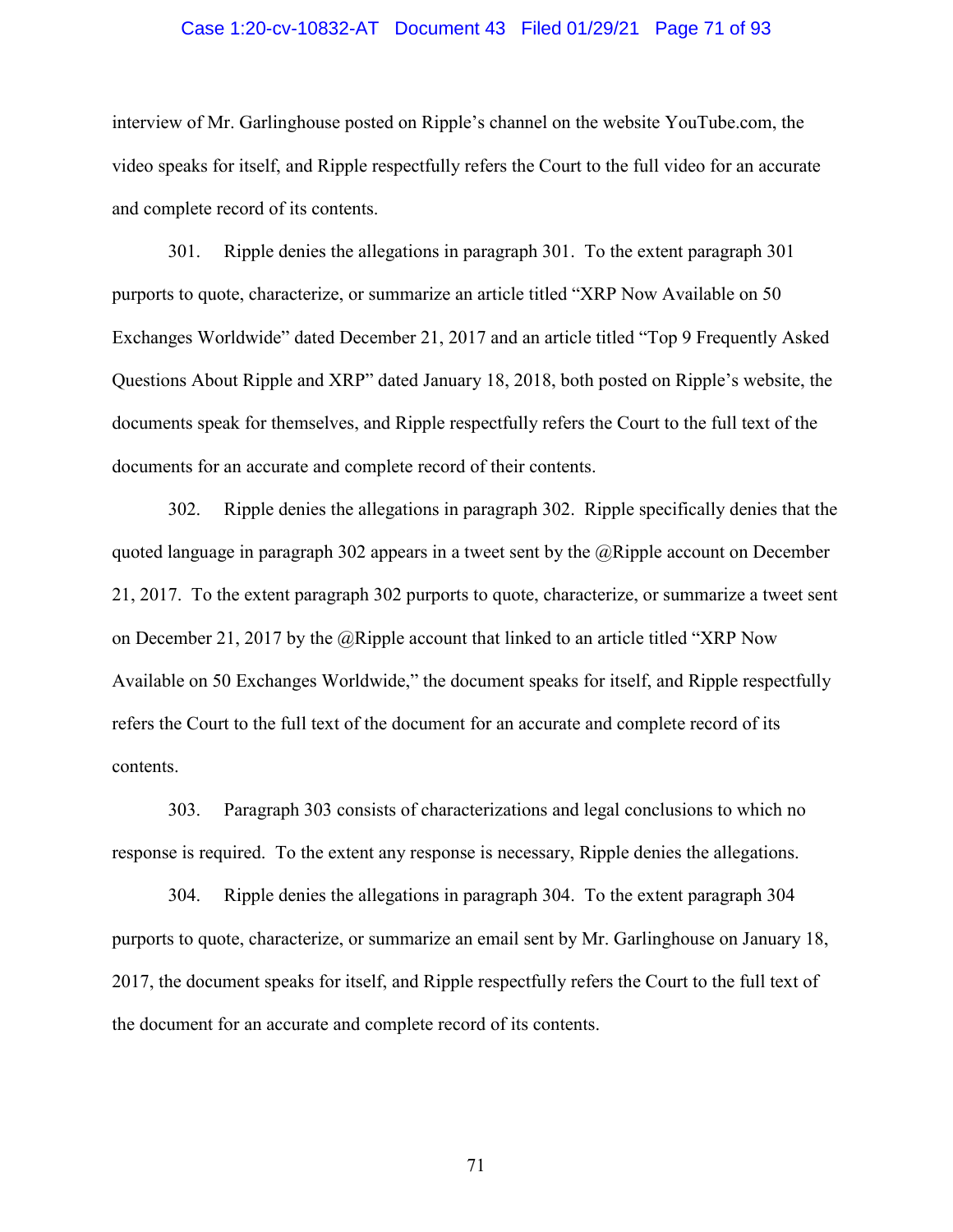interview of Mr. Garlinghouse posted on Ripple's channel on the website YouTube.com, the video speaks for itself, and Ripple respectfully refers the Court to the full video for an accurate and complete record of its contents.

301. Ripple denies the allegations in paragraph 301. To the extent paragraph 301 purports to quote, characterize, or summarize an article titled "XRP Now Available on 50 Exchanges Worldwide" dated December 21, 2017 and an article titled "Top 9 Frequently Asked Questions About Ripple and XRP" dated January 18, 2018, both posted on Ripple's website, the documents speak for themselves, and Ripple respectfully refers the Court to the full text of the documents for an accurate and complete record of their contents.

302. Ripple denies the allegations in paragraph 302. Ripple specifically denies that the quoted language in paragraph 302 appears in a tweet sent by the @Ripple account on December 21, 2017. To the extent paragraph 302 purports to quote, characterize, or summarize a tweet sent on December 21, 2017 by the @Ripple account that linked to an article titled "XRP Now Available on 50 Exchanges Worldwide," the document speaks for itself, and Ripple respectfully refers the Court to the full text of the document for an accurate and complete record of its contents.

303. Paragraph 303 consists of characterizations and legal conclusions to which no response is required. To the extent any response is necessary, Ripple denies the allegations.

304. Ripple denies the allegations in paragraph 304. To the extent paragraph 304 purports to quote, characterize, or summarize an email sent by Mr. Garlinghouse on January 18, 2017, the document speaks for itself, and Ripple respectfully refers the Court to the full text of the document for an accurate and complete record of its contents.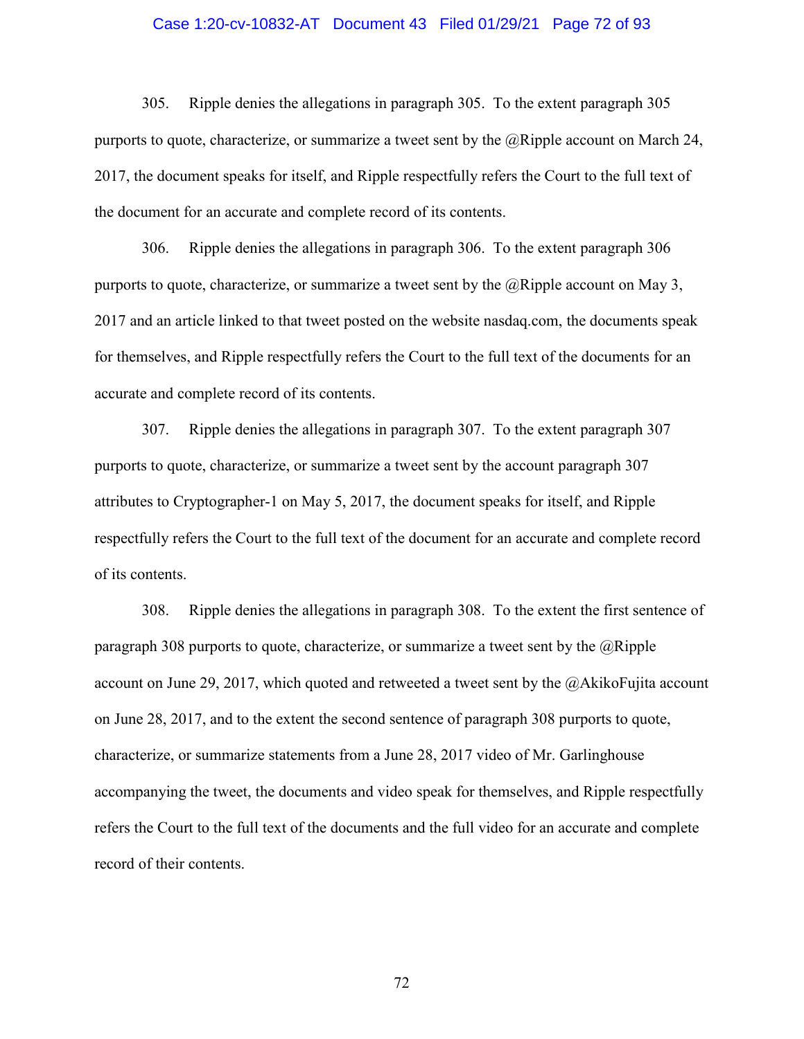305. Ripple denies the allegations in paragraph 305. To the extent paragraph 305 purports to quote, characterize, or summarize a tweet sent by the @Ripple account on March 24, 2017, the document speaks for itself, and Ripple respectfully refers the Court to the full text of the document for an accurate and complete record of its contents.

306. Ripple denies the allegations in paragraph 306. To the extent paragraph 306 purports to quote, characterize, or summarize a tweet sent by the @Ripple account on May 3, 2017 and an article linked to that tweet posted on the website nasdaq.com, the documents speak for themselves, and Ripple respectfully refers the Court to the full text of the documents for an accurate and complete record of its contents.

307. Ripple denies the allegations in paragraph 307. To the extent paragraph 307 purports to quote, characterize, or summarize a tweet sent by the account paragraph 307 attributes to Cryptographer-1 on May 5, 2017, the document speaks for itself, and Ripple respectfully refers the Court to the full text of the document for an accurate and complete record of its contents.

308. Ripple denies the allegations in paragraph 308. To the extent the first sentence of paragraph 308 purports to quote, characterize, or summarize a tweet sent by the @Ripple account on June 29, 2017, which quoted and retweeted a tweet sent by the @AkikoFujita account on June 28, 2017, and to the extent the second sentence of paragraph 308 purports to quote, characterize, or summarize statements from a June 28, 2017 video of Mr. Garlinghouse accompanying the tweet, the documents and video speak for themselves, and Ripple respectfully refers the Court to the full text of the documents and the full video for an accurate and complete record of their contents.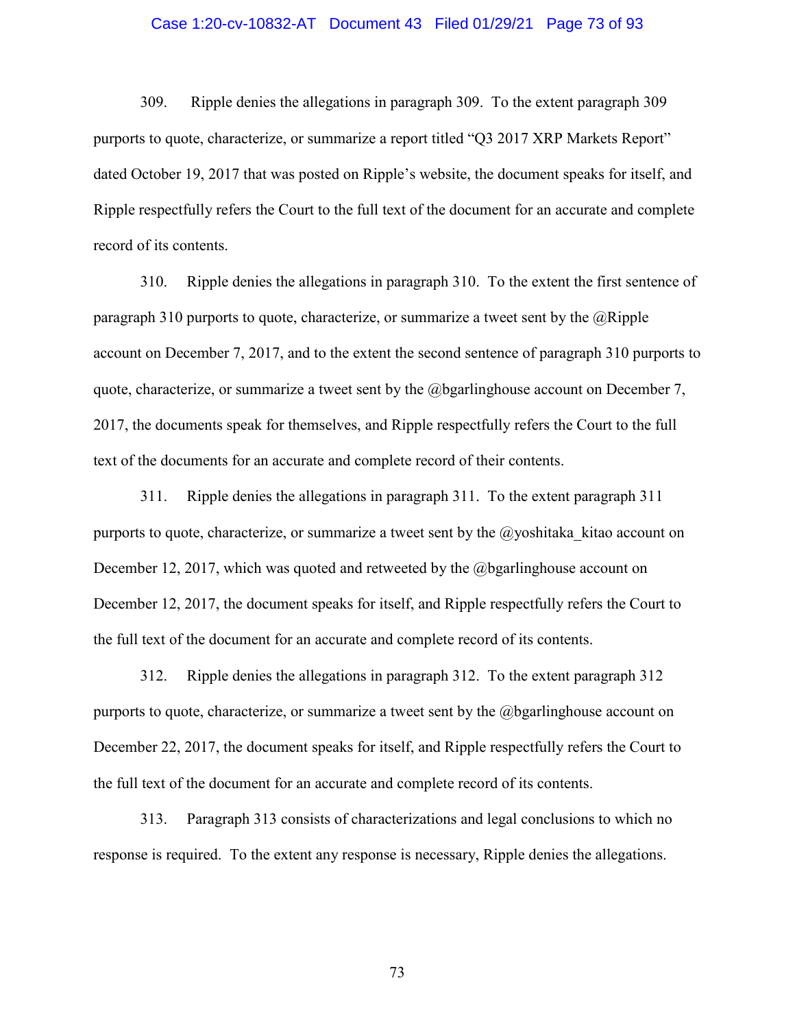309. Ripple denies the allegations in paragraph 309. To the extent paragraph 309 purports to quote, characterize, or summarize a report titled "Q3 2017 XRP Markets Report" dated October 19, 2017 that was posted on Ripple's website, the document speaks for itself, and Ripple respectfully refers the Court to the full text of the document for an accurate and complete record of its contents.

310. Ripple denies the allegations in paragraph 310. To the extent the first sentence of paragraph 310 purports to quote, characterize, or summarize a tweet sent by the @Ripple account on December 7, 2017, and to the extent the second sentence of paragraph 310 purports to quote, characterize, or summarize a tweet sent by the @bgarlinghouse account on December 7, 2017, the documents speak for themselves, and Ripple respectfully refers the Court to the full text of the documents for an accurate and complete record of their contents.

311. Ripple denies the allegations in paragraph 311. To the extent paragraph 311 purports to quote, characterize, or summarize a tweet sent by the @yoshitaka_kitao account on December 12, 2017, which was quoted and retweeted by the @bgarlinghouse account on December 12, 2017, the document speaks for itself, and Ripple respectfully refers the Court to the full text of the document for an accurate and complete record of its contents.

312. Ripple denies the allegations in paragraph 312. To the extent paragraph 312 purports to quote, characterize, or summarize a tweet sent by the @bgarlinghouse account on December 22, 2017, the document speaks for itself, and Ripple respectfully refers the Court to the full text of the document for an accurate and complete record of its contents.

313. Paragraph 313 consists of characterizations and legal conclusions to which no response is required. To the extent any response is necessary, Ripple denies the allegations.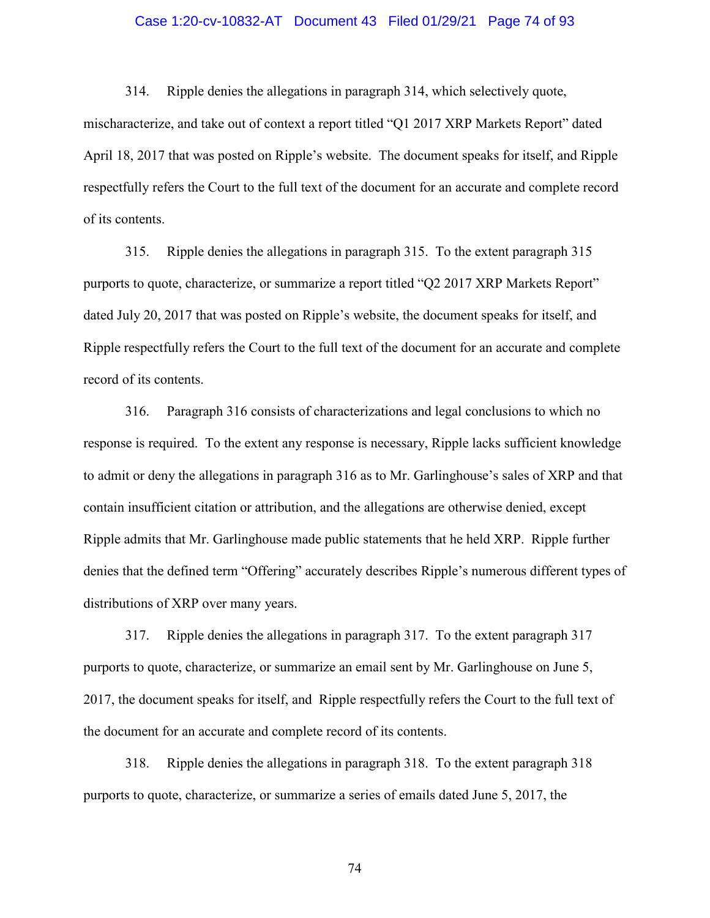314. Ripple denies the allegations in paragraph 314, which selectively quote, mischaracterize, and take out of context a report titled "Q1 2017 XRP Markets Report" dated April 18, 2017 that was posted on Ripple's website. The document speaks for itself, and Ripple respectfully refers the Court to the full text of the document for an accurate and complete record of its contents.

315. Ripple denies the allegations in paragraph 315. To the extent paragraph 315 purports to quote, characterize, or summarize a report titled "Q2 2017 XRP Markets Report" dated July 20, 2017 that was posted on Ripple's website, the document speaks for itself, and Ripple respectfully refers the Court to the full text of the document for an accurate and complete record of its contents.

316. Paragraph 316 consists of characterizations and legal conclusions to which no response is required. To the extent any response is necessary, Ripple lacks sufficient knowledge to admit or deny the allegations in paragraph 316 as to Mr. Garlinghouse's sales of XRP and that contain insufficient citation or attribution, and the allegations are otherwise denied, except Ripple admits that Mr. Garlinghouse made public statements that he held XRP. Ripple further denies that the defined term "Offering" accurately describes Ripple's numerous different types of distributions of XRP over many years.

317. Ripple denies the allegations in paragraph 317. To the extent paragraph 317 purports to quote, characterize, or summarize an email sent by Mr. Garlinghouse on June 5, 2017, the document speaks for itself, and Ripple respectfully refers the Court to the full text of the document for an accurate and complete record of its contents.

318. Ripple denies the allegations in paragraph 318. To the extent paragraph 318 purports to quote, characterize, or summarize a series of emails dated June 5, 2017, the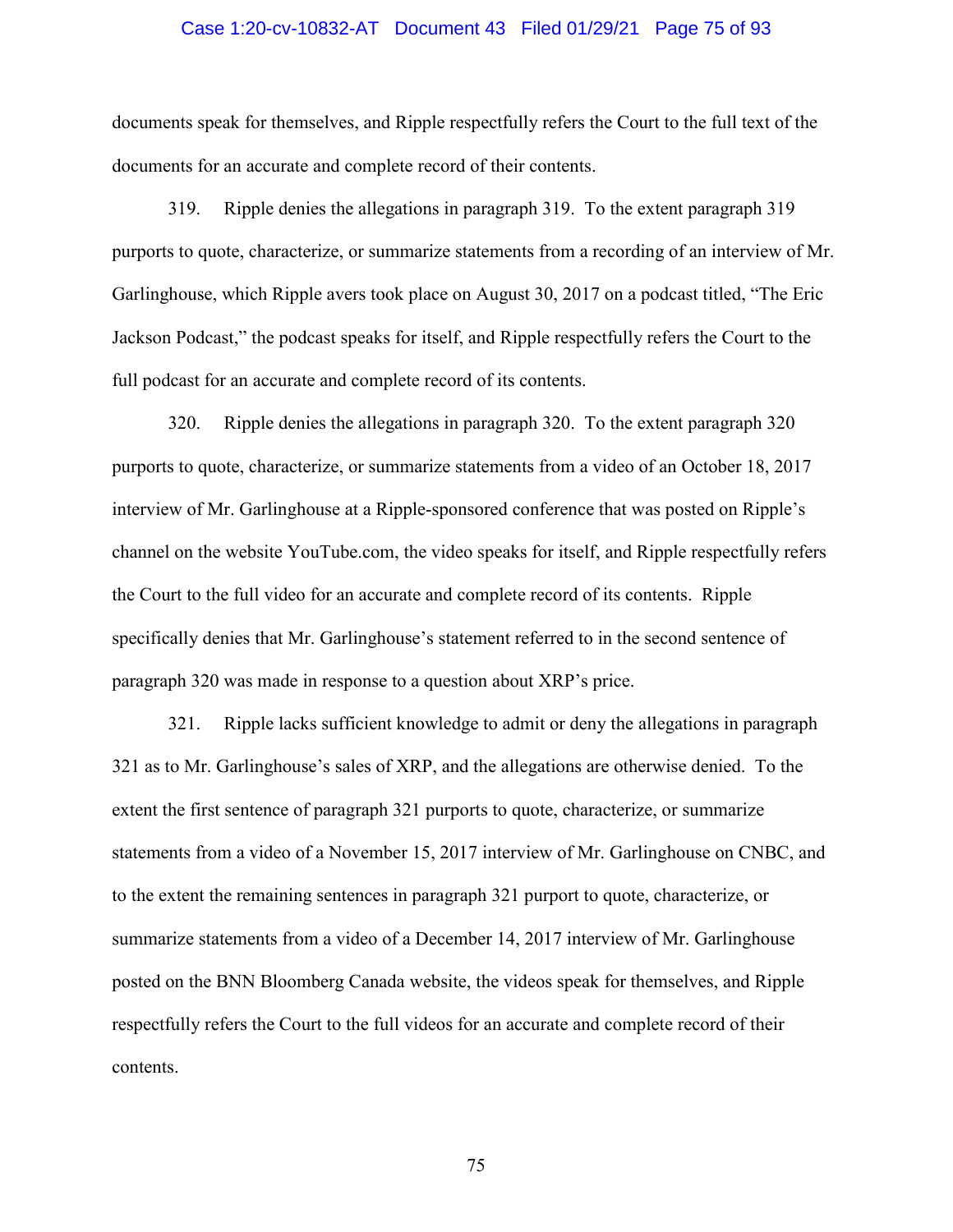documents speak for themselves, and Ripple respectfully refers the Court to the full text of the documents for an accurate and complete record of their contents.

319. Ripple denies the allegations in paragraph 319. To the extent paragraph 319 purports to quote, characterize, or summarize statements from a recording of an interview of Mr. Garlinghouse, which Ripple avers took place on August 30, 2017 on a podcast titled, "The Eric Jackson Podcast," the podcast speaks for itself, and Ripple respectfully refers the Court to the full podcast for an accurate and complete record of its contents.

320. Ripple denies the allegations in paragraph 320. To the extent paragraph 320 purports to quote, characterize, or summarize statements from a video of an October 18, 2017 interview of Mr. Garlinghouse at a Ripple-sponsored conference that was posted on Ripple's channel on the website YouTube.com, the video speaks for itself, and Ripple respectfully refers the Court to the full video for an accurate and complete record of its contents. Ripple specifically denies that Mr. Garlinghouse's statement referred to in the second sentence of paragraph 320 was made in response to a question about XRP's price.

321. Ripple lacks sufficient knowledge to admit or deny the allegations in paragraph 321 as to Mr. Garlinghouse's sales of XRP, and the allegations are otherwise denied. To the extent the first sentence of paragraph 321 purports to quote, characterize, or summarize statements from a video of a November 15, 2017 interview of Mr. Garlinghouse on CNBC, and to the extent the remaining sentences in paragraph 321 purport to quote, characterize, or summarize statements from a video of a December 14, 2017 interview of Mr. Garlinghouse posted on the BNN Bloomberg Canada website, the videos speak for themselves, and Ripple respectfully refers the Court to the full videos for an accurate and complete record of their contents.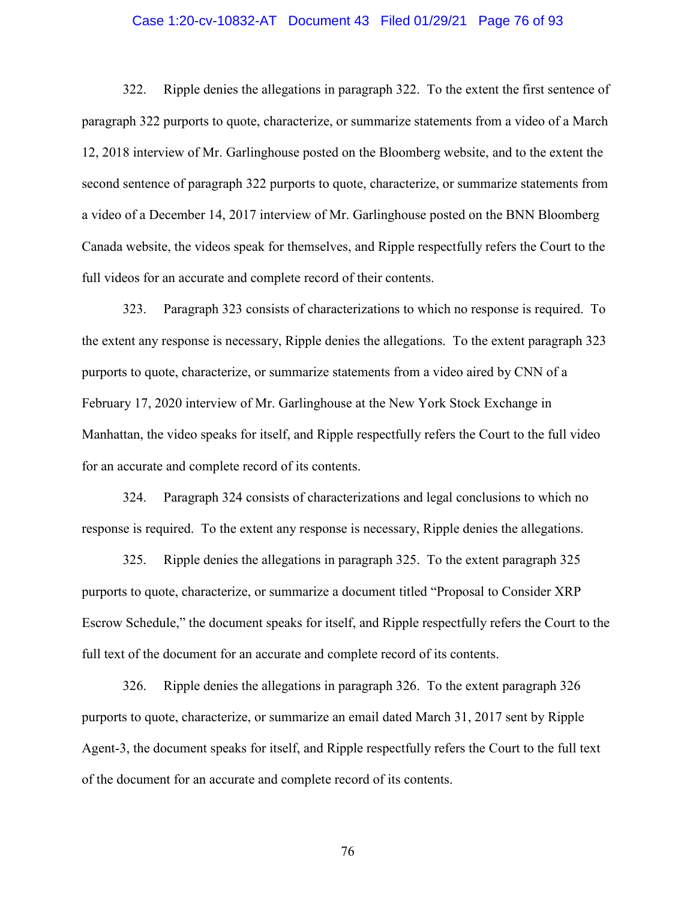322. Ripple denies the allegations in paragraph 322. To the extent the first sentence of paragraph 322 purports to quote, characterize, or summarize statements from a video of a March 12, 2018 interview of Mr. Garlinghouse posted on the Bloomberg website, and to the extent the second sentence of paragraph 322 purports to quote, characterize, or summarize statements from a video of a December 14, 2017 interview of Mr. Garlinghouse posted on the BNN Bloomberg Canada website, the videos speak for themselves, and Ripple respectfully refers the Court to the full videos for an accurate and complete record of their contents.

323. Paragraph 323 consists of characterizations to which no response is required. To the extent any response is necessary, Ripple denies the allegations. To the extent paragraph 323 purports to quote, characterize, or summarize statements from a video aired by CNN of a February 17, 2020 interview of Mr. Garlinghouse at the New York Stock Exchange in Manhattan, the video speaks for itself, and Ripple respectfully refers the Court to the full video for an accurate and complete record of its contents.

324. Paragraph 324 consists of characterizations and legal conclusions to which no response is required. To the extent any response is necessary, Ripple denies the allegations.

325. Ripple denies the allegations in paragraph 325. To the extent paragraph 325 purports to quote, characterize, or summarize a document titled "Proposal to Consider XRP Escrow Schedule," the document speaks for itself, and Ripple respectfully refers the Court to the full text of the document for an accurate and complete record of its contents.

326. Ripple denies the allegations in paragraph 326. To the extent paragraph 326 purports to quote, characterize, or summarize an email dated March 31, 2017 sent by Ripple Agent-3, the document speaks for itself, and Ripple respectfully refers the Court to the full text of the document for an accurate and complete record of its contents.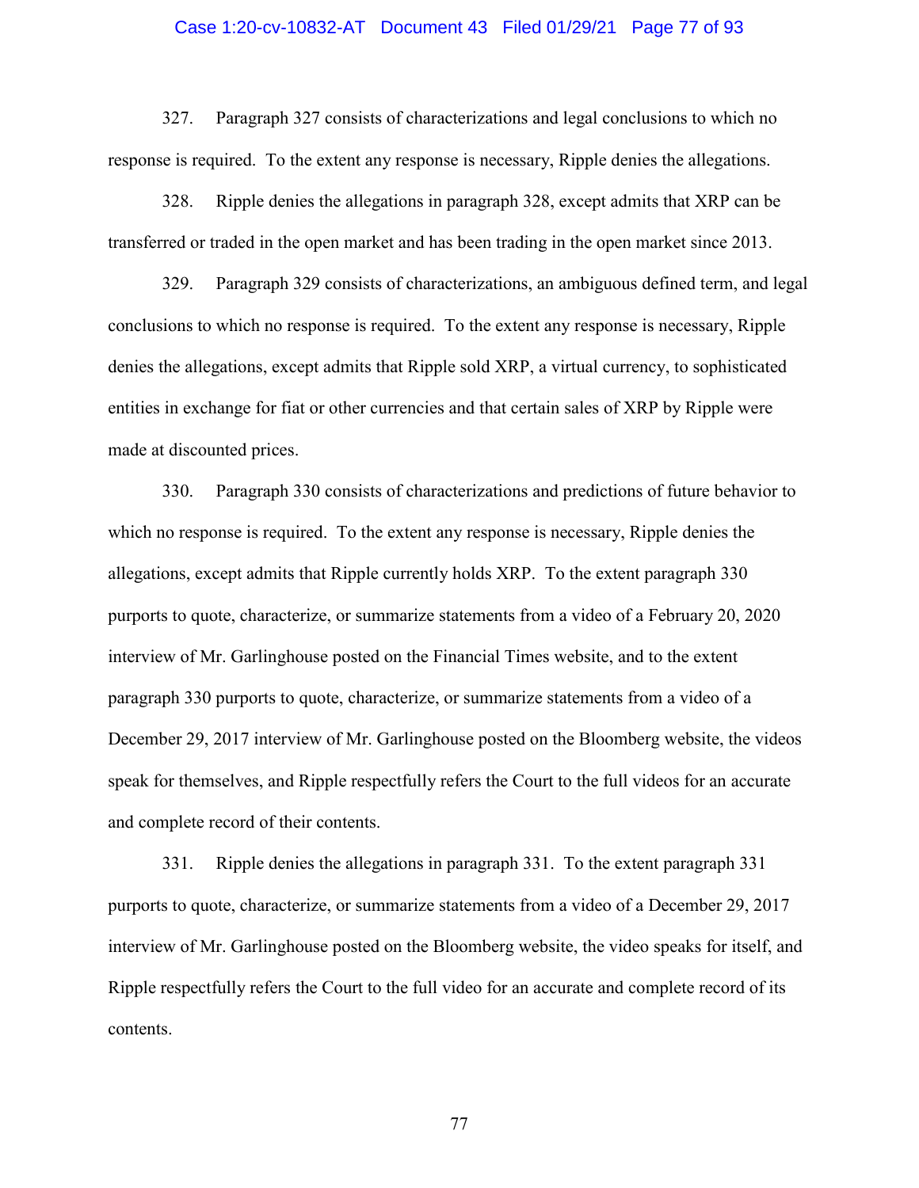327. Paragraph 327 consists of characterizations and legal conclusions to which no response is required. To the extent any response is necessary, Ripple denies the allegations.

328. Ripple denies the allegations in paragraph 328, except admits that XRP can be transferred or traded in the open market and has been trading in the open market since 2013.

329. Paragraph 329 consists of characterizations, an ambiguous defined term, and legal conclusions to which no response is required. To the extent any response is necessary, Ripple denies the allegations, except admits that Ripple sold XRP, a virtual currency, to sophisticated entities in exchange for fiat or other currencies and that certain sales of XRP by Ripple were made at discounted prices.

330. Paragraph 330 consists of characterizations and predictions of future behavior to which no response is required. To the extent any response is necessary, Ripple denies the allegations, except admits that Ripple currently holds XRP. To the extent paragraph 330 purports to quote, characterize, or summarize statements from a video of a February 20, 2020 interview of Mr. Garlinghouse posted on the Financial Times website, and to the extent paragraph 330 purports to quote, characterize, or summarize statements from a video of a December 29, 2017 interview of Mr. Garlinghouse posted on the Bloomberg website, the videos speak for themselves, and Ripple respectfully refers the Court to the full videos for an accurate and complete record of their contents.

331. Ripple denies the allegations in paragraph 331. To the extent paragraph 331 purports to quote, characterize, or summarize statements from a video of a December 29, 2017 interview of Mr. Garlinghouse posted on the Bloomberg website, the video speaks for itself, and Ripple respectfully refers the Court to the full video for an accurate and complete record of its contents.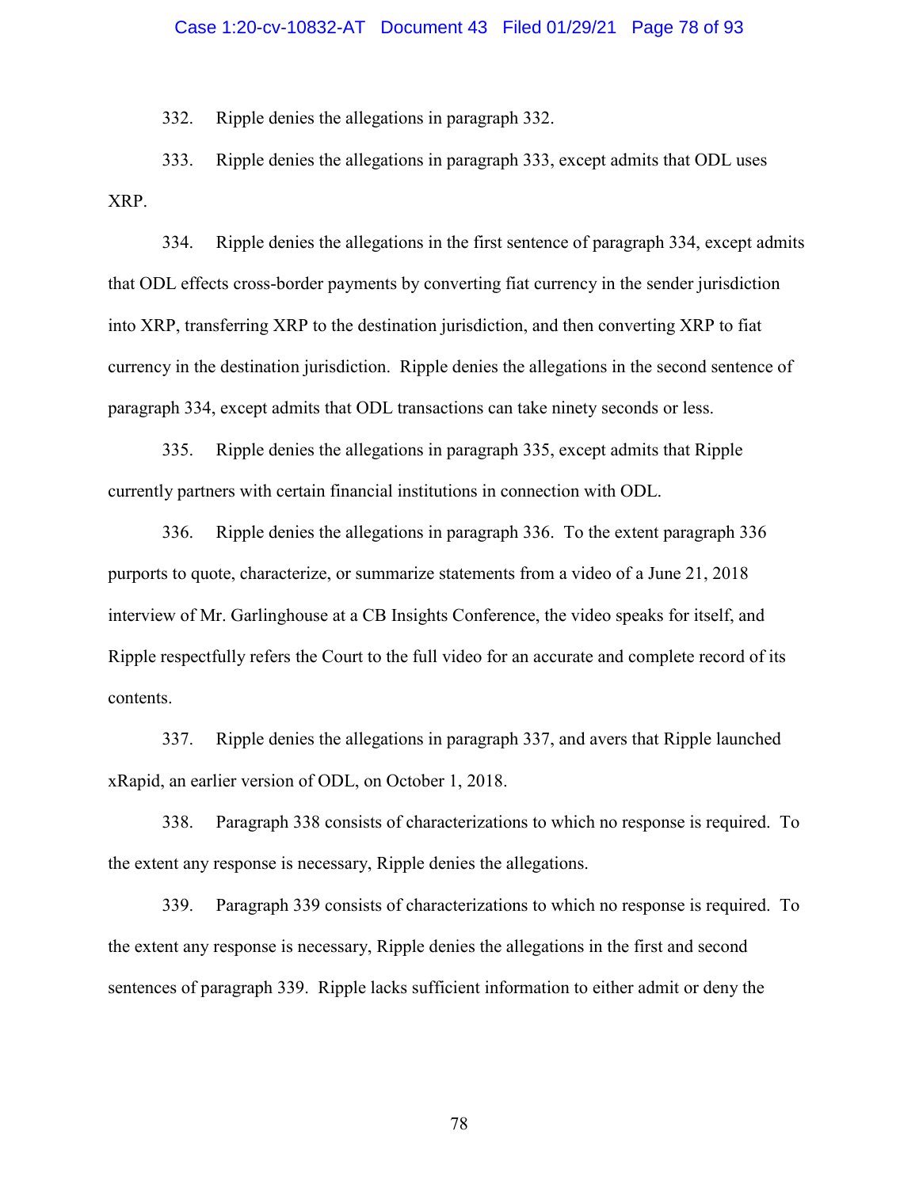332. Ripple denies the allegations in paragraph 332.

333. Ripple denies the allegations in paragraph 333, except admits that ODL uses XRP.

334. Ripple denies the allegations in the first sentence of paragraph 334, except admits that ODL effects cross-border payments by converting fiat currency in the sender jurisdiction into XRP, transferring XRP to the destination jurisdiction, and then converting XRP to fiat currency in the destination jurisdiction. Ripple denies the allegations in the second sentence of paragraph 334, except admits that ODL transactions can take ninety seconds or less.

335. Ripple denies the allegations in paragraph 335, except admits that Ripple currently partners with certain financial institutions in connection with ODL.

336. Ripple denies the allegations in paragraph 336. To the extent paragraph 336 purports to quote, characterize, or summarize statements from a video of a June 21, 2018 interview of Mr. Garlinghouse at a CB Insights Conference, the video speaks for itself, and Ripple respectfully refers the Court to the full video for an accurate and complete record of its contents.

337. Ripple denies the allegations in paragraph 337, and avers that Ripple launched xRapid, an earlier version of ODL, on October 1, 2018.

338. Paragraph 338 consists of characterizations to which no response is required. To the extent any response is necessary, Ripple denies the allegations.

339. Paragraph 339 consists of characterizations to which no response is required. To the extent any response is necessary, Ripple denies the allegations in the first and second sentences of paragraph 339. Ripple lacks sufficient information to either admit or deny the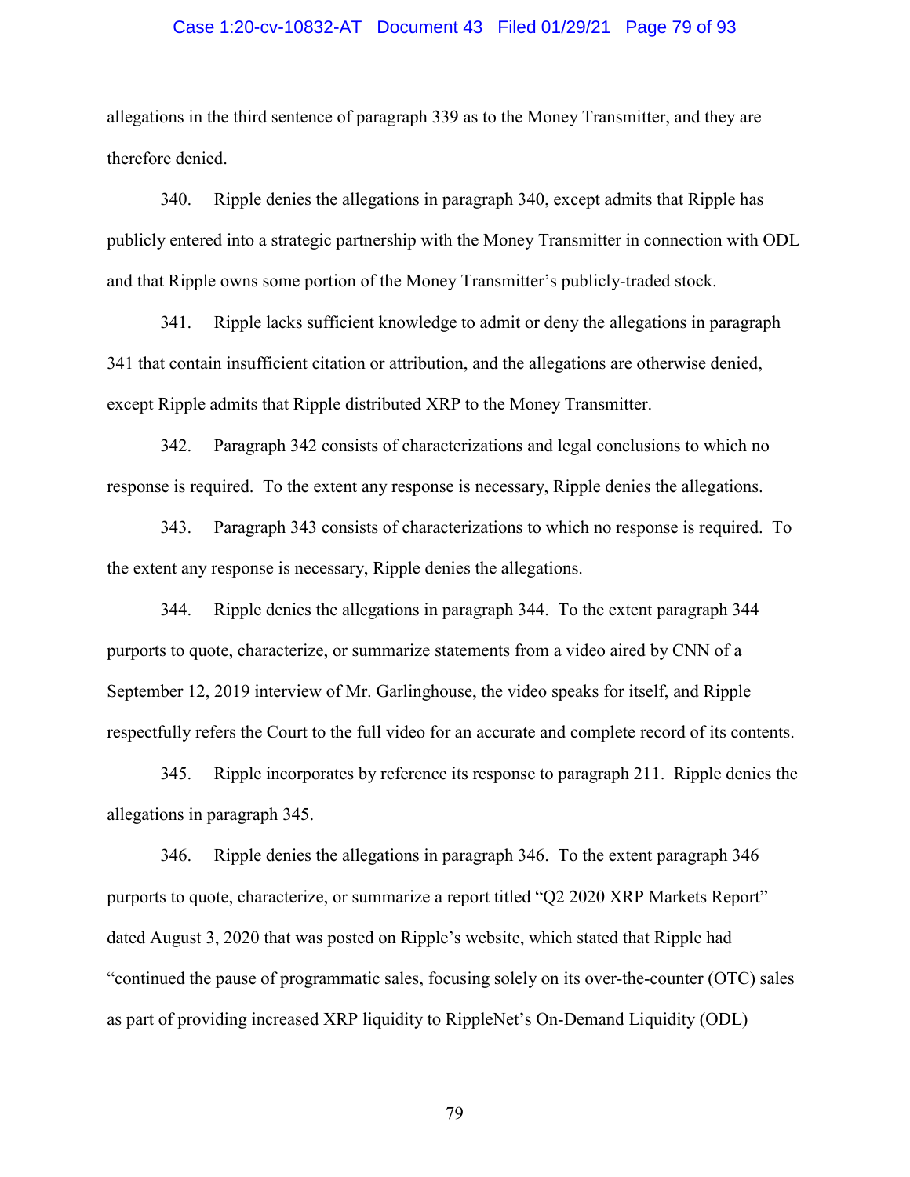allegations in the third sentence of paragraph 339 as to the Money Transmitter, and they are therefore denied.

340. Ripple denies the allegations in paragraph 340, except admits that Ripple has publicly entered into a strategic partnership with the Money Transmitter in connection with ODL and that Ripple owns some portion of the Money Transmitter's publicly-traded stock.

341. Ripple lacks sufficient knowledge to admit or deny the allegations in paragraph 341 that contain insufficient citation or attribution, and the allegations are otherwise denied, except Ripple admits that Ripple distributed XRP to the Money Transmitter.

342. Paragraph 342 consists of characterizations and legal conclusions to which no response is required. To the extent any response is necessary, Ripple denies the allegations.

343. Paragraph 343 consists of characterizations to which no response is required. To the extent any response is necessary, Ripple denies the allegations.

344. Ripple denies the allegations in paragraph 344. To the extent paragraph 344 purports to quote, characterize, or summarize statements from a video aired by CNN of a September 12, 2019 interview of Mr. Garlinghouse, the video speaks for itself, and Ripple respectfully refers the Court to the full video for an accurate and complete record of its contents.

345. Ripple incorporates by reference its response to paragraph 211. Ripple denies the allegations in paragraph 345.

346. Ripple denies the allegations in paragraph 346. To the extent paragraph 346 purports to quote, characterize, or summarize a report titled "Q2 2020 XRP Markets Report" dated August 3, 2020 that was posted on Ripple's website, which stated that Ripple had "continued the pause of programmatic sales, focusing solely on its over-the-counter (OTC) sales as part of providing increased XRP liquidity to RippleNet's On-Demand Liquidity (ODL)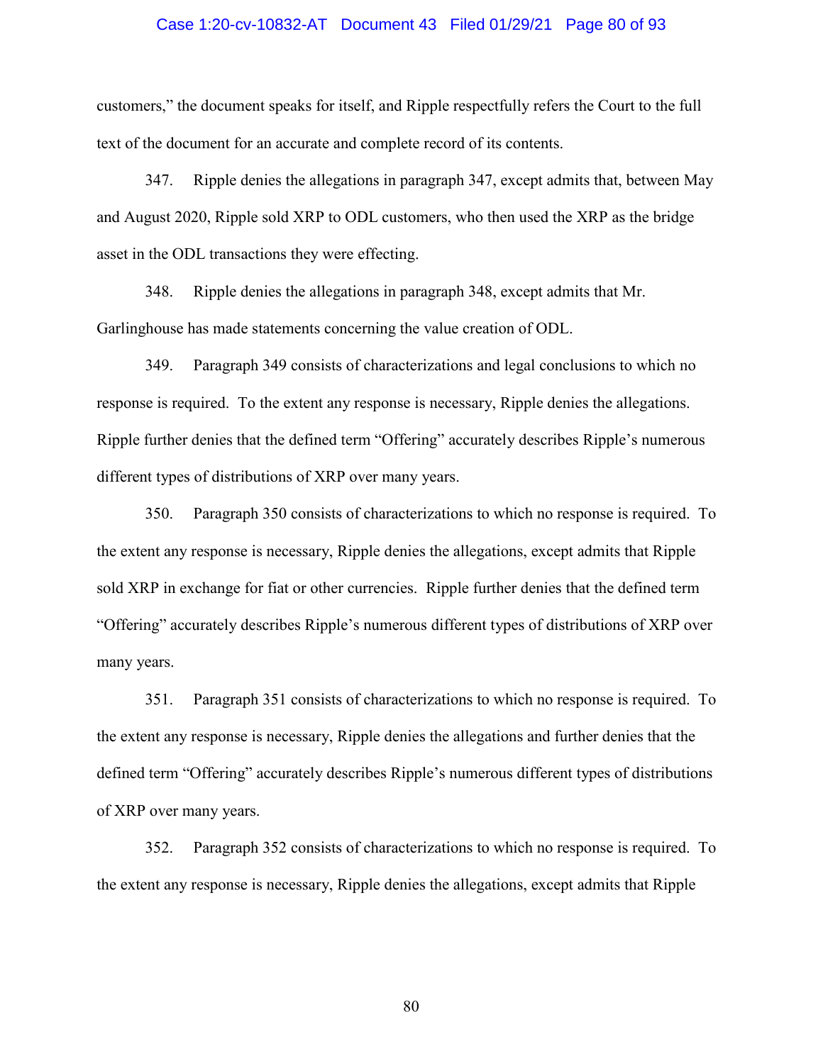customers," the document speaks for itself, and Ripple respectfully refers the Court to the full text of the document for an accurate and complete record of its contents.

347. Ripple denies the allegations in paragraph 347, except admits that, between May and August 2020, Ripple sold XRP to ODL customers, who then used the XRP as the bridge asset in the ODL transactions they were effecting.

348. Ripple denies the allegations in paragraph 348, except admits that Mr. Garlinghouse has made statements concerning the value creation of ODL.

349. Paragraph 349 consists of characterizations and legal conclusions to which no response is required. To the extent any response is necessary, Ripple denies the allegations. Ripple further denies that the defined term "Offering" accurately describes Ripple's numerous different types of distributions of XRP over many years.

350. Paragraph 350 consists of characterizations to which no response is required. To the extent any response is necessary, Ripple denies the allegations, except admits that Ripple sold XRP in exchange for fiat or other currencies. Ripple further denies that the defined term "Offering" accurately describes Ripple's numerous different types of distributions of XRP over many years.

351. Paragraph 351 consists of characterizations to which no response is required. To the extent any response is necessary, Ripple denies the allegations and further denies that the defined term "Offering" accurately describes Ripple's numerous different types of distributions of XRP over many years.

352. Paragraph 352 consists of characterizations to which no response is required. To the extent any response is necessary, Ripple denies the allegations, except admits that Ripple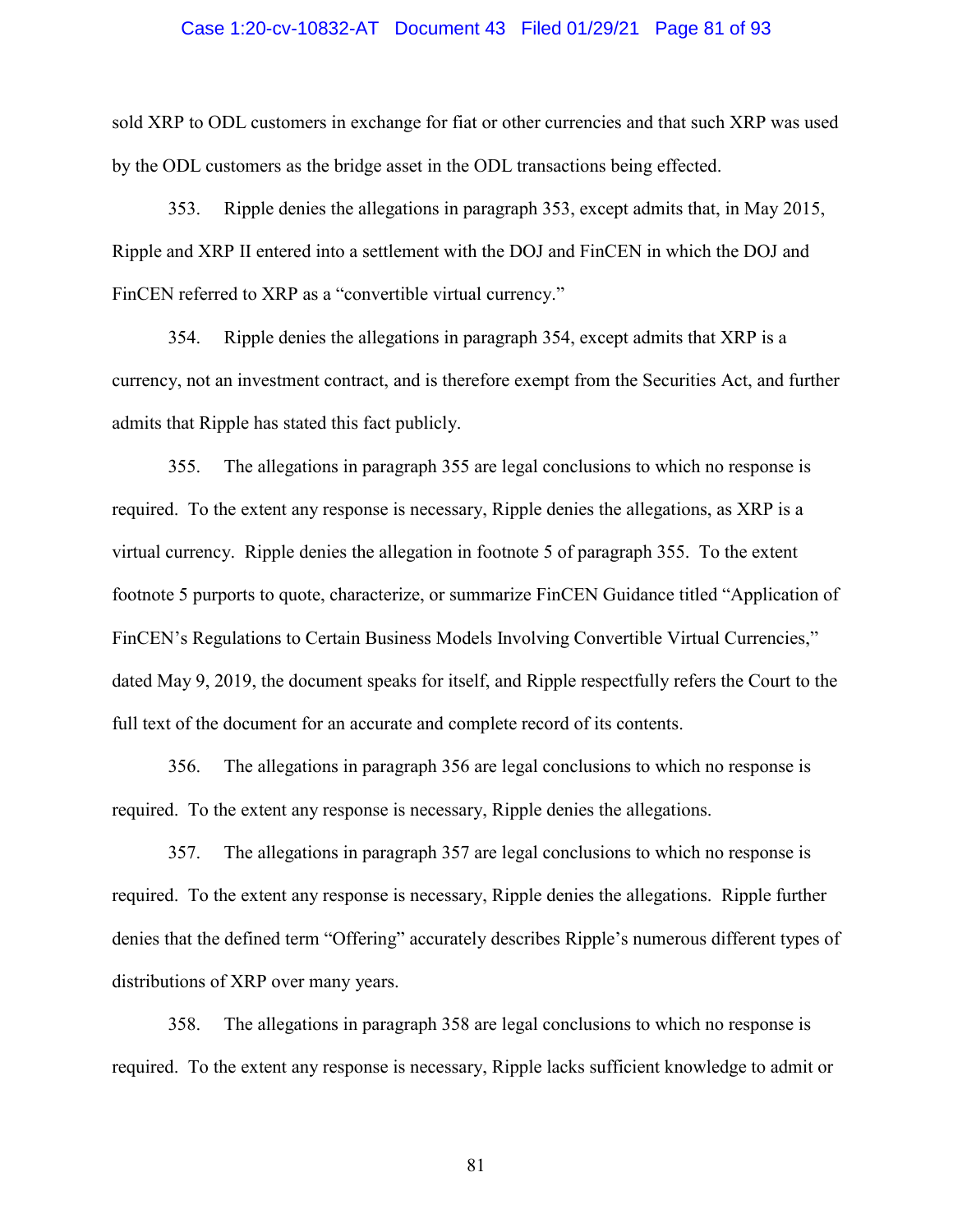sold XRP to ODL customers in exchange for fiat or other currencies and that such XRP was used by the ODL customers as the bridge asset in the ODL transactions being effected.

353. Ripple denies the allegations in paragraph 353, except admits that, in May 2015, Ripple and XRP II entered into a settlement with the DOJ and FinCEN in which the DOJ and FinCEN referred to XRP as a "convertible virtual currency."

354. Ripple denies the allegations in paragraph 354, except admits that XRP is a currency, not an investment contract, and is therefore exempt from the Securities Act, and further admits that Ripple has stated this fact publicly.

355. The allegations in paragraph 355 are legal conclusions to which no response is required. To the extent any response is necessary, Ripple denies the allegations, as XRP is a virtual currency. Ripple denies the allegation in footnote 5 of paragraph 355. To the extent footnote 5 purports to quote, characterize, or summarize FinCEN Guidance titled "Application of FinCEN's Regulations to Certain Business Models Involving Convertible Virtual Currencies," dated May 9, 2019, the document speaks for itself, and Ripple respectfully refers the Court to the full text of the document for an accurate and complete record of its contents.

356. The allegations in paragraph 356 are legal conclusions to which no response is required. To the extent any response is necessary, Ripple denies the allegations.

357. The allegations in paragraph 357 are legal conclusions to which no response is required. To the extent any response is necessary, Ripple denies the allegations. Ripple further denies that the defined term "Offering" accurately describes Ripple's numerous different types of distributions of XRP over many years.

358. The allegations in paragraph 358 are legal conclusions to which no response is required. To the extent any response is necessary, Ripple lacks sufficient knowledge to admit or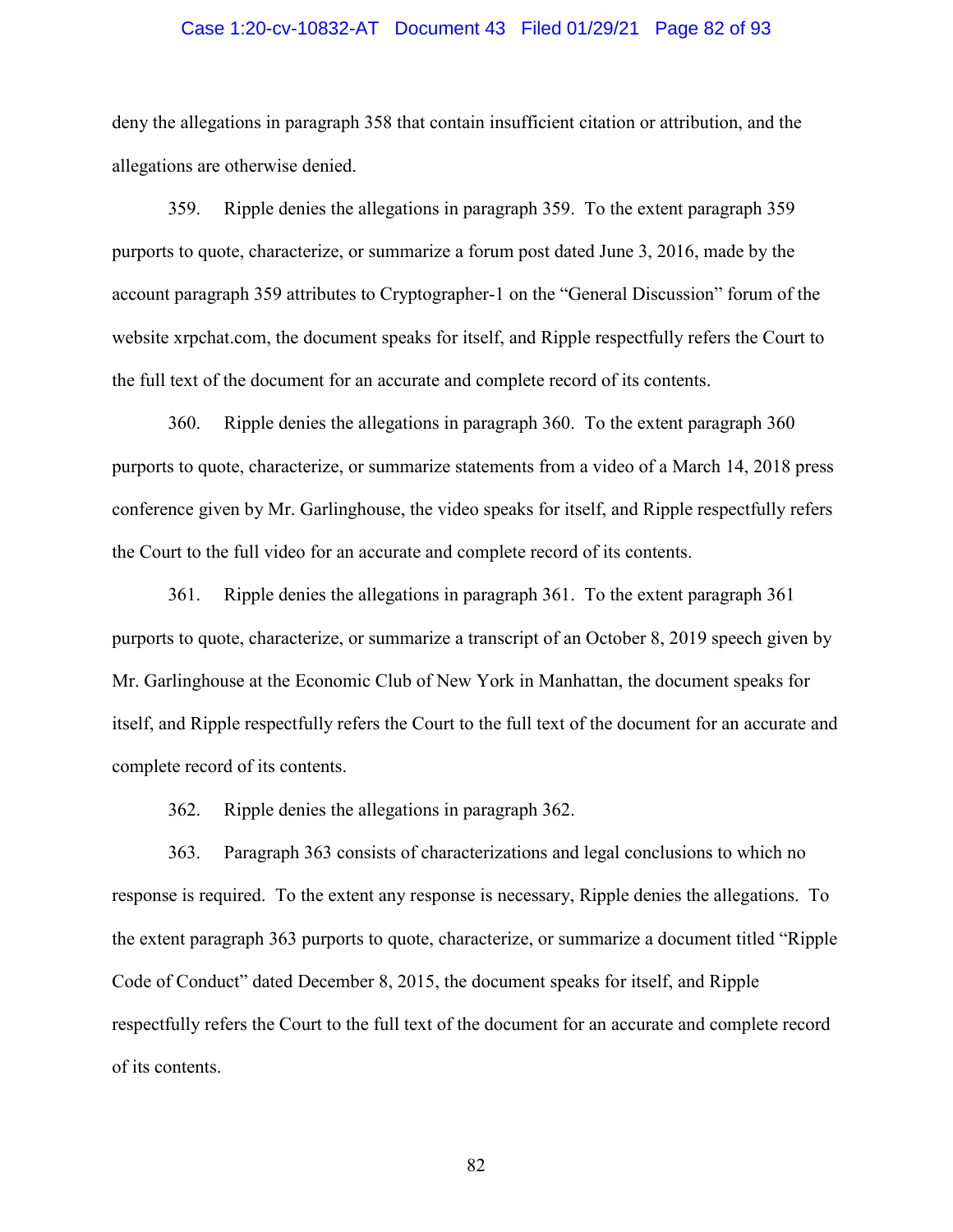deny the allegations in paragraph 358 that contain insufficient citation or attribution, and the allegations are otherwise denied.

359. Ripple denies the allegations in paragraph 359. To the extent paragraph 359 purports to quote, characterize, or summarize a forum post dated June 3, 2016, made by the account paragraph 359 attributes to Cryptographer-1 on the "General Discussion" forum of the website xrpchat.com, the document speaks for itself, and Ripple respectfully refers the Court to the full text of the document for an accurate and complete record of its contents.

360. Ripple denies the allegations in paragraph 360. To the extent paragraph 360 purports to quote, characterize, or summarize statements from a video of a March 14, 2018 press conference given by Mr. Garlinghouse, the video speaks for itself, and Ripple respectfully refers the Court to the full video for an accurate and complete record of its contents.

361. Ripple denies the allegations in paragraph 361. To the extent paragraph 361 purports to quote, characterize, or summarize a transcript of an October 8, 2019 speech given by Mr. Garlinghouse at the Economic Club of New York in Manhattan, the document speaks for itself, and Ripple respectfully refers the Court to the full text of the document for an accurate and complete record of its contents.

362. Ripple denies the allegations in paragraph 362.

363. Paragraph 363 consists of characterizations and legal conclusions to which no response is required. To the extent any response is necessary, Ripple denies the allegations. To the extent paragraph 363 purports to quote, characterize, or summarize a document titled "Ripple Code of Conduct" dated December 8, 2015, the document speaks for itself, and Ripple respectfully refers the Court to the full text of the document for an accurate and complete record of its contents.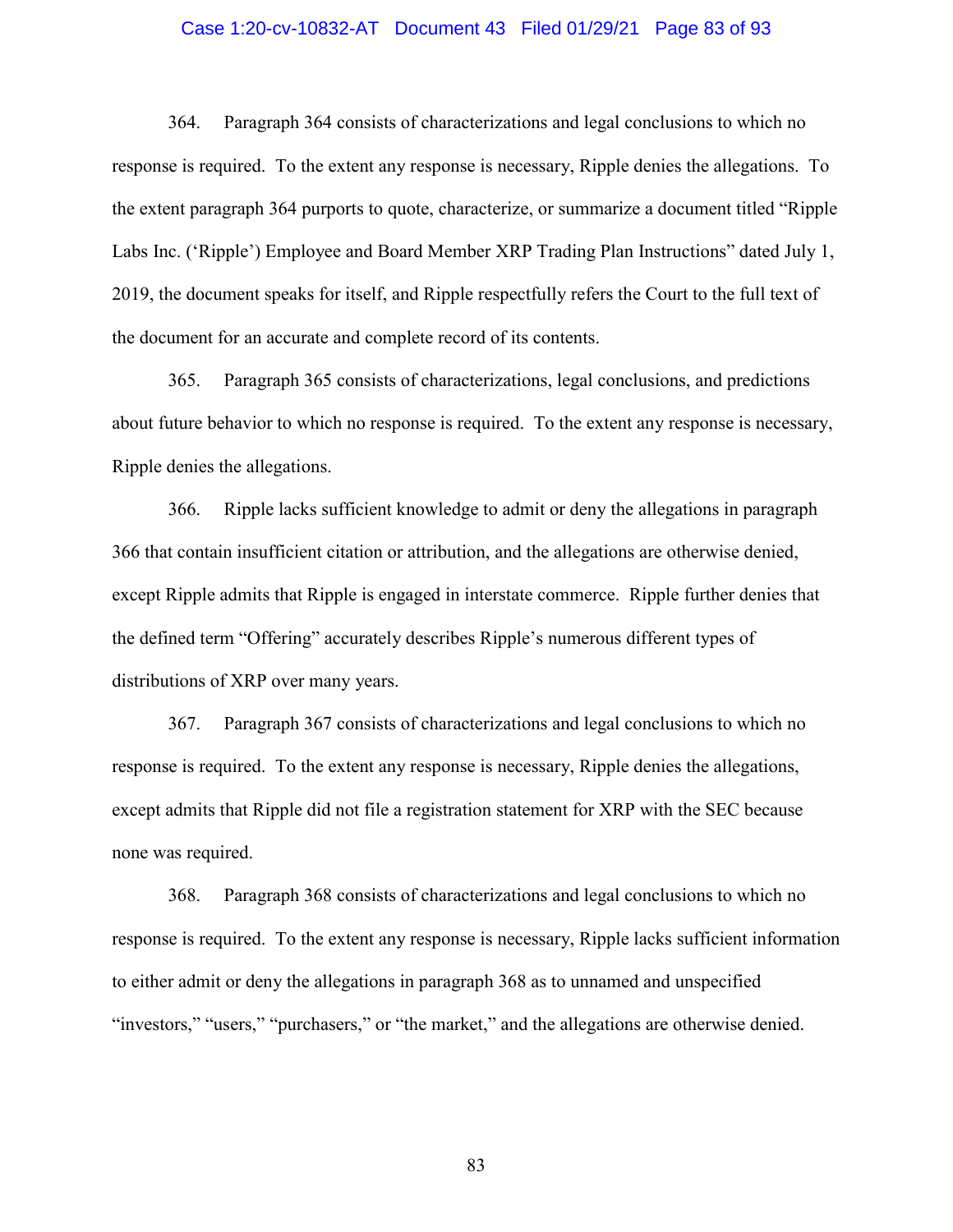364. Paragraph 364 consists of characterizations and legal conclusions to which no response is required. To the extent any response is necessary, Ripple denies the allegations. To the extent paragraph 364 purports to quote, characterize, or summarize a document titled "Ripple Labs Inc. ('Ripple') Employee and Board Member XRP Trading Plan Instructions" dated July 1, 2019, the document speaks for itself, and Ripple respectfully refers the Court to the full text of the document for an accurate and complete record of its contents.

365. Paragraph 365 consists of characterizations, legal conclusions, and predictions about future behavior to which no response is required. To the extent any response is necessary, Ripple denies the allegations.

366. Ripple lacks sufficient knowledge to admit or deny the allegations in paragraph 366 that contain insufficient citation or attribution, and the allegations are otherwise denied, except Ripple admits that Ripple is engaged in interstate commerce. Ripple further denies that the defined term "Offering" accurately describes Ripple's numerous different types of distributions of XRP over many years.

367. Paragraph 367 consists of characterizations and legal conclusions to which no response is required. To the extent any response is necessary, Ripple denies the allegations, except admits that Ripple did not file a registration statement for XRP with the SEC because none was required.

368. Paragraph 368 consists of characterizations and legal conclusions to which no response is required. To the extent any response is necessary, Ripple lacks sufficient information to either admit or deny the allegations in paragraph 368 as to unnamed and unspecified "investors," "users," "purchasers," or "the market," and the allegations are otherwise denied.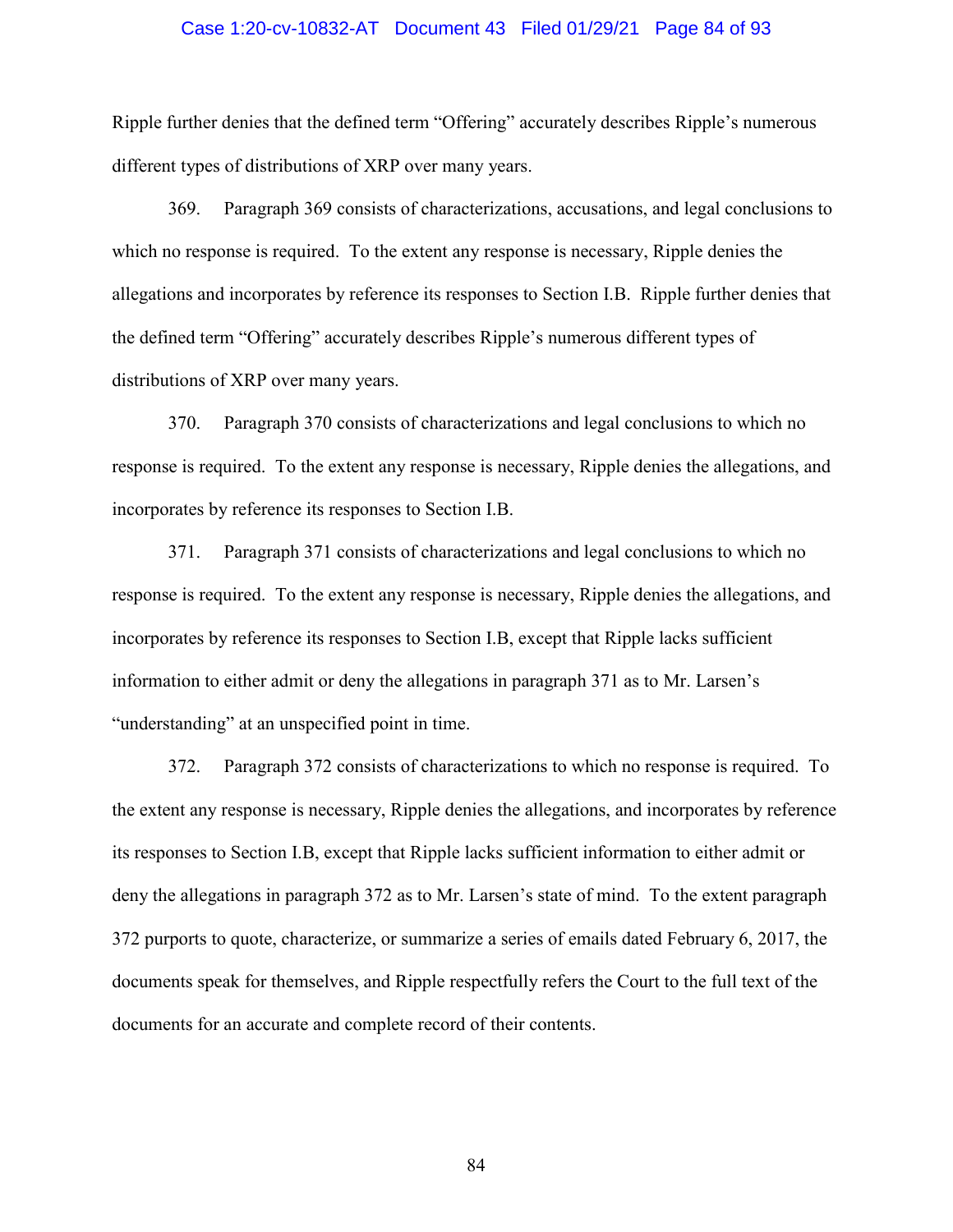Ripple further denies that the defined term "Offering" accurately describes Ripple's numerous different types of distributions of XRP over many years.

369. Paragraph 369 consists of characterizations, accusations, and legal conclusions to which no response is required. To the extent any response is necessary, Ripple denies the allegations and incorporates by reference its responses to Section I.B. Ripple further denies that the defined term "Offering" accurately describes Ripple's numerous different types of distributions of XRP over many years.

370. Paragraph 370 consists of characterizations and legal conclusions to which no response is required. To the extent any response is necessary, Ripple denies the allegations, and incorporates by reference its responses to Section I.B.

371. Paragraph 371 consists of characterizations and legal conclusions to which no response is required. To the extent any response is necessary, Ripple denies the allegations, and incorporates by reference its responses to Section I.B, except that Ripple lacks sufficient information to either admit or deny the allegations in paragraph 371 as to Mr. Larsen's "understanding" at an unspecified point in time.

372. Paragraph 372 consists of characterizations to which no response is required. To the extent any response is necessary, Ripple denies the allegations, and incorporates by reference its responses to Section I.B, except that Ripple lacks sufficient information to either admit or deny the allegations in paragraph 372 as to Mr. Larsen's state of mind. To the extent paragraph 372 purports to quote, characterize, or summarize a series of emails dated February 6, 2017, the documents speak for themselves, and Ripple respectfully refers the Court to the full text of the documents for an accurate and complete record of their contents.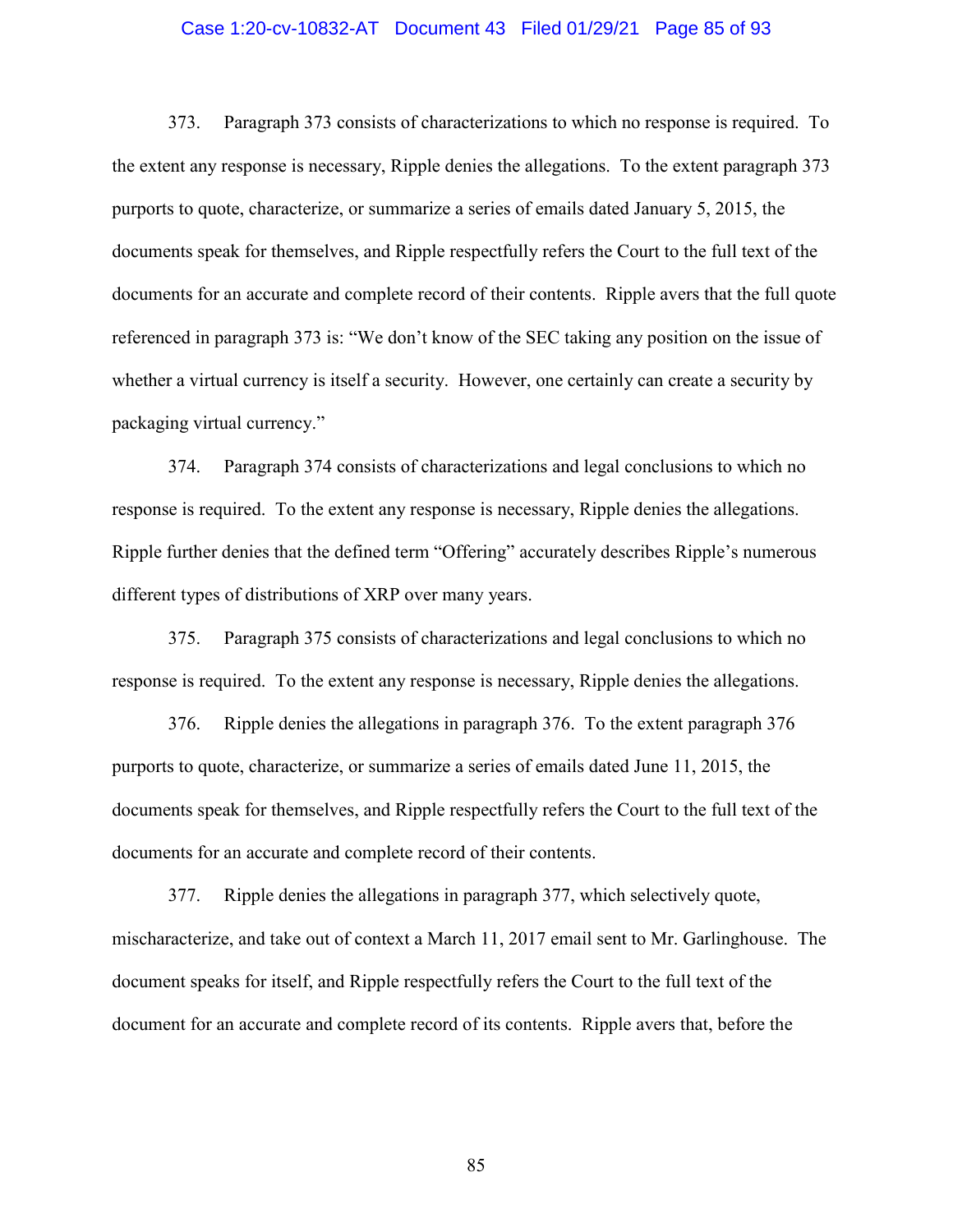373. Paragraph 373 consists of characterizations to which no response is required. To the extent any response is necessary, Ripple denies the allegations. To the extent paragraph 373 purports to quote, characterize, or summarize a series of emails dated January 5, 2015, the documents speak for themselves, and Ripple respectfully refers the Court to the full text of the documents for an accurate and complete record of their contents. Ripple avers that the full quote referenced in paragraph 373 is: "We don't know of the SEC taking any position on the issue of whether a virtual currency is itself a security. However, one certainly can create a security by packaging virtual currency."

374. Paragraph 374 consists of characterizations and legal conclusions to which no response is required. To the extent any response is necessary, Ripple denies the allegations. Ripple further denies that the defined term "Offering" accurately describes Ripple's numerous different types of distributions of XRP over many years.

375. Paragraph 375 consists of characterizations and legal conclusions to which no response is required. To the extent any response is necessary, Ripple denies the allegations.

376. Ripple denies the allegations in paragraph 376. To the extent paragraph 376 purports to quote, characterize, or summarize a series of emails dated June 11, 2015, the documents speak for themselves, and Ripple respectfully refers the Court to the full text of the documents for an accurate and complete record of their contents.

377. Ripple denies the allegations in paragraph 377, which selectively quote, mischaracterize, and take out of context a March 11, 2017 email sent to Mr. Garlinghouse. The document speaks for itself, and Ripple respectfully refers the Court to the full text of the document for an accurate and complete record of its contents. Ripple avers that, before the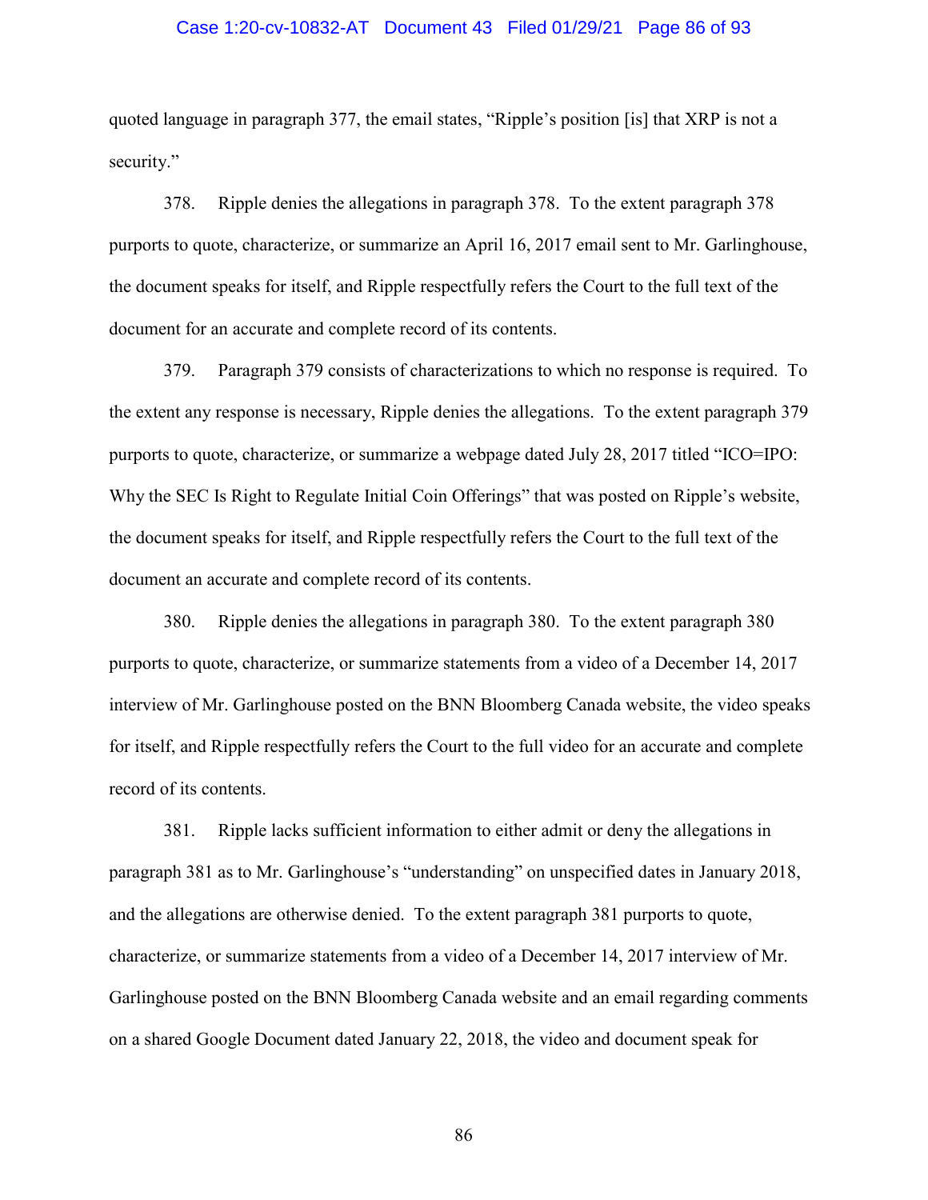quoted language in paragraph 377, the email states, "Ripple's position [is] that XRP is not a security."

378. Ripple denies the allegations in paragraph 378. To the extent paragraph 378 purports to quote, characterize, or summarize an April 16, 2017 email sent to Mr. Garlinghouse, the document speaks for itself, and Ripple respectfully refers the Court to the full text of the document for an accurate and complete record of its contents.

379. Paragraph 379 consists of characterizations to which no response is required. To the extent any response is necessary, Ripple denies the allegations. To the extent paragraph 379 purports to quote, characterize, or summarize a webpage dated July 28, 2017 titled "ICO=IPO: Why the SEC Is Right to Regulate Initial Coin Offerings" that was posted on Ripple's website, the document speaks for itself, and Ripple respectfully refers the Court to the full text of the document an accurate and complete record of its contents.

380. Ripple denies the allegations in paragraph 380. To the extent paragraph 380 purports to quote, characterize, or summarize statements from a video of a December 14, 2017 interview of Mr. Garlinghouse posted on the BNN Bloomberg Canada website, the video speaks for itself, and Ripple respectfully refers the Court to the full video for an accurate and complete record of its contents.

381. Ripple lacks sufficient information to either admit or deny the allegations in paragraph 381 as to Mr. Garlinghouse's "understanding" on unspecified dates in January 2018, and the allegations are otherwise denied. To the extent paragraph 381 purports to quote, characterize, or summarize statements from a video of a December 14, 2017 interview of Mr. Garlinghouse posted on the BNN Bloomberg Canada website and an email regarding comments on a shared Google Document dated January 22, 2018, the video and document speak for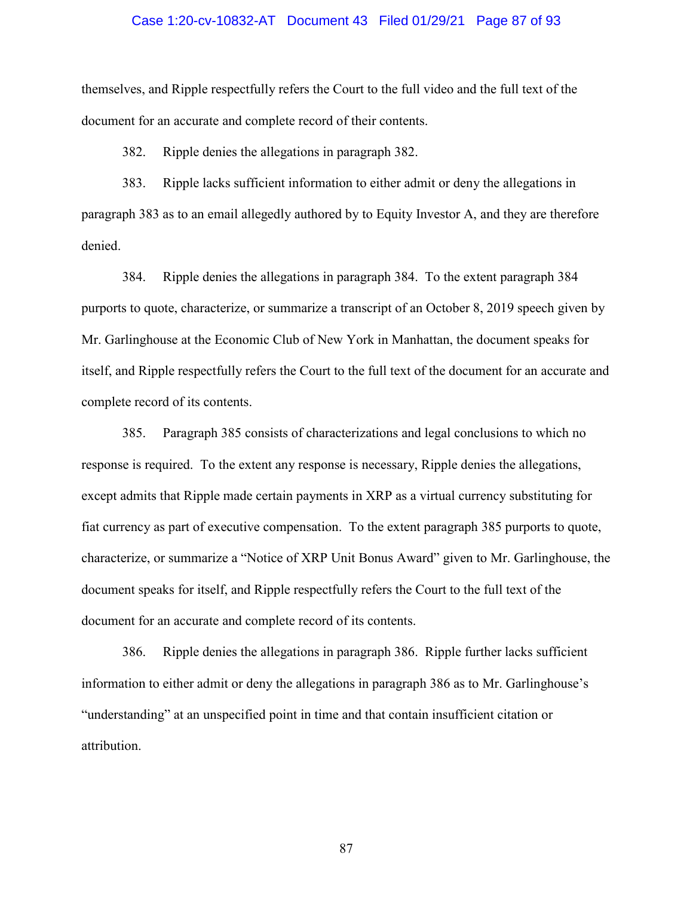themselves, and Ripple respectfully refers the Court to the full video and the full text of the document for an accurate and complete record of their contents.

382. Ripple denies the allegations in paragraph 382.

383. Ripple lacks sufficient information to either admit or deny the allegations in paragraph 383 as to an email allegedly authored by to Equity Investor A, and they are therefore denied.

384. Ripple denies the allegations in paragraph 384. To the extent paragraph 384 purports to quote, characterize, or summarize a transcript of an October 8, 2019 speech given by Mr. Garlinghouse at the Economic Club of New York in Manhattan, the document speaks for itself, and Ripple respectfully refers the Court to the full text of the document for an accurate and complete record of its contents.

385. Paragraph 385 consists of characterizations and legal conclusions to which no response is required. To the extent any response is necessary, Ripple denies the allegations, except admits that Ripple made certain payments in XRP as a virtual currency substituting for fiat currency as part of executive compensation. To the extent paragraph 385 purports to quote, characterize, or summarize a "Notice of XRP Unit Bonus Award" given to Mr. Garlinghouse, the document speaks for itself, and Ripple respectfully refers the Court to the full text of the document for an accurate and complete record of its contents.

386. Ripple denies the allegations in paragraph 386. Ripple further lacks sufficient information to either admit or deny the allegations in paragraph 386 as to Mr. Garlinghouse's "understanding" at an unspecified point in time and that contain insufficient citation or attribution.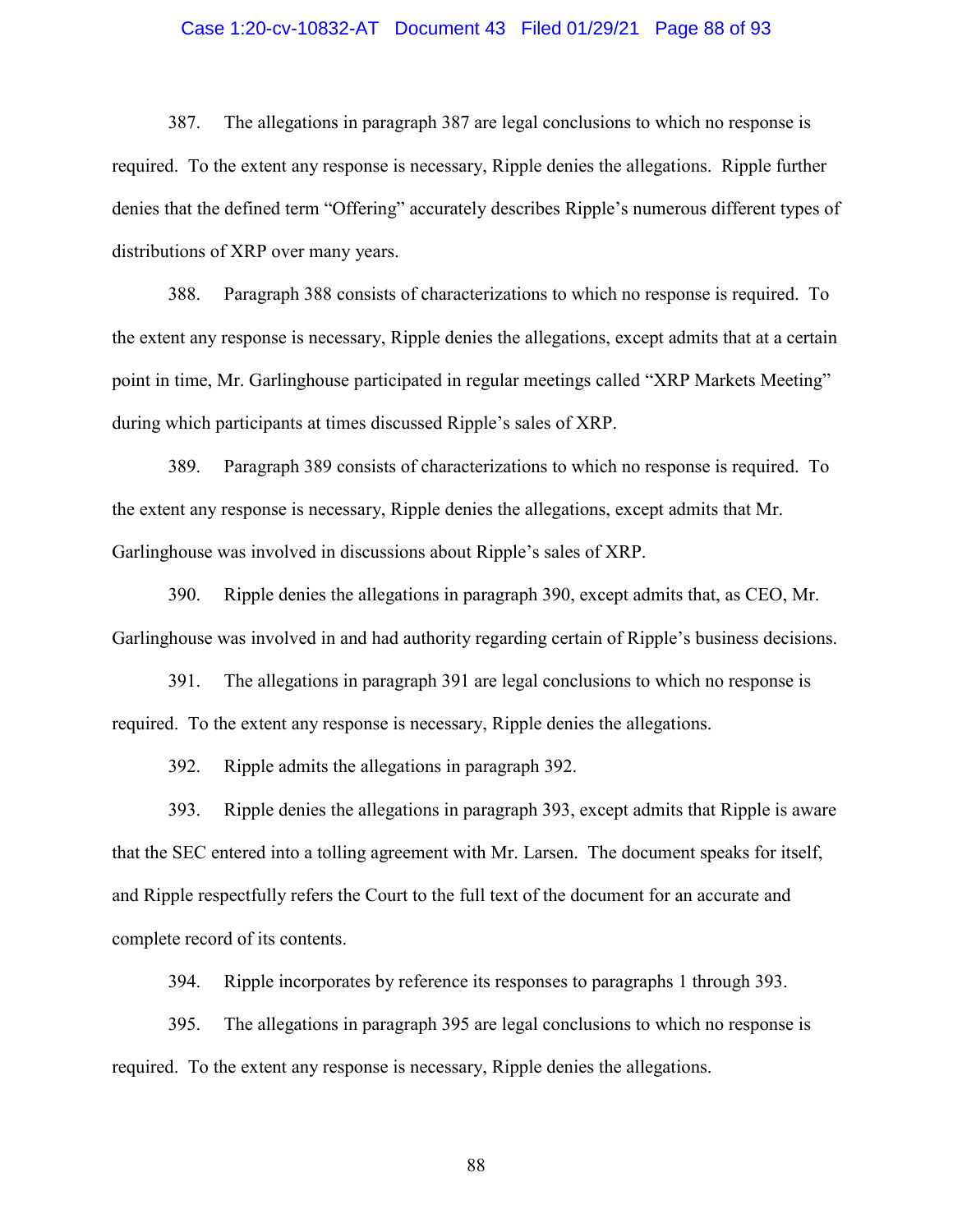387. The allegations in paragraph 387 are legal conclusions to which no response is required. To the extent any response is necessary, Ripple denies the allegations. Ripple further denies that the defined term "Offering" accurately describes Ripple's numerous different types of distributions of XRP over many years.

388. Paragraph 388 consists of characterizations to which no response is required. To the extent any response is necessary, Ripple denies the allegations, except admits that at a certain point in time, Mr. Garlinghouse participated in regular meetings called "XRP Markets Meeting" during which participants at times discussed Ripple's sales of XRP.

389. Paragraph 389 consists of characterizations to which no response is required. To the extent any response is necessary, Ripple denies the allegations, except admits that Mr. Garlinghouse was involved in discussions about Ripple's sales of XRP.

390. Ripple denies the allegations in paragraph 390, except admits that, as CEO, Mr. Garlinghouse was involved in and had authority regarding certain of Ripple's business decisions.

391. The allegations in paragraph 391 are legal conclusions to which no response is required. To the extent any response is necessary, Ripple denies the allegations.

392. Ripple admits the allegations in paragraph 392.

393. Ripple denies the allegations in paragraph 393, except admits that Ripple is aware that the SEC entered into a tolling agreement with Mr. Larsen. The document speaks for itself, and Ripple respectfully refers the Court to the full text of the document for an accurate and complete record of its contents.

394. Ripple incorporates by reference its responses to paragraphs 1 through 393.

395. The allegations in paragraph 395 are legal conclusions to which no response is required. To the extent any response is necessary, Ripple denies the allegations.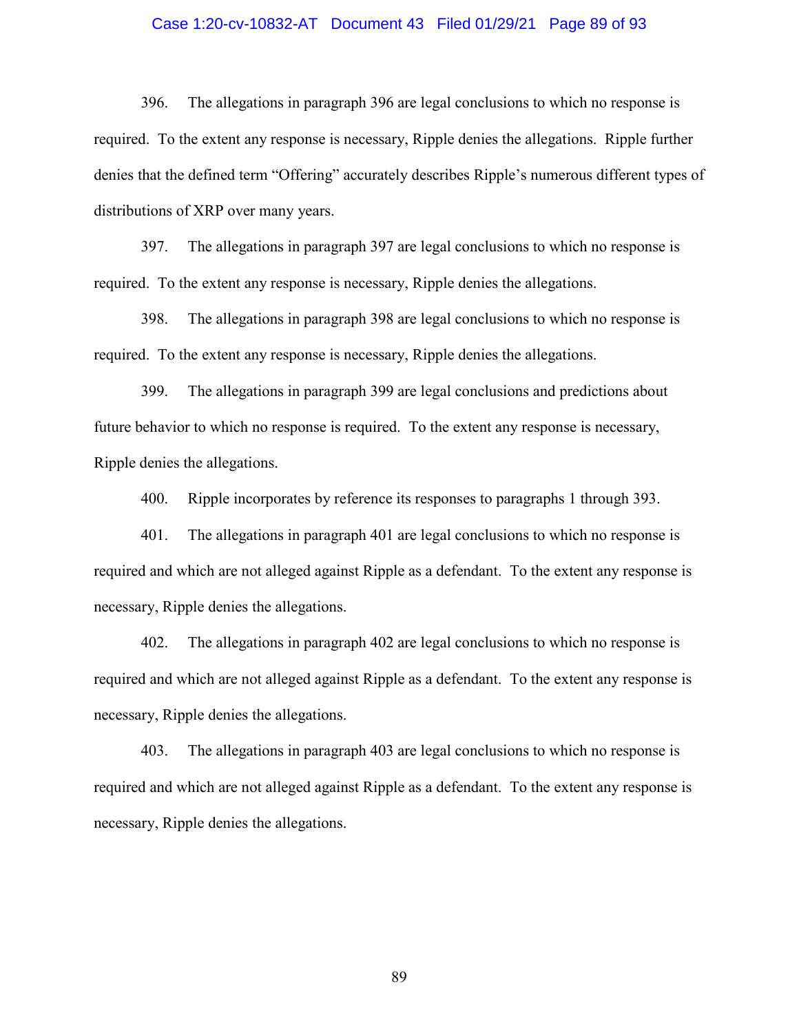396. The allegations in paragraph 396 are legal conclusions to which no response is required. To the extent any response is necessary, Ripple denies the allegations. Ripple further denies that the defined term "Offering" accurately describes Ripple's numerous different types of distributions of XRP over many years.

397. The allegations in paragraph 397 are legal conclusions to which no response is required. To the extent any response is necessary, Ripple denies the allegations.

398. The allegations in paragraph 398 are legal conclusions to which no response is required. To the extent any response is necessary, Ripple denies the allegations.

399. The allegations in paragraph 399 are legal conclusions and predictions about future behavior to which no response is required. To the extent any response is necessary, Ripple denies the allegations.

400. Ripple incorporates by reference its responses to paragraphs 1 through 393.

401. The allegations in paragraph 401 are legal conclusions to which no response is required and which are not alleged against Ripple as a defendant. To the extent any response is necessary, Ripple denies the allegations.

402. The allegations in paragraph 402 are legal conclusions to which no response is required and which are not alleged against Ripple as a defendant. To the extent any response is necessary, Ripple denies the allegations.

403. The allegations in paragraph 403 are legal conclusions to which no response is required and which are not alleged against Ripple as a defendant. To the extent any response is necessary, Ripple denies the allegations.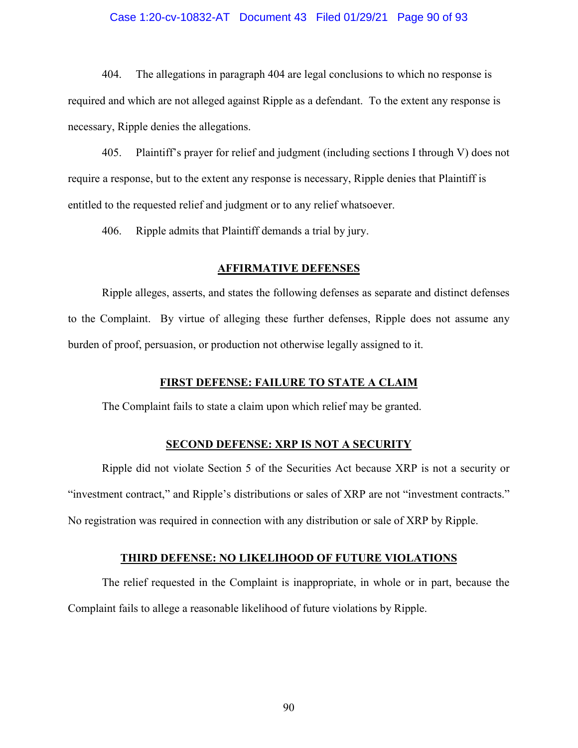404. The allegations in paragraph 404 are legal conclusions to which no response is required and which are not alleged against Ripple as a defendant. To the extent any response is necessary, Ripple denies the allegations.

405. Plaintiff's prayer for relief and judgment (including sections I through V) does not require a response, but to the extent any response is necessary, Ripple denies that Plaintiff is entitled to the requested relief and judgment or to any relief whatsoever.

406. Ripple admits that Plaintiff demands a trial by jury.

## AFFIRMATIVE DEFENSES

Ripple alleges, asserts, and states the following defenses as separate and distinct defenses to the Complaint. By virtue of alleging these further defenses, Ripple does not assume any burden of proof, persuasion, or production not otherwise legally assigned to it.

### FIRST DEFENSE: FAILURE TO STATE A CLAIM

The Complaint fails to state a claim upon which relief may be granted.

### SECOND DEFENSE: XRP IS NOT A SECURITY

Ripple did not violate Section 5 of the Securities Act because XRP is not a security or "investment contract," and Ripple's distributions or sales of XRP are not "investment contracts." No registration was required in connection with any distribution or sale of XRP by Ripple.

### THIRD DEFENSE: NO LIKELIHOOD OF FUTURE VIOLATIONS

The relief requested in the Complaint is inappropriate, in whole or in part, because the Complaint fails to allege a reasonable likelihood of future violations by Ripple.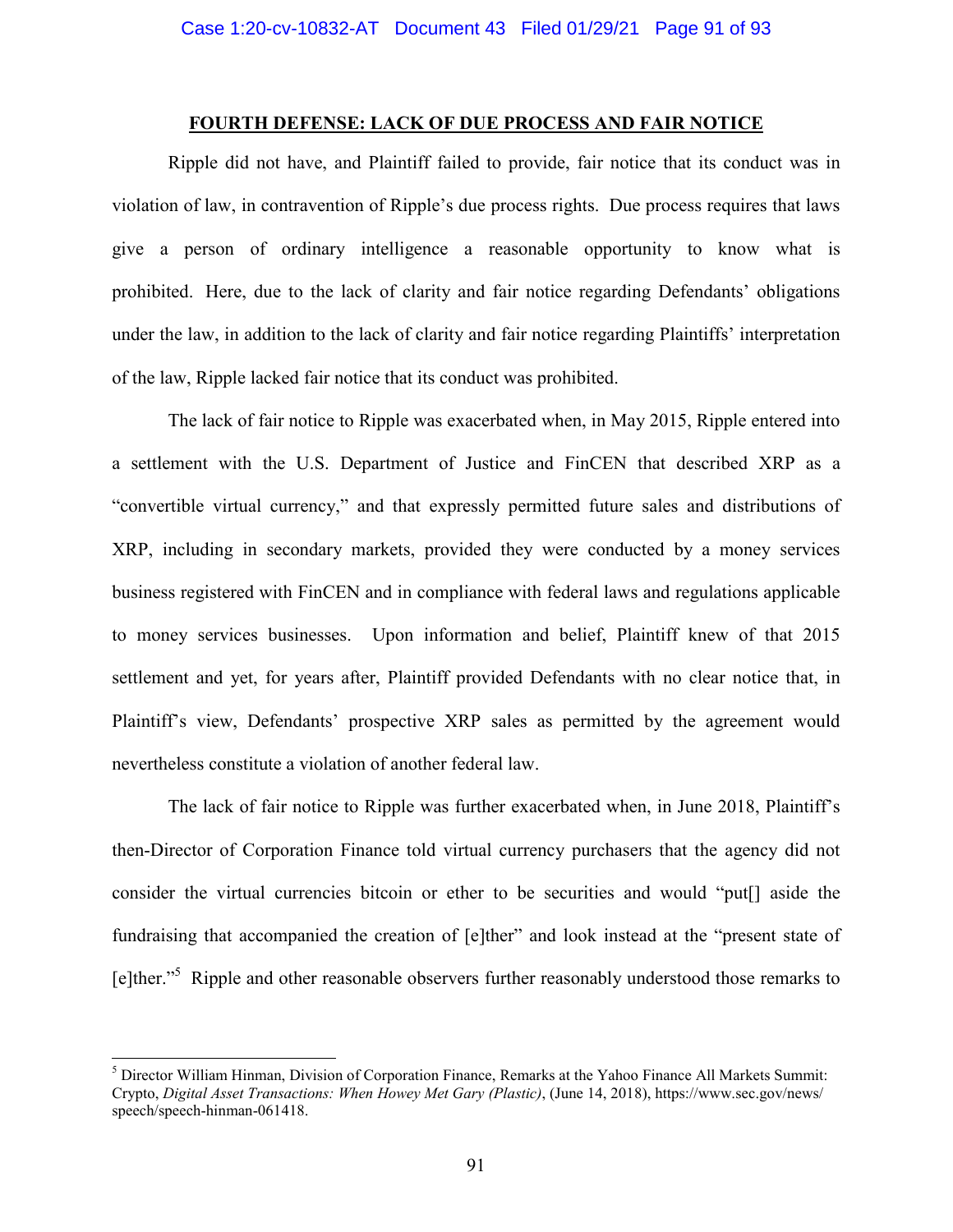## FOURTH DEFENSE: LACK OF DUE PROCESS AND FAIR NOTICE

Ripple did not have, and Plaintiff failed to provide, fair notice that its conduct was in violation of law, in contravention of Ripple's due process rights. Due process requires that laws give a person of ordinary intelligence a reasonable opportunity to know what is prohibited. Here, due to the lack of clarity and fair notice regarding Defendants' obligations under the law, in addition to the lack of clarity and fair notice regarding Plaintiffs' interpretation of the law, Ripple lacked fair notice that its conduct was prohibited.

The lack of fair notice to Ripple was exacerbated when, in May 2015, Ripple entered into a settlement with the U.S. Department of Justice and FinCEN that described XRP as a "convertible virtual currency," and that expressly permitted future sales and distributions of XRP, including in secondary markets, provided they were conducted by a money services business registered with FinCEN and in compliance with federal laws and regulations applicable to money services businesses. Upon information and belief, Plaintiff knew of that 2015 settlement and yet, for years after, Plaintiff provided Defendants with no clear notice that, in Plaintiff's view, Defendants' prospective XRP sales as permitted by the agreement would nevertheless constitute a violation of another federal law.

The lack of fair notice to Ripple was further exacerbated when, in June 2018, Plaintiff's then-Director of Corporation Finance told virtual currency purchasers that the agency did not consider the virtual currencies bitcoin or ether to be securities and would "put[] aside the fundraising that accompanied the creation of [e]ther" and look instead at the "present state of [e]ther."[5] Ripple and other reasonable observers further reasonably understood those remarks to

[5] Director William Hinman, Division of Corporation Finance, Remarks at the Yahoo Finance All Markets Summit: Crypto, *Digital Asset Transactions: When Howey Met Gary (Plastic)*, (June 14, 2018), https://www.sec.gov/news/speech/speech-hinman-061418.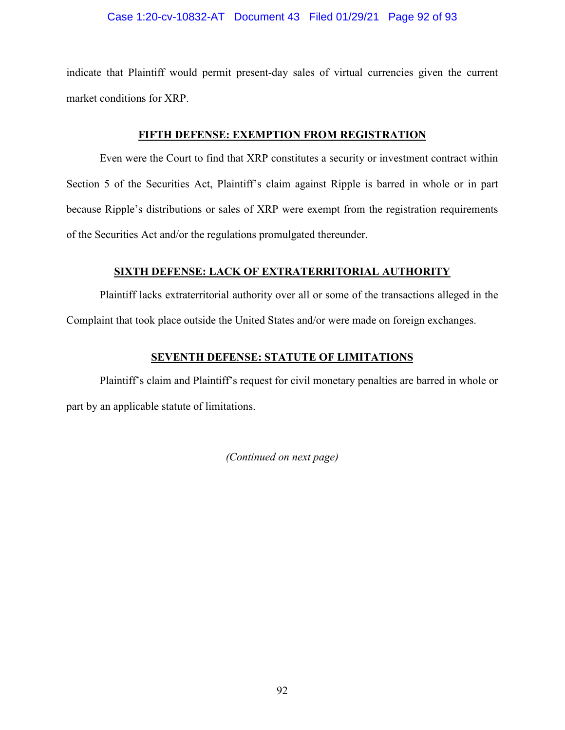indicate that Plaintiff would permit present-day sales of virtual currencies given the current market conditions for XRP.

## FIFTH DEFENSE: EXEMPTION FROM REGISTRATION

Even were the Court to find that XRP constitutes a security or investment contract within Section 5 of the Securities Act, Plaintiff's claim against Ripple is barred in whole or in part because Ripple's distributions or sales of XRP were exempt from the registration requirements of the Securities Act and/or the regulations promulgated thereunder.

## SIXTH DEFENSE: LACK OF EXTRATERRITORIAL AUTHORITY

Plaintiff lacks extraterritorial authority over all or some of the transactions alleged in the Complaint that took place outside the United States and/or were made on foreign exchanges.

## SEVENTH DEFENSE: STATUTE OF LIMITATIONS

Plaintiff's claim and Plaintiff's request for civil monetary penalties are barred in whole or part by an applicable statute of limitations.

*(Continued on next page)*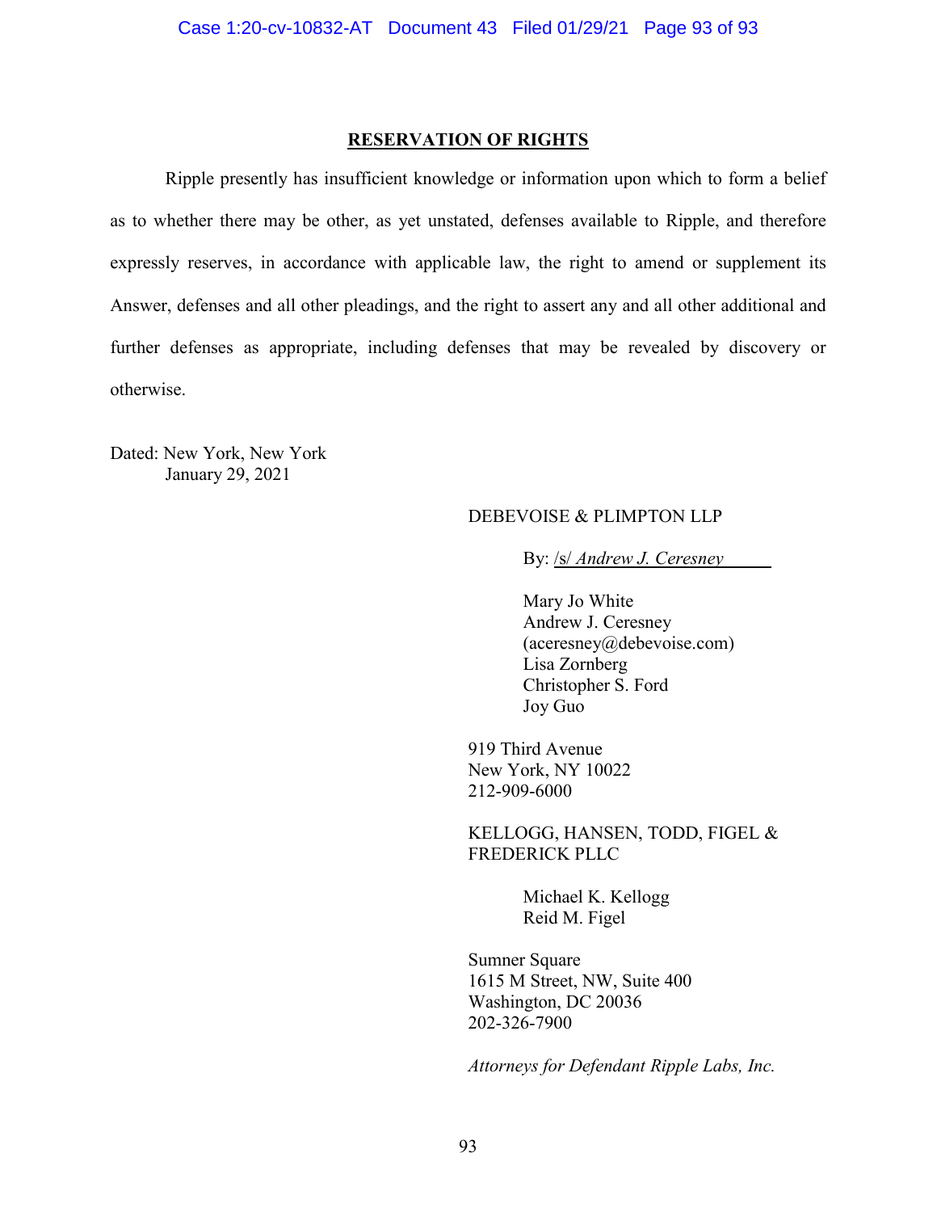## RESERVATION OF RIGHTS

Ripple presently has insufficient knowledge or information upon which to form a belief as to whether there may be other, as yet unstated, defenses available to Ripple, and therefore expressly reserves, in accordance with applicable law, the right to amend or supplement its Answer, defenses and all other pleadings, and the right to assert any and all other additional and further defenses as appropriate, including defenses that may be revealed by discovery or otherwise.

Dated: New York, New York
January 29, 2021

DEBEVOISE & PLIMPTON LLP

By: /s/ *Andrew J. Ceresney*

Mary Jo White
Andrew J. Ceresney
(aceresney@debevoise.com)
Lisa Zornberg
Christopher S. Ford
Joy Guo

919 Third Avenue
New York, NY 10022
212-909-6000

KELLOGG, HANSEN, TODD, FIGEL & FREDERICK PLLC

Michael K. Kellogg
Reid M. Figel

Sumner Square
1615 M Street, NW, Suite 400
Washington, DC 20036
202-326-7900

*Attorneys for Defendant Ripple Labs, Inc.*